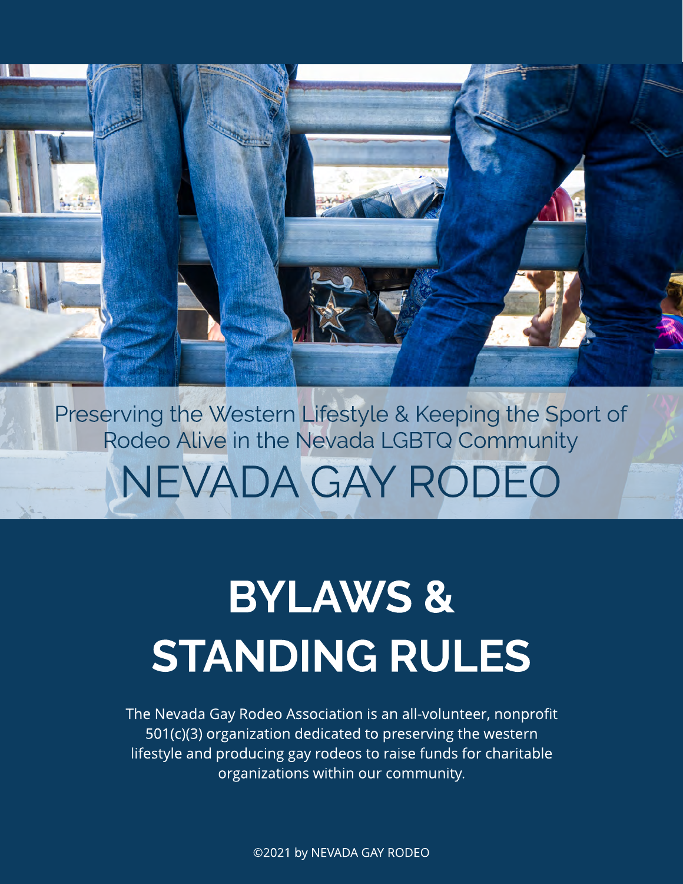Preserving the Western Lifestyle & Keeping the Sport of Rodeo Alive in the Nevada LGBTQ Community

NEVADA GAY RODEO

# BYLAWS & STANDING RULES

The Nevada Gay Rodeo Association is an all-volunteer, nonprofit 501(c)(3) organization dedicated to preserving the western lifestyle and producing gay rodeos to raise funds for charitable organizations within our community.

©2021 by NEVADA GAY RODEO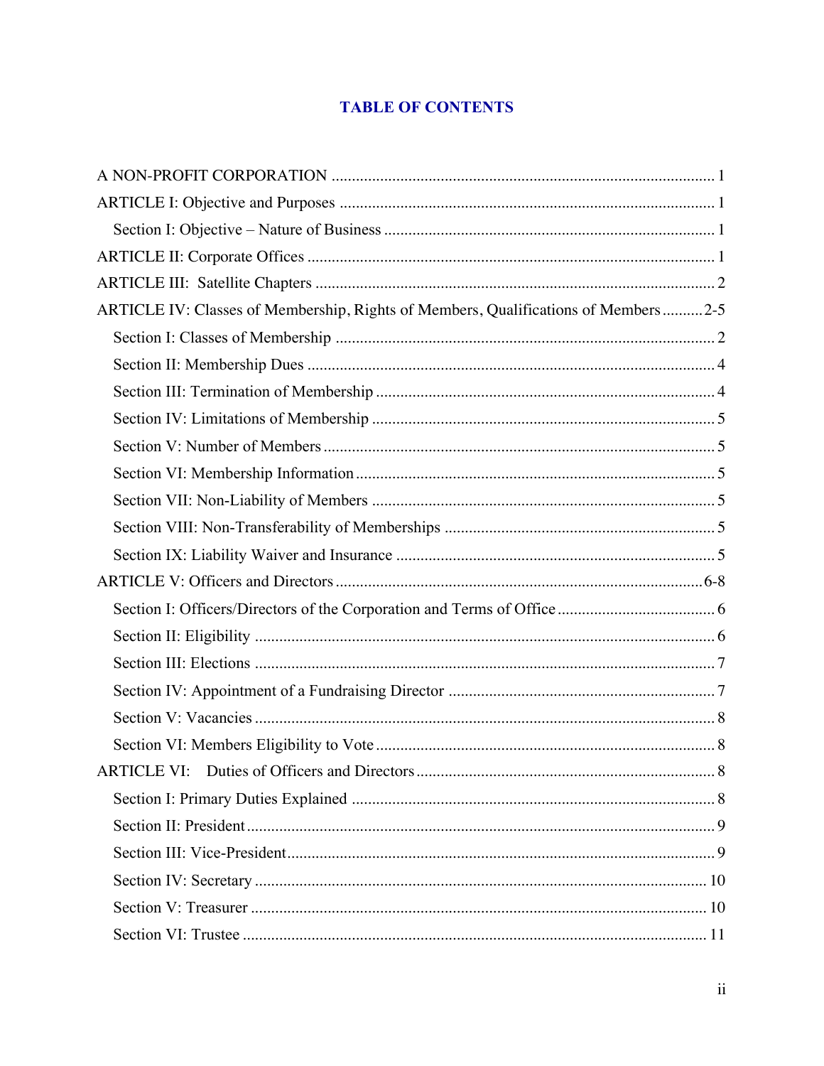## TABLE OF CONTENTS

A NON-PROFIT CORPORATION ............................................................................................ 1

ARTICLE I: Objective and Purposes ........................................................................................ 1

- Section I: Objective – Nature of Business ............................................................................. 1

ARTICLE II: Corporate Offices ................................................................................................ 1

ARTICLE III: Satellite Chapters ............................................................................................... 2

ARTICLE IV: Classes of Membership, Rights of Members, Qualifications of Members .......... 2-5

- Section I: Classes of Membership ......................................................................................... 2
- Section II: Membership Dues ................................................................................................ 4
- Section III: Termination of Membership ............................................................................... 4
- Section IV: Limitations of Membership ................................................................................. 5
- Section V: Number of Members ............................................................................................ 5
- Section VI: Membership Information .................................................................................... 5
- Section VII: Non-Liability of Members ................................................................................. 5
- Section VIII: Non-Transferability of Memberships ............................................................... 5
- Section IX: Liability Waiver and Insurance .......................................................................... 5

ARTICLE V: Officers and Directors ......................................................................................... 6-8

- Section I: Officers/Directors of the Corporation and Terms of Office ..................................... 6
- Section II: Eligibility ............................................................................................................. 6
- Section III: Elections ............................................................................................................. 7
- Section IV: Appointment of a Fundraising Director .............................................................. 7
- Section V: Vacancies ............................................................................................................. 8
- Section VI: Members Eligibility to Vote ............................................................................... 8

ARTICLE VI: Duties of Officers and Directors ......................................................................... 8

- Section I: Primary Duties Explained ...................................................................................... 8
- Section II: President .............................................................................................................. 9
- Section III: Vice-President ..................................................................................................... 9
- Section IV: Secretary ............................................................................................................ 10
- Section V: Treasurer ............................................................................................................. 10
- Section VI: Trustee ............................................................................................................... 11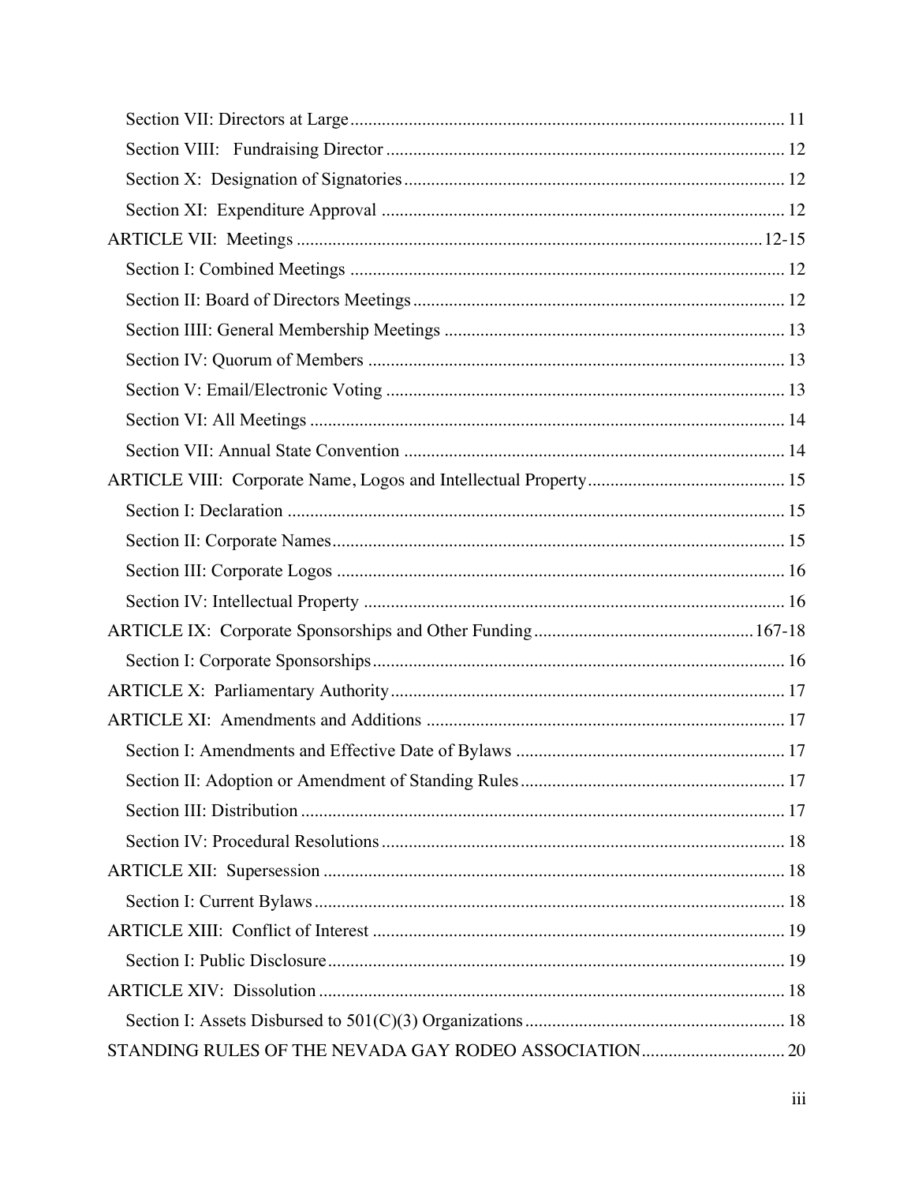Section VII: Directors at Large ........ 11
Section VIII: Fundraising Director ........ 12
Section X: Designation of Signatories ........ 12
Section XI: Expenditure Approval ........ 12
ARTICLE VII: Meetings ........ 12-15
Section I: Combined Meetings ........ 12
Section II: Board of Directors Meetings ........ 12
Section IIII: General Membership Meetings ........ 13
Section IV: Quorum of Members ........ 13
Section V: Email/Electronic Voting ........ 13
Section VI: All Meetings ........ 14
Section VII: Annual State Convention ........ 14
ARTICLE VIII: Corporate Name, Logos and Intellectual Property ........ 15
Section I: Declaration ........ 15
Section II: Corporate Names ........ 15
Section III: Corporate Logos ........ 16
Section IV: Intellectual Property ........ 16
ARTICLE IX: Corporate Sponsorships and Other Funding ........ 167-18
Section I: Corporate Sponsorships ........ 16
ARTICLE X: Parliamentary Authority ........ 17
ARTICLE XI: Amendments and Additions ........ 17
Section I: Amendments and Effective Date of Bylaws ........ 17
Section II: Adoption or Amendment of Standing Rules ........ 17
Section III: Distribution ........ 17
Section IV: Procedural Resolutions ........ 18
ARTICLE XII: Supersession ........ 18
Section I: Current Bylaws ........ 18
ARTICLE XIII: Conflict of Interest ........ 19
Section I: Public Disclosure ........ 19
ARTICLE XIV: Dissolution ........ 18
Section I: Assets Disbursed to 501(C)(3) Organizations ........ 18
STANDING RULES OF THE NEVADA GAY RODEO ASSOCIATION ........ 20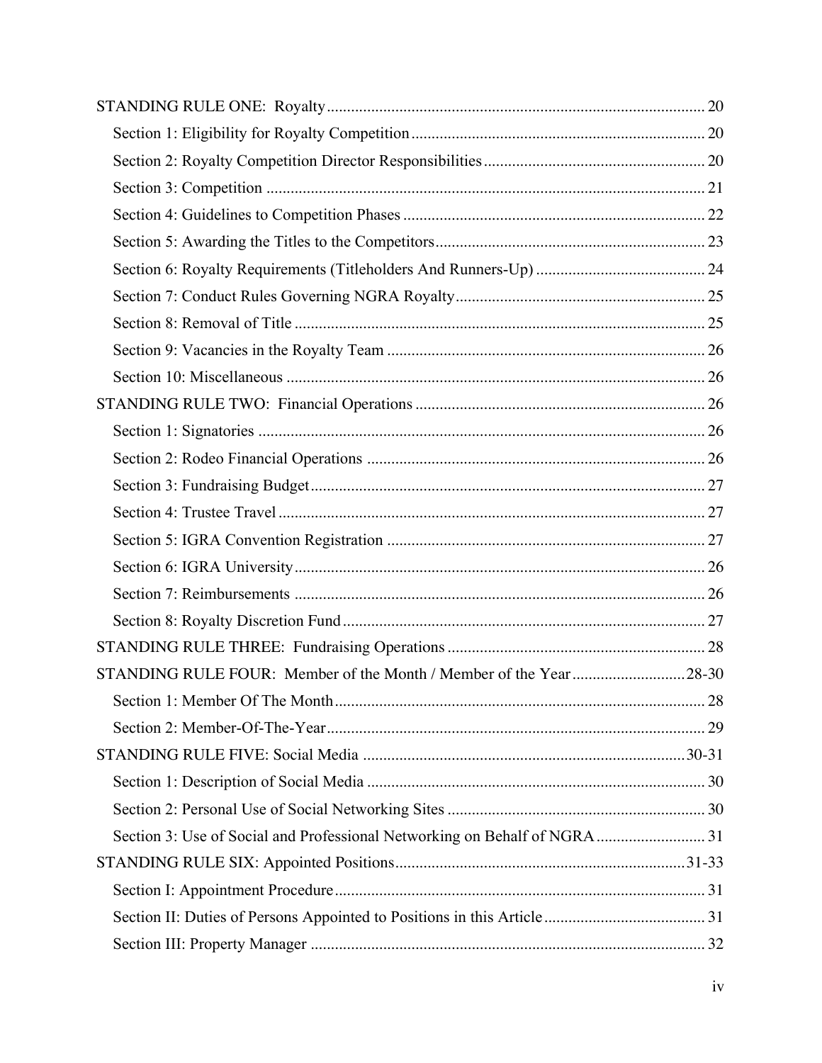STANDING RULE ONE: Royalty ........................................................................................... 20

- Section 1: Eligibility for Royalty Competition ........................................................................ 20
- Section 2: Royalty Competition Director Responsibilities ...................................................... 20
- Section 3: Competition ........................................................................................................... 21
- Section 4: Guidelines to Competition Phases .......................................................................... 22
- Section 5: Awarding the Titles to the Competitors .................................................................. 23
- Section 6: Royalty Requirements (Titleholders And Runners-Up) .......................................... 24
- Section 7: Conduct Rules Governing NGRA Royalty ............................................................. 25
- Section 8: Removal of Title ..................................................................................................... 25
- Section 9: Vacancies in the Royalty Team .............................................................................. 26
- Section 10: Miscellaneous ....................................................................................................... 26

STANDING RULE TWO: Financial Operations ........................................................................ 26

- Section 1: Signatories .............................................................................................................. 26
- Section 2: Rodeo Financial Operations ................................................................................... 26
- Section 3: Fundraising Budget ................................................................................................. 27
- Section 4: Trustee Travel ......................................................................................................... 27
- Section 5: IGRA Convention Registration .............................................................................. 27
- Section 6: IGRA University ..................................................................................................... 26
- Section 7: Reimbursements ..................................................................................................... 26
- Section 8: Royalty Discretion Fund ......................................................................................... 27

STANDING RULE THREE: Fundraising Operations ............................................................... 28

STANDING RULE FOUR: Member of the Month / Member of the Year ............................ 28-30

- Section 1: Member Of The Month ........................................................................................... 28
- Section 2: Member-Of-The-Year ............................................................................................. 29

STANDING RULE FIVE: Social Media ................................................................................ 30-31

- Section 1: Description of Social Media ................................................................................... 30
- Section 2: Personal Use of Social Networking Sites ............................................................... 30
- Section 3: Use of Social and Professional Networking on Behalf of NGRA ........................... 31

STANDING RULE SIX: Appointed Positions ....................................................................... 31-33

- Section I: Appointment Procedure ........................................................................................... 31
- Section II: Duties of Persons Appointed to Positions in this Article ........................................ 31
- Section III: Property Manager ................................................................................................. 32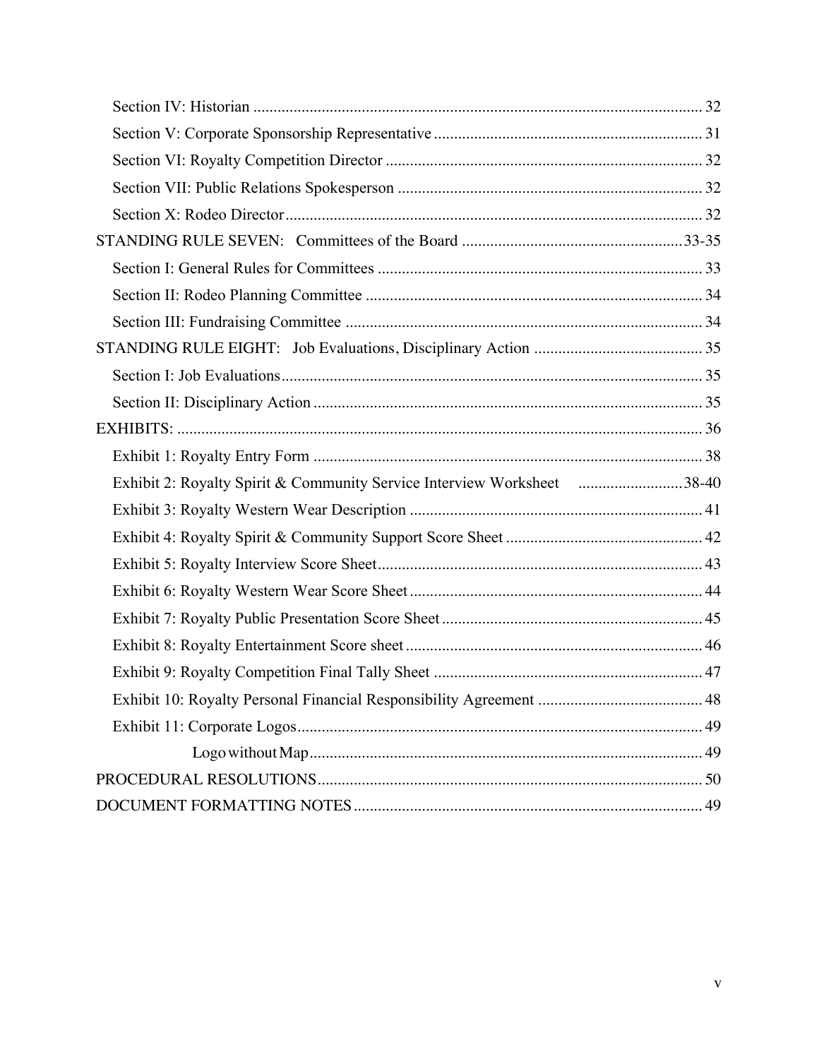Section IV: Historian ............................................................................................................ 32

Section V: Corporate Sponsorship Representative ................................................................. 31

Section VI: Royalty Competition Director ............................................................................. 32

Section VII: Public Relations Spokesperson .......................................................................... 32

Section X: Rodeo Director....................................................................................................... 32

STANDING RULE SEVEN: Committees of the Board ......................................................33-35

Section I: General Rules for Committees ................................................................................ 33

Section II: Rodeo Planning Committee ................................................................................... 34

Section III: Fundraising Committee ........................................................................................ 34

STANDING RULE EIGHT: Job Evaluations, Disciplinary Action .......................................... 35

Section I: Job Evaluations........................................................................................................ 35

Section II: Disciplinary Action ................................................................................................ 35

EXHIBITS: .................................................................................................................................. 36

Exhibit 1: Royalty Entry Form ................................................................................................ 38

Exhibit 2: Royalty Spirit & Community Service Interview Worksheet ..........................38-40

Exhibit 3: Royalty Western Wear Description ........................................................................ 41

Exhibit 4: Royalty Spirit & Community Support Score Sheet ................................................ 42

Exhibit 5: Royalty Interview Score Sheet................................................................................ 43

Exhibit 6: Royalty Western Wear Score Sheet ........................................................................ 44

Exhibit 7: Royalty Public Presentation Score Sheet ................................................................ 45

Exhibit 8: Royalty Entertainment Score sheet ......................................................................... 46

Exhibit 9: Royalty Competition Final Tally Sheet .................................................................. 47

Exhibit 10: Royalty Personal Financial Responsibility Agreement ......................................... 48

Exhibit 11: Corporate Logos.................................................................................................... 49

Logo without Map ................................................................................................. 49

PROCEDURAL RESOLUTIONS............................................................................................... 50

DOCUMENT FORMATTING NOTES ...................................................................................... 49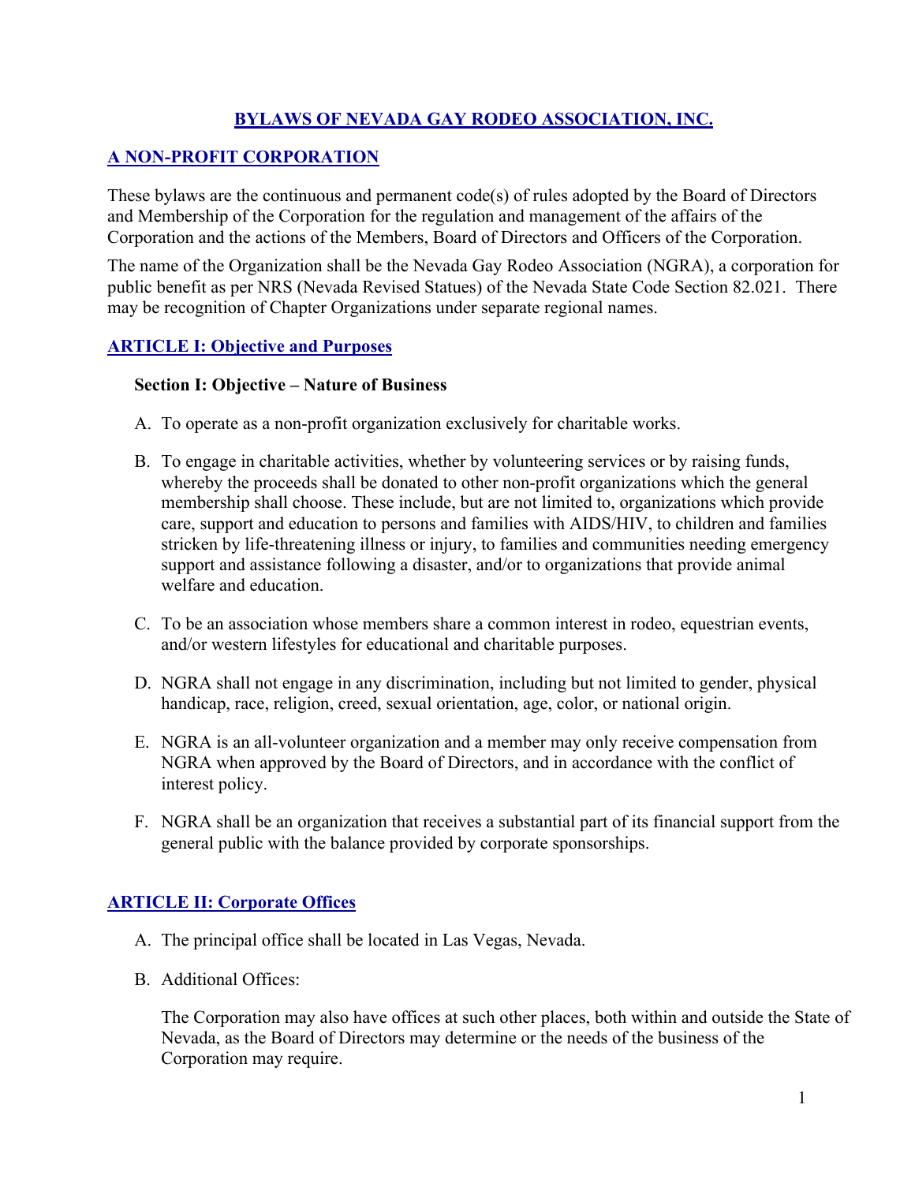# BYLAWS OF NEVADA GAY RODEO ASSOCIATION, INC.

## A NON-PROFIT CORPORATION

These bylaws are the continuous and permanent code(s) of rules adopted by the Board of Directors and Membership of the Corporation for the regulation and management of the affairs of the Corporation and the actions of the Members, Board of Directors and Officers of the Corporation.

The name of the Organization shall be the Nevada Gay Rodeo Association (NGRA), a corporation for public benefit as per NRS (Nevada Revised Statues) of the Nevada State Code Section 82.021. There may be recognition of Chapter Organizations under separate regional names.

## ARTICLE I: Objective and Purposes

### Section I: Objective – Nature of Business

A. To operate as a non-profit organization exclusively for charitable works.

B. To engage in charitable activities, whether by volunteering services or by raising funds, whereby the proceeds shall be donated to other non-profit organizations which the general membership shall choose. These include, but are not limited to, organizations which provide care, support and education to persons and families with AIDS/HIV, to children and families stricken by life-threatening illness or injury, to families and communities needing emergency support and assistance following a disaster, and/or to organizations that provide animal welfare and education.

C. To be an association whose members share a common interest in rodeo, equestrian events, and/or western lifestyles for educational and charitable purposes.

D. NGRA shall not engage in any discrimination, including but not limited to gender, physical handicap, race, religion, creed, sexual orientation, age, color, or national origin.

E. NGRA is an all-volunteer organization and a member may only receive compensation from NGRA when approved by the Board of Directors, and in accordance with the conflict of interest policy.

F. NGRA shall be an organization that receives a substantial part of its financial support from the general public with the balance provided by corporate sponsorships.

## ARTICLE II: Corporate Offices

A. The principal office shall be located in Las Vegas, Nevada.

B. Additional Offices:

   The Corporation may also have offices at such other places, both within and outside the State of Nevada, as the Board of Directors may determine or the needs of the business of the Corporation may require.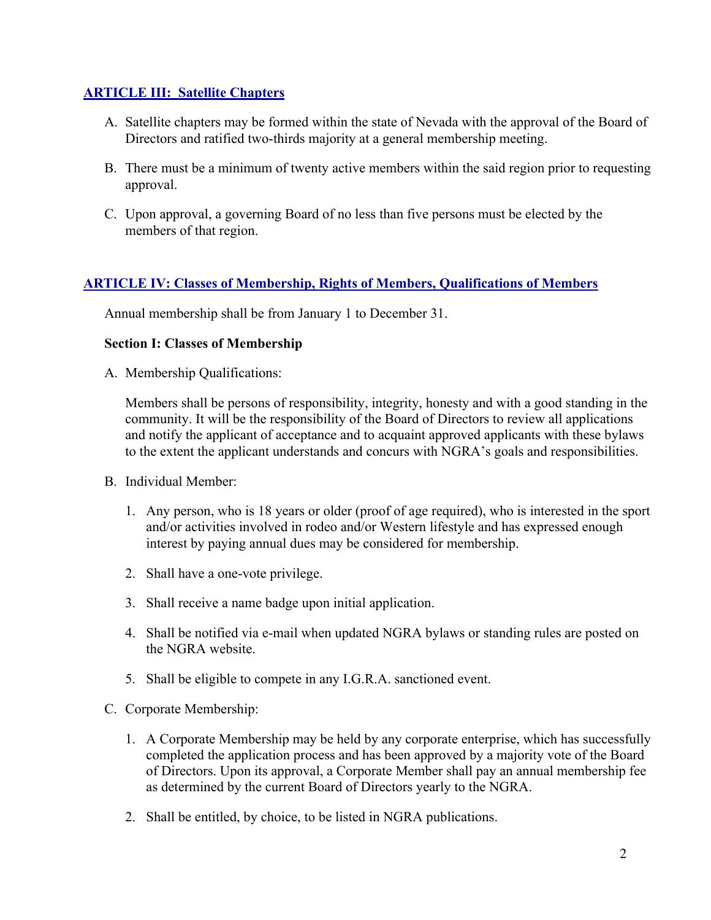## ARTICLE III: Satellite Chapters

A. Satellite chapters may be formed within the state of Nevada with the approval of the Board of Directors and ratified two-thirds majority at a general membership meeting.

B. There must be a minimum of twenty active members within the said region prior to requesting approval.

C. Upon approval, a governing Board of no less than five persons must be elected by the members of that region.

## ARTICLE IV: Classes of Membership, Rights of Members, Qualifications of Members

Annual membership shall be from January 1 to December 31.

### Section I: Classes of Membership

A. Membership Qualifications:

   Members shall be persons of responsibility, integrity, honesty and with a good standing in the community. It will be the responsibility of the Board of Directors to review all applications and notify the applicant of acceptance and to acquaint approved applicants with these bylaws to the extent the applicant understands and concurs with NGRA's goals and responsibilities.

B. Individual Member:

   1. Any person, who is 18 years or older (proof of age required), who is interested in the sport and/or activities involved in rodeo and/or Western lifestyle and has expressed enough interest by paying annual dues may be considered for membership.

   2. Shall have a one-vote privilege.

   3. Shall receive a name badge upon initial application.

   4. Shall be notified via e-mail when updated NGRA bylaws or standing rules are posted on the NGRA website.

   5. Shall be eligible to compete in any I.G.R.A. sanctioned event.

C. Corporate Membership:

   1. A Corporate Membership may be held by any corporate enterprise, which has successfully completed the application process and has been approved by a majority vote of the Board of Directors. Upon its approval, a Corporate Member shall pay an annual membership fee as determined by the current Board of Directors yearly to the NGRA.

   2. Shall be entitled, by choice, to be listed in NGRA publications.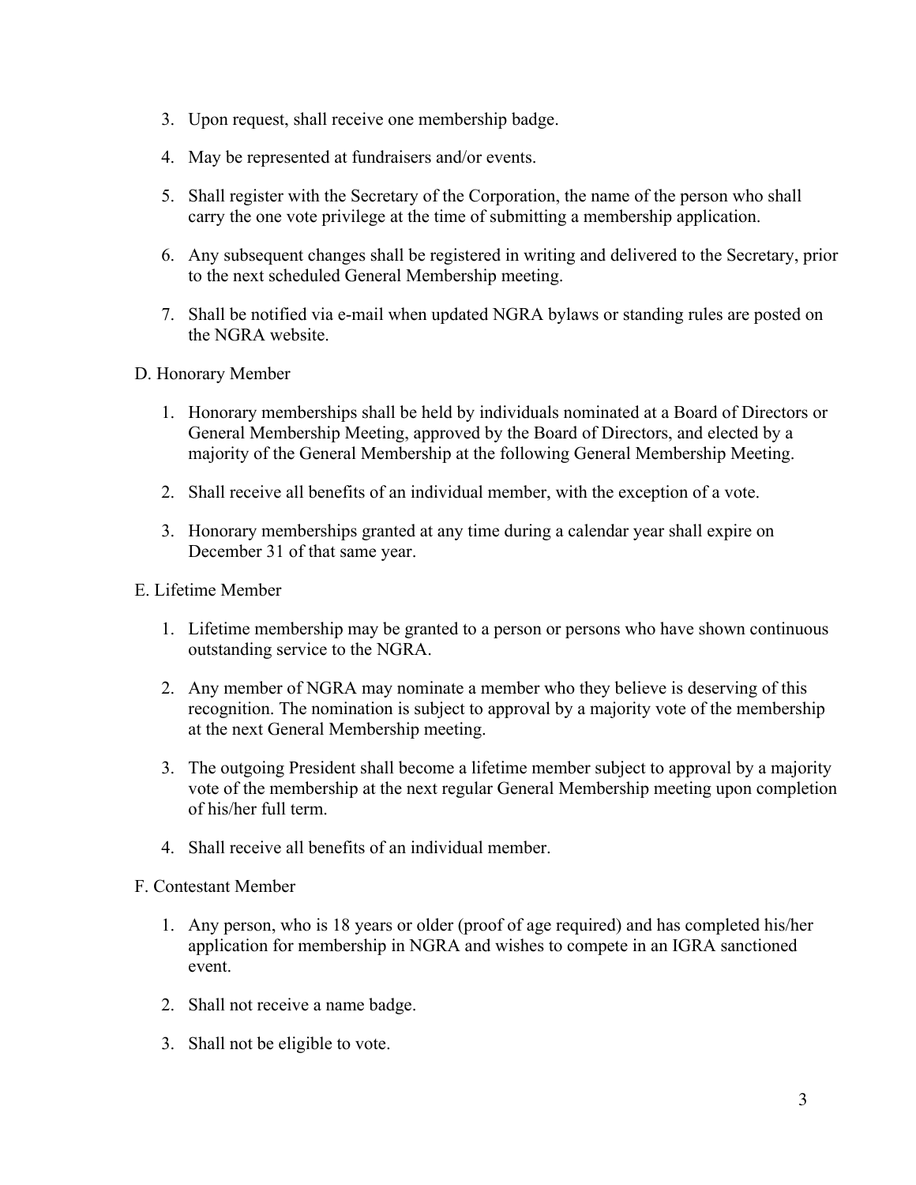3. Upon request, shall receive one membership badge.

4. May be represented at fundraisers and/or events.

5. Shall register with the Secretary of the Corporation, the name of the person who shall carry the one vote privilege at the time of submitting a membership application.

6. Any subsequent changes shall be registered in writing and delivered to the Secretary, prior to the next scheduled General Membership meeting.

7. Shall be notified via e-mail when updated NGRA bylaws or standing rules are posted on the NGRA website.

D. Honorary Member

1. Honorary memberships shall be held by individuals nominated at a Board of Directors or General Membership Meeting, approved by the Board of Directors, and elected by a majority of the General Membership at the following General Membership Meeting.

2. Shall receive all benefits of an individual member, with the exception of a vote.

3. Honorary memberships granted at any time during a calendar year shall expire on December 31 of that same year.

E. Lifetime Member

1. Lifetime membership may be granted to a person or persons who have shown continuous outstanding service to the NGRA.

2. Any member of NGRA may nominate a member who they believe is deserving of this recognition. The nomination is subject to approval by a majority vote of the membership at the next General Membership meeting.

3. The outgoing President shall become a lifetime member subject to approval by a majority vote of the membership at the next regular General Membership meeting upon completion of his/her full term.

4. Shall receive all benefits of an individual member.

F. Contestant Member

1. Any person, who is 18 years or older (proof of age required) and has completed his/her application for membership in NGRA and wishes to compete in an IGRA sanctioned event.

2. Shall not receive a name badge.

3. Shall not be eligible to vote.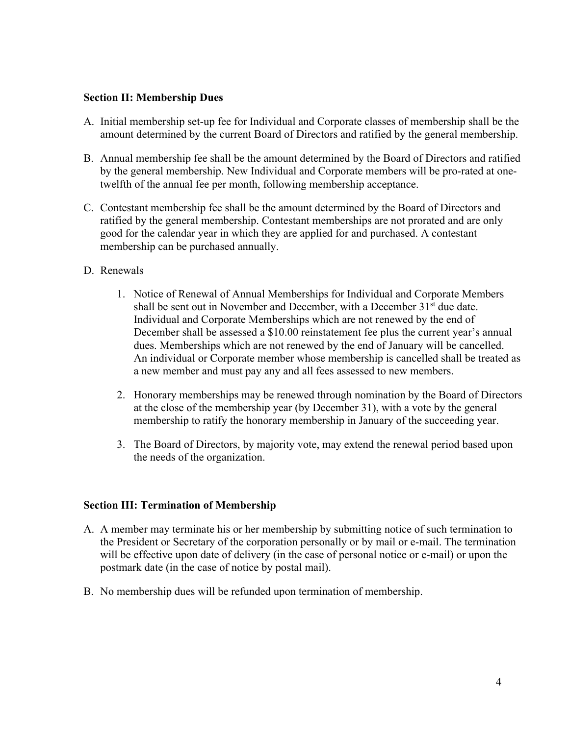**Section II: Membership Dues**

A. Initial membership set-up fee for Individual and Corporate classes of membership shall be the amount determined by the current Board of Directors and ratified by the general membership.

B. Annual membership fee shall be the amount determined by the Board of Directors and ratified by the general membership. New Individual and Corporate members will be pro-rated at one-twelfth of the annual fee per month, following membership acceptance.

C. Contestant membership fee shall be the amount determined by the Board of Directors and ratified by the general membership. Contestant memberships are not prorated and are only good for the calendar year in which they are applied for and purchased. A contestant membership can be purchased annually.

D. Renewals

   1. Notice of Renewal of Annual Memberships for Individual and Corporate Members shall be sent out in November and December, with a December 31st due date. Individual and Corporate Memberships which are not renewed by the end of December shall be assessed a $10.00 reinstatement fee plus the current year's annual dues. Memberships which are not renewed by the end of January will be cancelled. An individual or Corporate member whose membership is cancelled shall be treated as a new member and must pay any and all fees assessed to new members.

   2. Honorary memberships may be renewed through nomination by the Board of Directors at the close of the membership year (by December 31), with a vote by the general membership to ratify the honorary membership in January of the succeeding year.

   3. The Board of Directors, by majority vote, may extend the renewal period based upon the needs of the organization.

**Section III: Termination of Membership**

A. A member may terminate his or her membership by submitting notice of such termination to the President or Secretary of the corporation personally or by mail or e-mail. The termination will be effective upon date of delivery (in the case of personal notice or e-mail) or upon the postmark date (in the case of notice by postal mail).

B. No membership dues will be refunded upon termination of membership.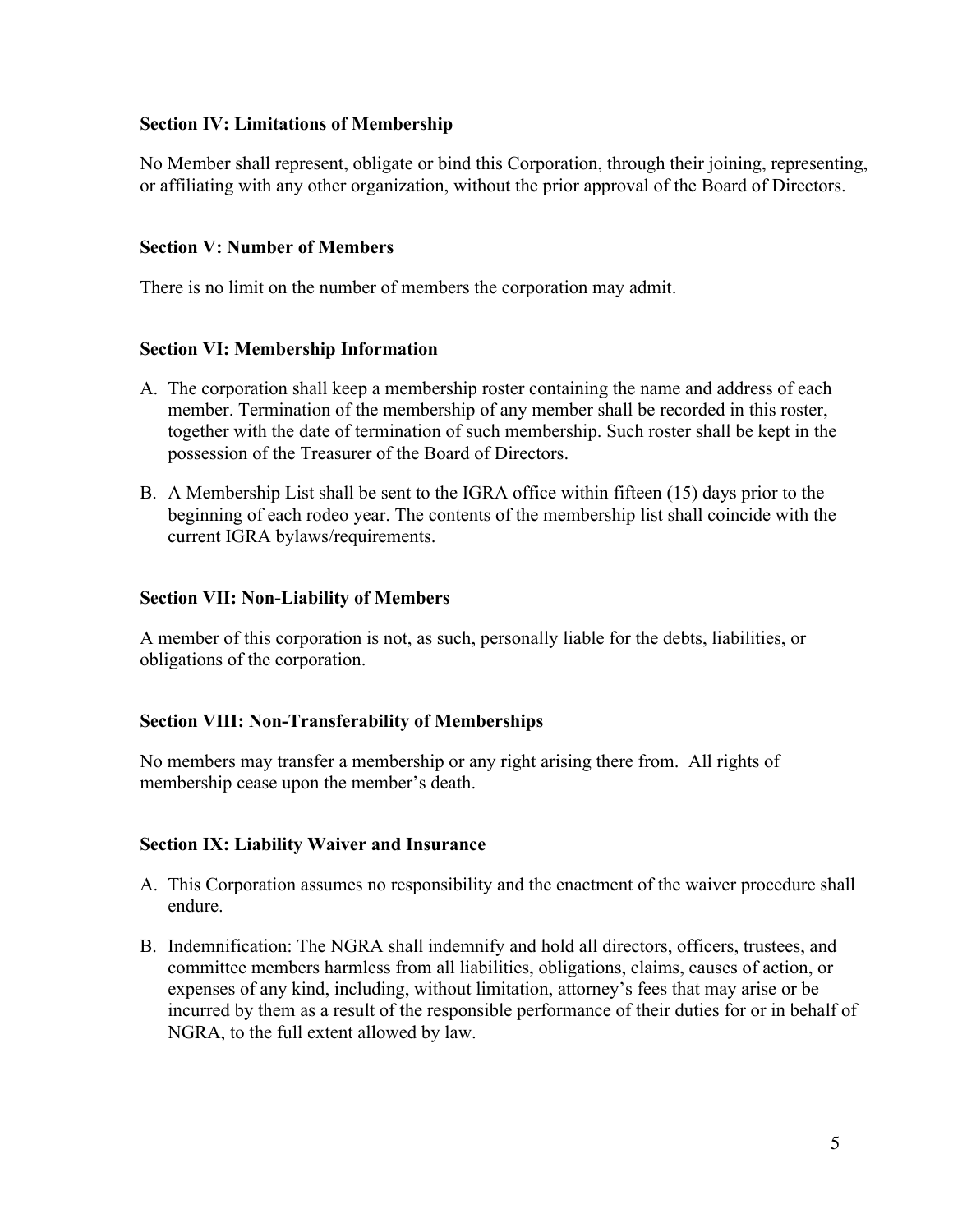### Section IV: Limitations of Membership

No Member shall represent, obligate or bind this Corporation, through their joining, representing, or affiliating with any other organization, without the prior approval of the Board of Directors.

### Section V: Number of Members

There is no limit on the number of members the corporation may admit.

### Section VI: Membership Information

A. The corporation shall keep a membership roster containing the name and address of each member. Termination of the membership of any member shall be recorded in this roster, together with the date of termination of such membership. Such roster shall be kept in the possession of the Treasurer of the Board of Directors.

B. A Membership List shall be sent to the IGRA office within fifteen (15) days prior to the beginning of each rodeo year. The contents of the membership list shall coincide with the current IGRA bylaws/requirements.

### Section VII: Non-Liability of Members

A member of this corporation is not, as such, personally liable for the debts, liabilities, or obligations of the corporation.

### Section VIII: Non-Transferability of Memberships

No members may transfer a membership or any right arising there from. All rights of membership cease upon the member's death.

### Section IX: Liability Waiver and Insurance

A. This Corporation assumes no responsibility and the enactment of the waiver procedure shall endure.

B. Indemnification: The NGRA shall indemnify and hold all directors, officers, trustees, and committee members harmless from all liabilities, obligations, claims, causes of action, or expenses of any kind, including, without limitation, attorney's fees that may arise or be incurred by them as a result of the responsible performance of their duties for or in behalf of NGRA, to the full extent allowed by law.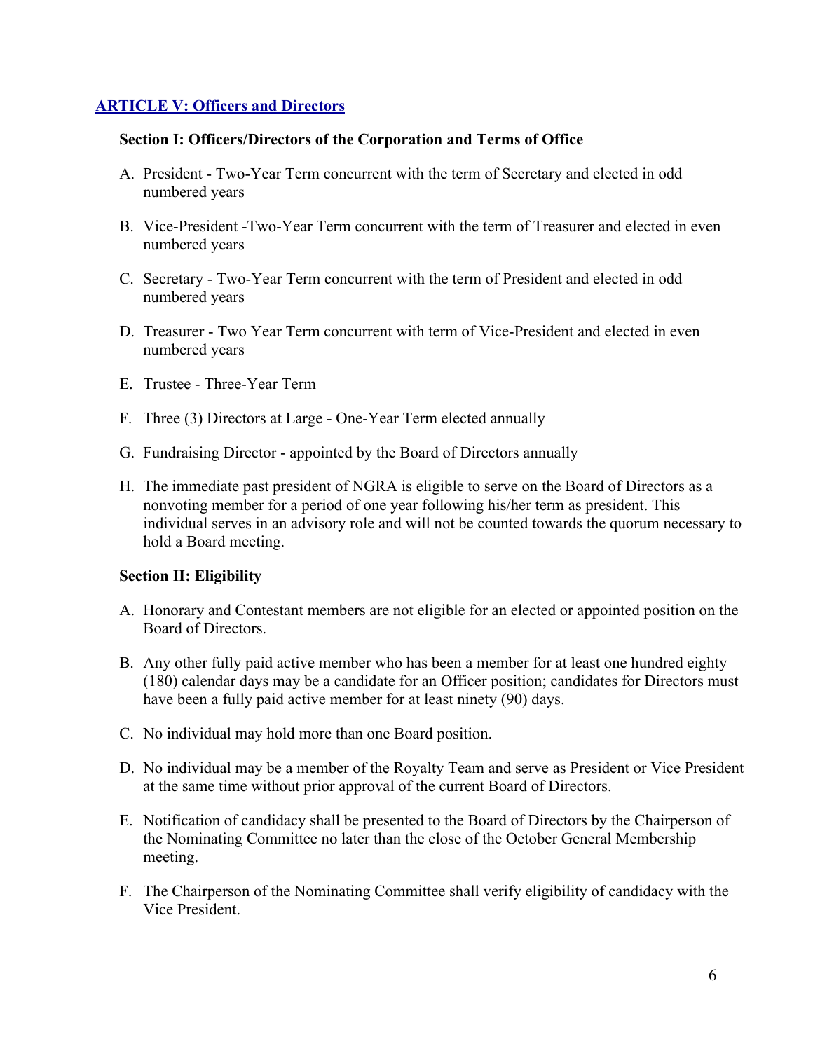## ARTICLE V: Officers and Directors

### Section I: Officers/Directors of the Corporation and Terms of Office

A. President - Two-Year Term concurrent with the term of Secretary and elected in odd numbered years

B. Vice-President -Two-Year Term concurrent with the term of Treasurer and elected in even numbered years

C. Secretary - Two-Year Term concurrent with the term of President and elected in odd numbered years

D. Treasurer - Two Year Term concurrent with term of Vice-President and elected in even numbered years

E. Trustee - Three-Year Term

F. Three (3) Directors at Large - One-Year Term elected annually

G. Fundraising Director - appointed by the Board of Directors annually

H. The immediate past president of NGRA is eligible to serve on the Board of Directors as a nonvoting member for a period of one year following his/her term as president. This individual serves in an advisory role and will not be counted towards the quorum necessary to hold a Board meeting.

### Section II: Eligibility

A. Honorary and Contestant members are not eligible for an elected or appointed position on the Board of Directors.

B. Any other fully paid active member who has been a member for at least one hundred eighty (180) calendar days may be a candidate for an Officer position; candidates for Directors must have been a fully paid active member for at least ninety (90) days.

C. No individual may hold more than one Board position.

D. No individual may be a member of the Royalty Team and serve as President or Vice President at the same time without prior approval of the current Board of Directors.

E. Notification of candidacy shall be presented to the Board of Directors by the Chairperson of the Nominating Committee no later than the close of the October General Membership meeting.

F. The Chairperson of the Nominating Committee shall verify eligibility of candidacy with the Vice President.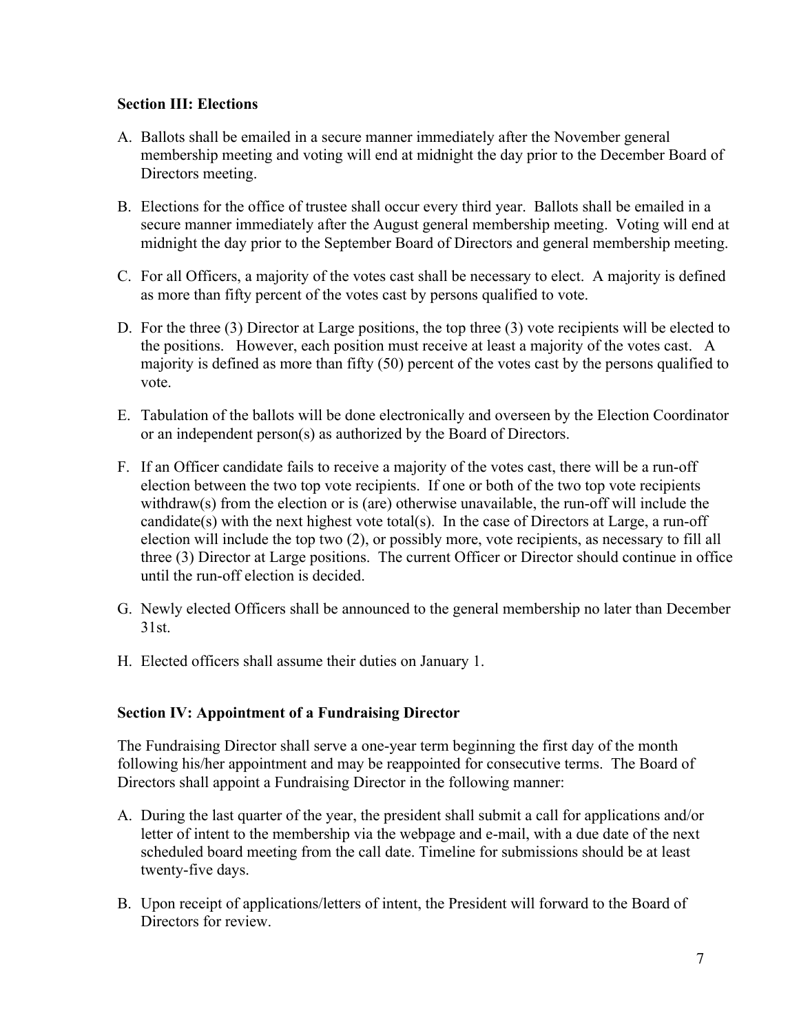**Section III: Elections**

A. Ballots shall be emailed in a secure manner immediately after the November general membership meeting and voting will end at midnight the day prior to the December Board of Directors meeting.

B. Elections for the office of trustee shall occur every third year. Ballots shall be emailed in a secure manner immediately after the August general membership meeting. Voting will end at midnight the day prior to the September Board of Directors and general membership meeting.

C. For all Officers, a majority of the votes cast shall be necessary to elect. A majority is defined as more than fifty percent of the votes cast by persons qualified to vote.

D. For the three (3) Director at Large positions, the top three (3) vote recipients will be elected to the positions. However, each position must receive at least a majority of the votes cast. A majority is defined as more than fifty (50) percent of the votes cast by the persons qualified to vote.

E. Tabulation of the ballots will be done electronically and overseen by the Election Coordinator or an independent person(s) as authorized by the Board of Directors.

F. If an Officer candidate fails to receive a majority of the votes cast, there will be a run-off election between the two top vote recipients. If one or both of the two top vote recipients withdraw(s) from the election or is (are) otherwise unavailable, the run-off will include the candidate(s) with the next highest vote total(s). In the case of Directors at Large, a run-off election will include the top two (2), or possibly more, vote recipients, as necessary to fill all three (3) Director at Large positions. The current Officer or Director should continue in office until the run-off election is decided.

G. Newly elected Officers shall be announced to the general membership no later than December 31st.

H. Elected officers shall assume their duties on January 1.

**Section IV: Appointment of a Fundraising Director**

The Fundraising Director shall serve a one-year term beginning the first day of the month following his/her appointment and may be reappointed for consecutive terms. The Board of Directors shall appoint a Fundraising Director in the following manner:

A. During the last quarter of the year, the president shall submit a call for applications and/or letter of intent to the membership via the webpage and e-mail, with a due date of the next scheduled board meeting from the call date. Timeline for submissions should be at least twenty-five days.

B. Upon receipt of applications/letters of intent, the President will forward to the Board of Directors for review.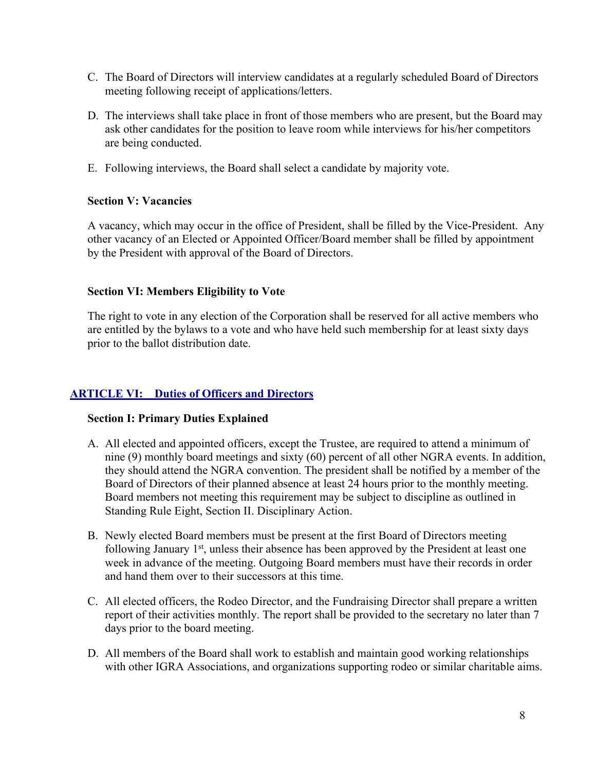C. The Board of Directors will interview candidates at a regularly scheduled Board of Directors meeting following receipt of applications/letters.

D. The interviews shall take place in front of those members who are present, but the Board may ask other candidates for the position to leave room while interviews for his/her competitors are being conducted.

E. Following interviews, the Board shall select a candidate by majority vote.

**Section V: Vacancies**

A vacancy, which may occur in the office of President, shall be filled by the Vice-President. Any other vacancy of an Elected or Appointed Officer/Board member shall be filled by appointment by the President with approval of the Board of Directors.

**Section VI: Members Eligibility to Vote**

The right to vote in any election of the Corporation shall be reserved for all active members who are entitled by the bylaws to a vote and who have held such membership for at least sixty days prior to the ballot distribution date.

## ARTICLE VI: Duties of Officers and Directors

**Section I: Primary Duties Explained**

A. All elected and appointed officers, except the Trustee, are required to attend a minimum of nine (9) monthly board meetings and sixty (60) percent of all other NGRA events. In addition, they should attend the NGRA convention. The president shall be notified by a member of the Board of Directors of their planned absence at least 24 hours prior to the monthly meeting. Board members not meeting this requirement may be subject to discipline as outlined in Standing Rule Eight, Section II. Disciplinary Action.

B. Newly elected Board members must be present at the first Board of Directors meeting following January 1st, unless their absence has been approved by the President at least one week in advance of the meeting. Outgoing Board members must have their records in order and hand them over to their successors at this time.

C. All elected officers, the Rodeo Director, and the Fundraising Director shall prepare a written report of their activities monthly. The report shall be provided to the secretary no later than 7 days prior to the board meeting.

D. All members of the Board shall work to establish and maintain good working relationships with other IGRA Associations, and organizations supporting rodeo or similar charitable aims.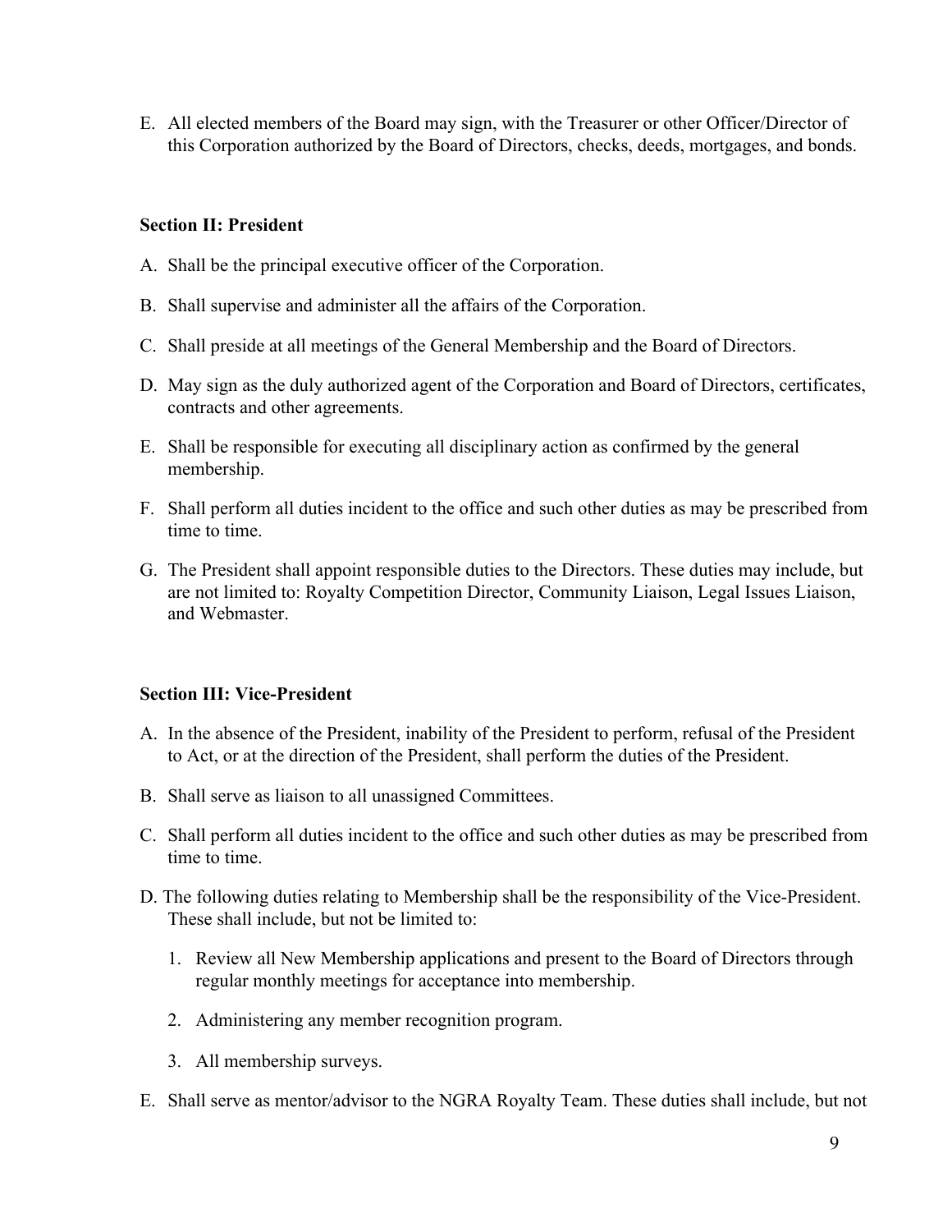E. All elected members of the Board may sign, with the Treasurer or other Officer/Director of this Corporation authorized by the Board of Directors, checks, deeds, mortgages, and bonds.

**Section II: President**

A. Shall be the principal executive officer of the Corporation.

B. Shall supervise and administer all the affairs of the Corporation.

C. Shall preside at all meetings of the General Membership and the Board of Directors.

D. May sign as the duly authorized agent of the Corporation and Board of Directors, certificates, contracts and other agreements.

E. Shall be responsible for executing all disciplinary action as confirmed by the general membership.

F. Shall perform all duties incident to the office and such other duties as may be prescribed from time to time.

G. The President shall appoint responsible duties to the Directors. These duties may include, but are not limited to: Royalty Competition Director, Community Liaison, Legal Issues Liaison, and Webmaster.

**Section III: Vice-President**

A. In the absence of the President, inability of the President to perform, refusal of the President to Act, or at the direction of the President, shall perform the duties of the President.

B. Shall serve as liaison to all unassigned Committees.

C. Shall perform all duties incident to the office and such other duties as may be prescribed from time to time.

D. The following duties relating to Membership shall be the responsibility of the Vice-President. These shall include, but not be limited to:

   1. Review all New Membership applications and present to the Board of Directors through regular monthly meetings for acceptance into membership.

   2. Administering any member recognition program.

   3. All membership surveys.

E. Shall serve as mentor/advisor to the NGRA Royalty Team. These duties shall include, but not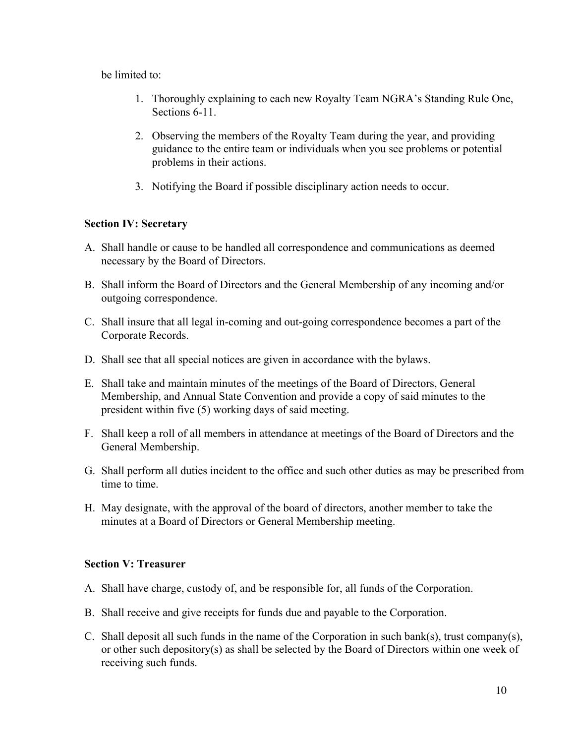be limited to:

1. Thoroughly explaining to each new Royalty Team NGRA's Standing Rule One, Sections 6-11.

2. Observing the members of the Royalty Team during the year, and providing guidance to the entire team or individuals when you see problems or potential problems in their actions.

3. Notifying the Board if possible disciplinary action needs to occur.

**Section IV: Secretary**

A. Shall handle or cause to be handled all correspondence and communications as deemed necessary by the Board of Directors.

B. Shall inform the Board of Directors and the General Membership of any incoming and/or outgoing correspondence.

C. Shall insure that all legal in-coming and out-going correspondence becomes a part of the Corporate Records.

D. Shall see that all special notices are given in accordance with the bylaws.

E. Shall take and maintain minutes of the meetings of the Board of Directors, General Membership, and Annual State Convention and provide a copy of said minutes to the president within five (5) working days of said meeting.

F. Shall keep a roll of all members in attendance at meetings of the Board of Directors and the General Membership.

G. Shall perform all duties incident to the office and such other duties as may be prescribed from time to time.

H. May designate, with the approval of the board of directors, another member to take the minutes at a Board of Directors or General Membership meeting.

**Section V: Treasurer**

A. Shall have charge, custody of, and be responsible for, all funds of the Corporation.

B. Shall receive and give receipts for funds due and payable to the Corporation.

C. Shall deposit all such funds in the name of the Corporation in such bank(s), trust company(s), or other such depository(s) as shall be selected by the Board of Directors within one week of receiving such funds.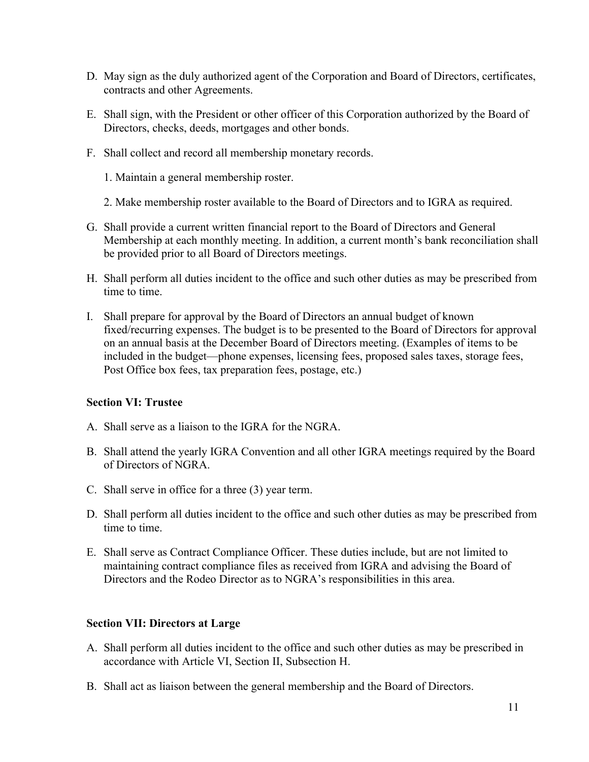D. May sign as the duly authorized agent of the Corporation and Board of Directors, certificates, contracts and other Agreements.

E. Shall sign, with the President or other officer of this Corporation authorized by the Board of Directors, checks, deeds, mortgages and other bonds.

F. Shall collect and record all membership monetary records.

   1. Maintain a general membership roster.

   2. Make membership roster available to the Board of Directors and to IGRA as required.

G. Shall provide a current written financial report to the Board of Directors and General Membership at each monthly meeting. In addition, a current month's bank reconciliation shall be provided prior to all Board of Directors meetings.

H. Shall perform all duties incident to the office and such other duties as may be prescribed from time to time.

I. Shall prepare for approval by the Board of Directors an annual budget of known fixed/recurring expenses. The budget is to be presented to the Board of Directors for approval on an annual basis at the December Board of Directors meeting. (Examples of items to be included in the budget—phone expenses, licensing fees, proposed sales taxes, storage fees, Post Office box fees, tax preparation fees, postage, etc.)

**Section VI: Trustee**

A. Shall serve as a liaison to the IGRA for the NGRA.

B. Shall attend the yearly IGRA Convention and all other IGRA meetings required by the Board of Directors of NGRA.

C. Shall serve in office for a three (3) year term.

D. Shall perform all duties incident to the office and such other duties as may be prescribed from time to time.

E. Shall serve as Contract Compliance Officer. These duties include, but are not limited to maintaining contract compliance files as received from IGRA and advising the Board of Directors and the Rodeo Director as to NGRA's responsibilities in this area.

**Section VII: Directors at Large**

A. Shall perform all duties incident to the office and such other duties as may be prescribed in accordance with Article VI, Section II, Subsection H.

B. Shall act as liaison between the general membership and the Board of Directors.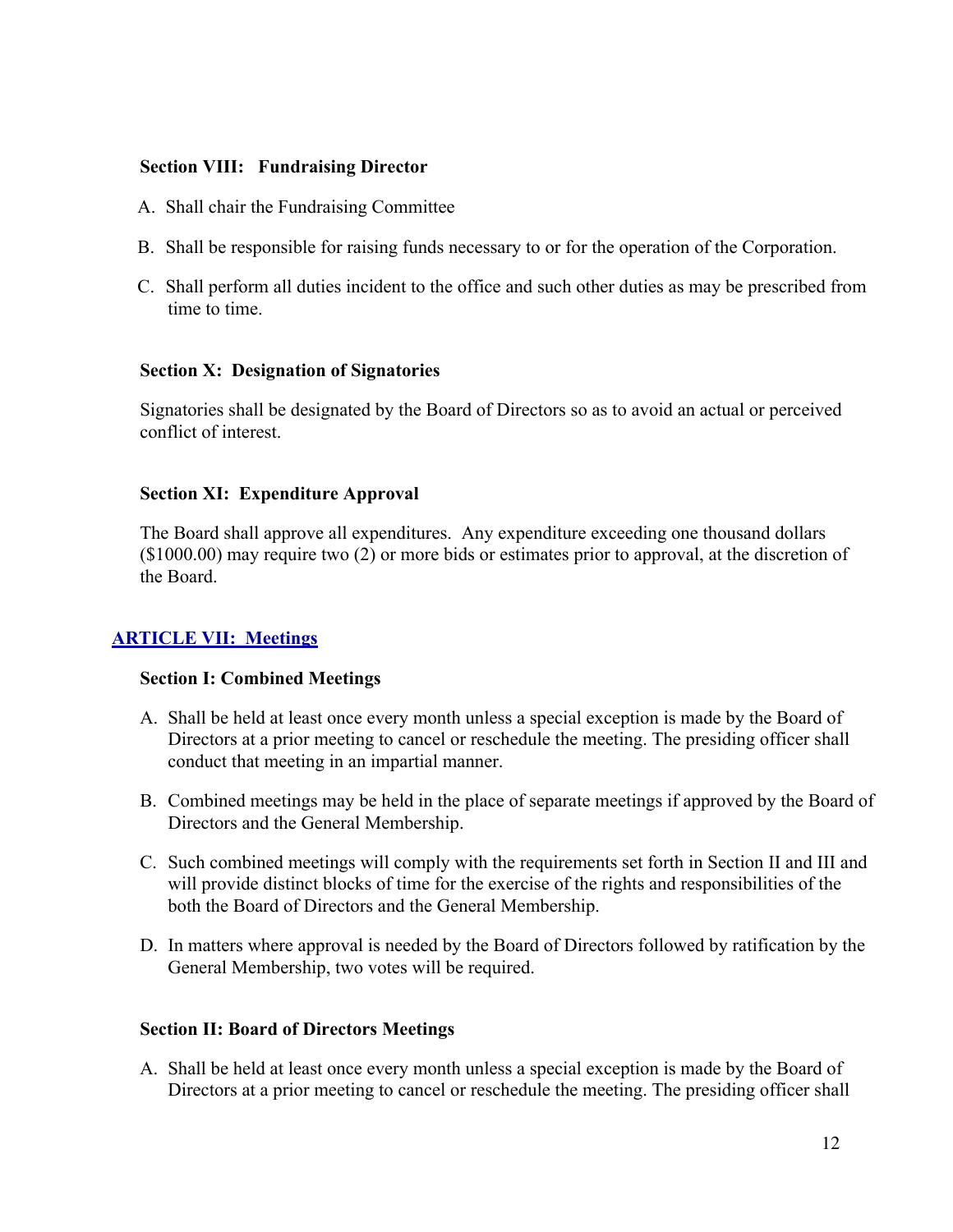**Section VIII: Fundraising Director**

A. Shall chair the Fundraising Committee

B. Shall be responsible for raising funds necessary to or for the operation of the Corporation.

C. Shall perform all duties incident to the office and such other duties as may be prescribed from time to time.

**Section X: Designation of Signatories**

Signatories shall be designated by the Board of Directors so as to avoid an actual or perceived conflict of interest.

**Section XI: Expenditure Approval**

The Board shall approve all expenditures. Any expenditure exceeding one thousand dollars ($1000.00) may require two (2) or more bids or estimates prior to approval, at the discretion of the Board.

## ARTICLE VII: Meetings

**Section I: Combined Meetings**

A. Shall be held at least once every month unless a special exception is made by the Board of Directors at a prior meeting to cancel or reschedule the meeting. The presiding officer shall conduct that meeting in an impartial manner.

B. Combined meetings may be held in the place of separate meetings if approved by the Board of Directors and the General Membership.

C. Such combined meetings will comply with the requirements set forth in Section II and III and will provide distinct blocks of time for the exercise of the rights and responsibilities of the both the Board of Directors and the General Membership.

D. In matters where approval is needed by the Board of Directors followed by ratification by the General Membership, two votes will be required.

**Section II: Board of Directors Meetings**

A. Shall be held at least once every month unless a special exception is made by the Board of Directors at a prior meeting to cancel or reschedule the meeting. The presiding officer shall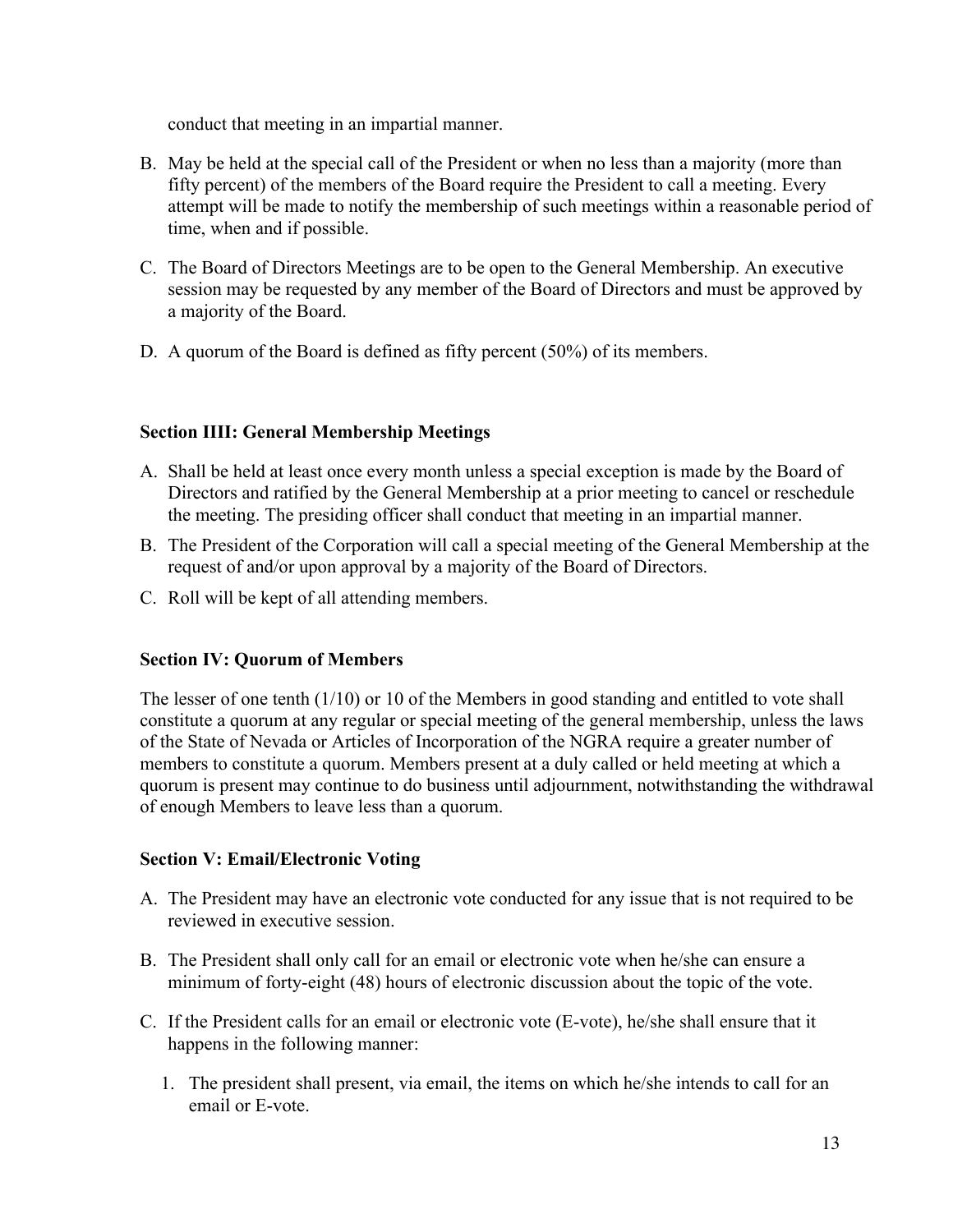conduct that meeting in an impartial manner.

B. May be held at the special call of the President or when no less than a majority (more than fifty percent) of the members of the Board require the President to call a meeting. Every attempt will be made to notify the membership of such meetings within a reasonable period of time, when and if possible.

C. The Board of Directors Meetings are to be open to the General Membership. An executive session may be requested by any member of the Board of Directors and must be approved by a majority of the Board.

D. A quorum of the Board is defined as fifty percent (50%) of its members.

**Section IIII: General Membership Meetings**

A. Shall be held at least once every month unless a special exception is made by the Board of Directors and ratified by the General Membership at a prior meeting to cancel or reschedule the meeting. The presiding officer shall conduct that meeting in an impartial manner.

B. The President of the Corporation will call a special meeting of the General Membership at the request of and/or upon approval by a majority of the Board of Directors.

C. Roll will be kept of all attending members.

**Section IV: Quorum of Members**

The lesser of one tenth (1/10) or 10 of the Members in good standing and entitled to vote shall constitute a quorum at any regular or special meeting of the general membership, unless the laws of the State of Nevada or Articles of Incorporation of the NGRA require a greater number of members to constitute a quorum. Members present at a duly called or held meeting at which a quorum is present may continue to do business until adjournment, notwithstanding the withdrawal of enough Members to leave less than a quorum.

**Section V: Email/Electronic Voting**

A. The President may have an electronic vote conducted for any issue that is not required to be reviewed in executive session.

B. The President shall only call for an email or electronic vote when he/she can ensure a minimum of forty-eight (48) hours of electronic discussion about the topic of the vote.

C. If the President calls for an email or electronic vote (E-vote), he/she shall ensure that it happens in the following manner:

   1. The president shall present, via email, the items on which he/she intends to call for an email or E-vote.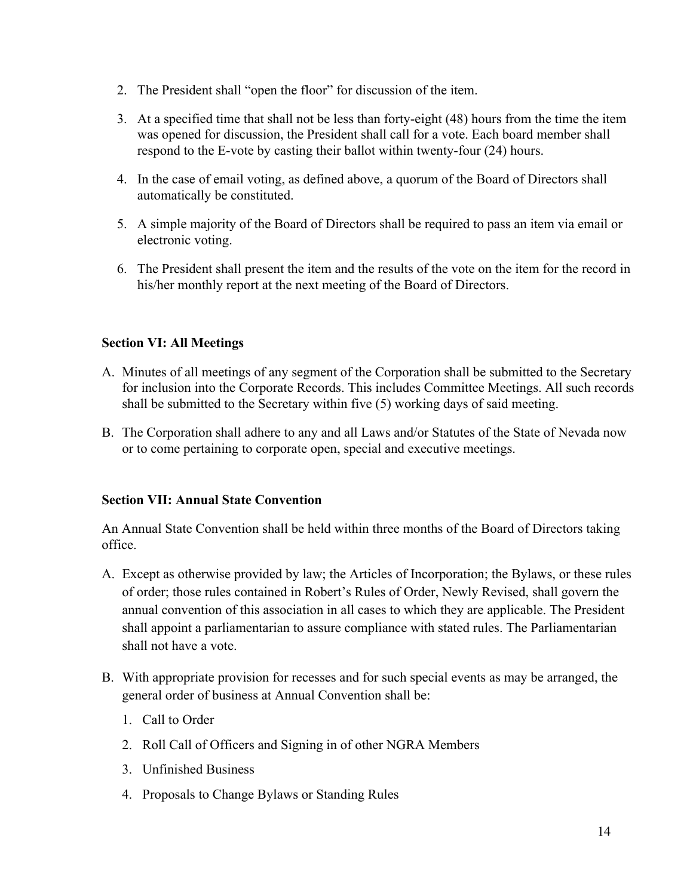2. The President shall “open the floor” for discussion of the item.
3. At a specified time that shall not be less than forty-eight (48) hours from the time the item was opened for discussion, the President shall call for a vote. Each board member shall respond to the E-vote by casting their ballot within twenty-four (24) hours.
4. In the case of email voting, as defined above, a quorum of the Board of Directors shall automatically be constituted.
5. A simple majority of the Board of Directors shall be required to pass an item via email or electronic voting.
6. The President shall present the item and the results of the vote on the item for the record in his/her monthly report at the next meeting of the Board of Directors.

**Section VI: All Meetings**

A. Minutes of all meetings of any segment of the Corporation shall be submitted to the Secretary for inclusion into the Corporate Records. This includes Committee Meetings. All such records shall be submitted to the Secretary within five (5) working days of said meeting.

B. The Corporation shall adhere to any and all Laws and/or Statutes of the State of Nevada now or to come pertaining to corporate open, special and executive meetings.

**Section VII: Annual State Convention**

An Annual State Convention shall be held within three months of the Board of Directors taking office.

A. Except as otherwise provided by law; the Articles of Incorporation; the Bylaws, or these rules of order; those rules contained in Robert’s Rules of Order, Newly Revised, shall govern the annual convention of this association in all cases to which they are applicable. The President shall appoint a parliamentarian to assure compliance with stated rules. The Parliamentarian shall not have a vote.

B. With appropriate provision for recesses and for such special events as may be arranged, the general order of business at Annual Convention shall be:

   1. Call to Order
   2. Roll Call of Officers and Signing in of other NGRA Members
   3. Unfinished Business
   4. Proposals to Change Bylaws or Standing Rules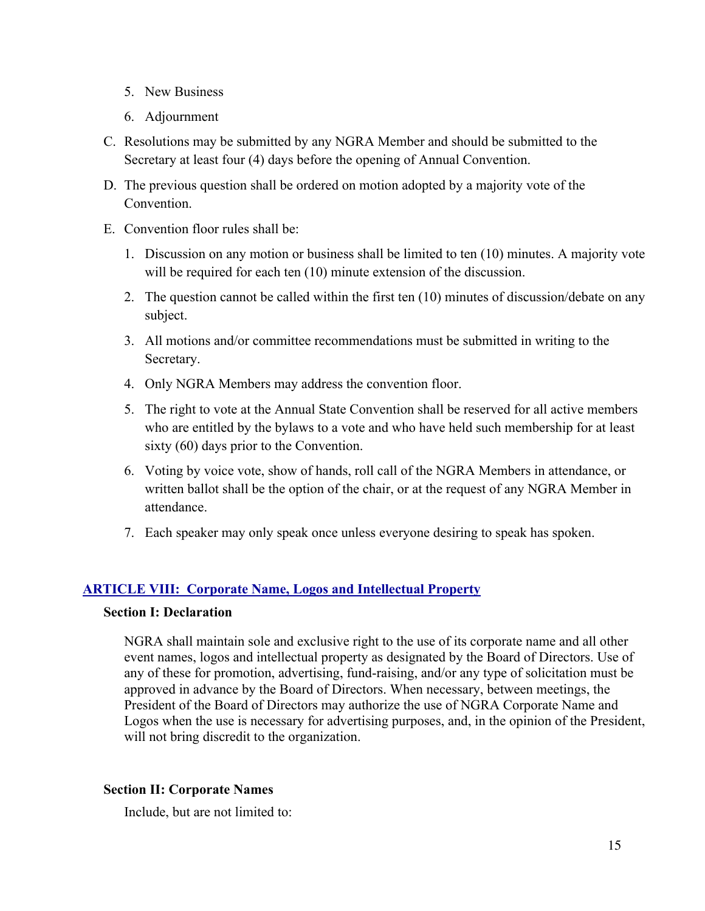5. New Business
6. Adjournment

C. Resolutions may be submitted by any NGRA Member and should be submitted to the Secretary at least four (4) days before the opening of Annual Convention.

D. The previous question shall be ordered on motion adopted by a majority vote of the Convention.

E. Convention floor rules shall be:

1. Discussion on any motion or business shall be limited to ten (10) minutes. A majority vote will be required for each ten (10) minute extension of the discussion.
2. The question cannot be called within the first ten (10) minutes of discussion/debate on any subject.
3. All motions and/or committee recommendations must be submitted in writing to the Secretary.
4. Only NGRA Members may address the convention floor.
5. The right to vote at the Annual State Convention shall be reserved for all active members who are entitled by the bylaws to a vote and who have held such membership for at least sixty (60) days prior to the Convention.
6. Voting by voice vote, show of hands, roll call of the NGRA Members in attendance, or written ballot shall be the option of the chair, or at the request of any NGRA Member in attendance.
7. Each speaker may only speak once unless everyone desiring to speak has spoken.

## ARTICLE VIII: Corporate Name, Logos and Intellectual Property

### Section I: Declaration

NGRA shall maintain sole and exclusive right to the use of its corporate name and all other event names, logos and intellectual property as designated by the Board of Directors. Use of any of these for promotion, advertising, fund-raising, and/or any type of solicitation must be approved in advance by the Board of Directors. When necessary, between meetings, the President of the Board of Directors may authorize the use of NGRA Corporate Name and Logos when the use is necessary for advertising purposes, and, in the opinion of the President, will not bring discredit to the organization.

### Section II: Corporate Names

Include, but are not limited to: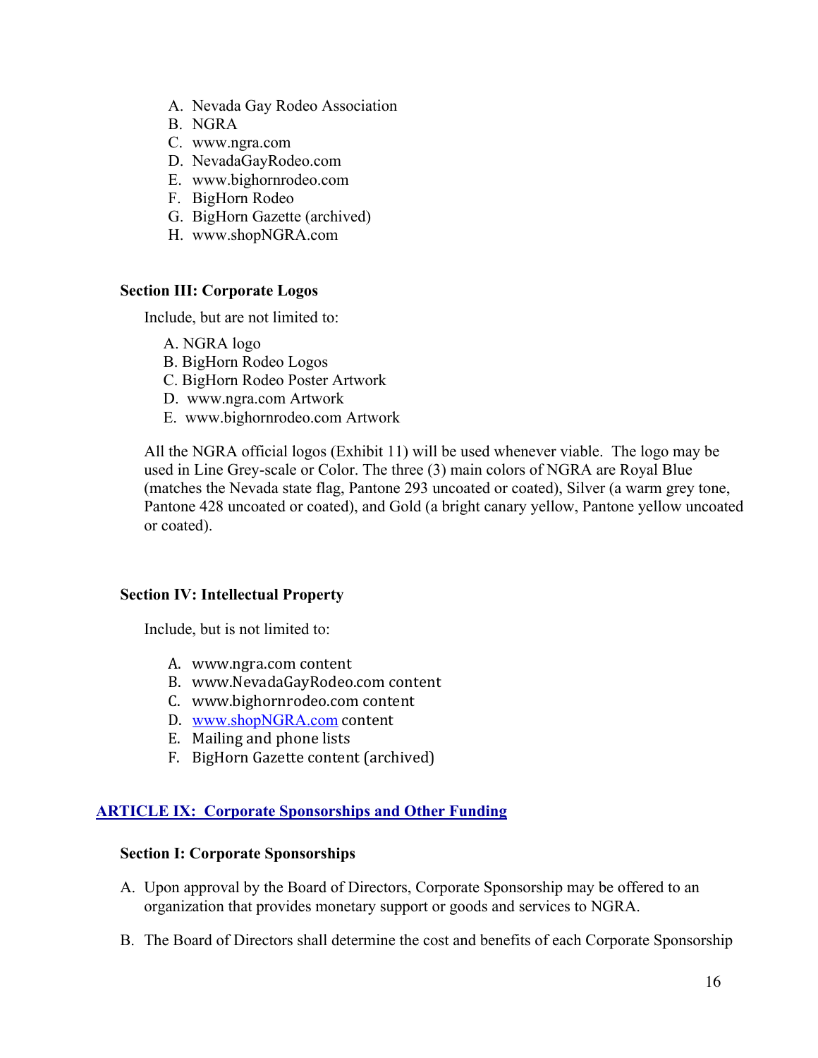A. Nevada Gay Rodeo Association
B. NGRA
C. www.ngra.com
D. NevadaGayRodeo.com
E. www.bighornrodeo.com
F. BigHorn Rodeo
G. BigHorn Gazette (archived)
H. www.shopNGRA.com

**Section III: Corporate Logos**

Include, but are not limited to:

A. NGRA logo
B. BigHorn Rodeo Logos
C. BigHorn Rodeo Poster Artwork
D. www.ngra.com Artwork
E. www.bighornrodeo.com Artwork

All the NGRA official logos (Exhibit 11) will be used whenever viable. The logo may be used in Line Grey-scale or Color. The three (3) main colors of NGRA are Royal Blue (matches the Nevada state flag, Pantone 293 uncoated or coated), Silver (a warm grey tone, Pantone 428 uncoated or coated), and Gold (a bright canary yellow, Pantone yellow uncoated or coated).

**Section IV: Intellectual Property**

Include, but is not limited to:

A. www.ngra.com content
B. www.NevadaGayRodeo.com content
C. www.bighornrodeo.com content
D. www.shopNGRA.com content
E. Mailing and phone lists
F. BigHorn Gazette content (archived)

## ARTICLE IX: Corporate Sponsorships and Other Funding

**Section I: Corporate Sponsorships**

A. Upon approval by the Board of Directors, Corporate Sponsorship may be offered to an organization that provides monetary support or goods and services to NGRA.

B. The Board of Directors shall determine the cost and benefits of each Corporate Sponsorship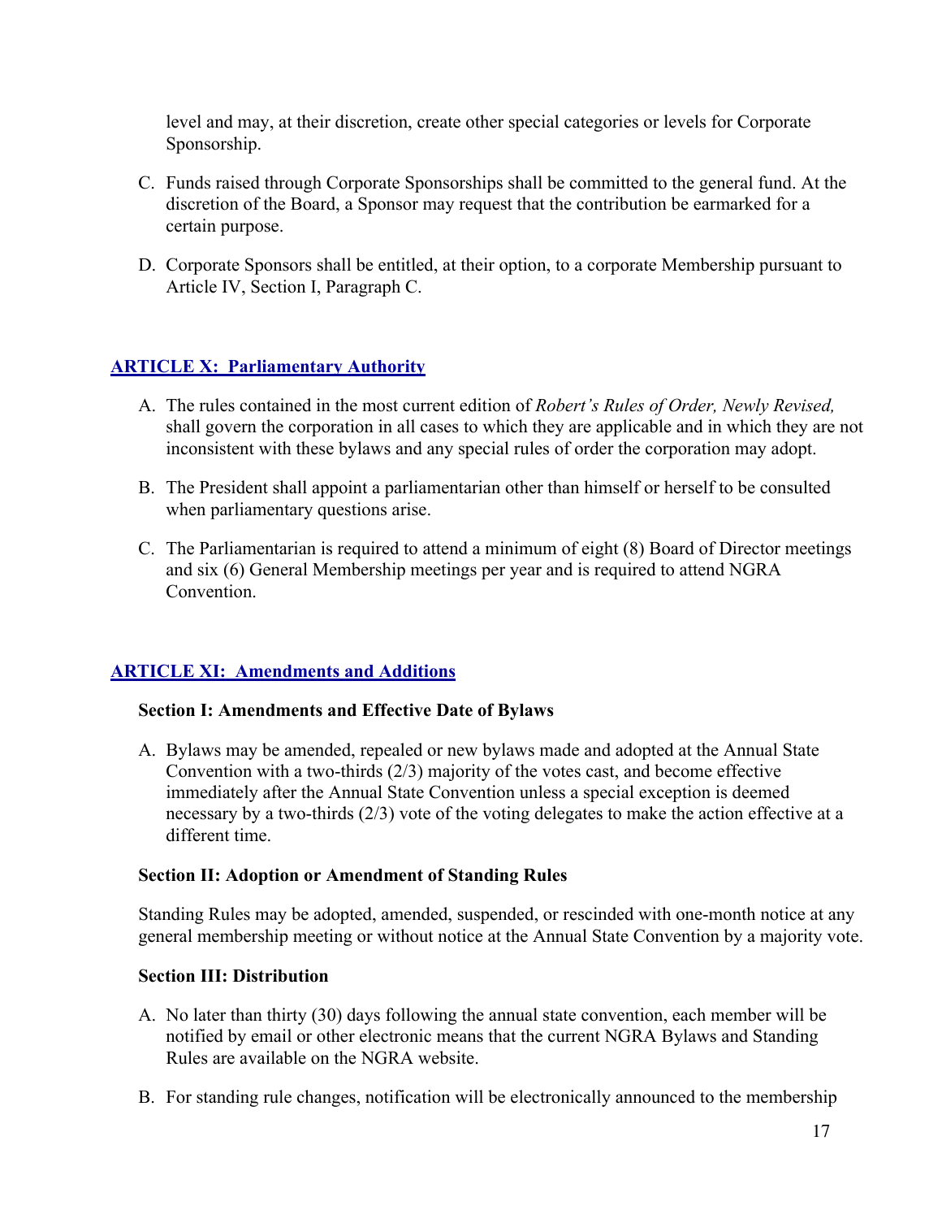level and may, at their discretion, create other special categories or levels for Corporate Sponsorship.

C. Funds raised through Corporate Sponsorships shall be committed to the general fund. At the discretion of the Board, a Sponsor may request that the contribution be earmarked for a certain purpose.

D. Corporate Sponsors shall be entitled, at their option, to a corporate Membership pursuant to Article IV, Section I, Paragraph C.

## ARTICLE X: Parliamentary Authority

A. The rules contained in the most current edition of *Robert's Rules of Order, Newly Revised,* shall govern the corporation in all cases to which they are applicable and in which they are not inconsistent with these bylaws and any special rules of order the corporation may adopt.

B. The President shall appoint a parliamentarian other than himself or herself to be consulted when parliamentary questions arise.

C. The Parliamentarian is required to attend a minimum of eight (8) Board of Director meetings and six (6) General Membership meetings per year and is required to attend NGRA Convention.

## ARTICLE XI: Amendments and Additions

### Section I: Amendments and Effective Date of Bylaws

A. Bylaws may be amended, repealed or new bylaws made and adopted at the Annual State Convention with a two-thirds (2/3) majority of the votes cast, and become effective immediately after the Annual State Convention unless a special exception is deemed necessary by a two-thirds (2/3) vote of the voting delegates to make the action effective at a different time.

### Section II: Adoption or Amendment of Standing Rules

Standing Rules may be adopted, amended, suspended, or rescinded with one-month notice at any general membership meeting or without notice at the Annual State Convention by a majority vote.

### Section III: Distribution

A. No later than thirty (30) days following the annual state convention, each member will be notified by email or other electronic means that the current NGRA Bylaws and Standing Rules are available on the NGRA website.

B. For standing rule changes, notification will be electronically announced to the membership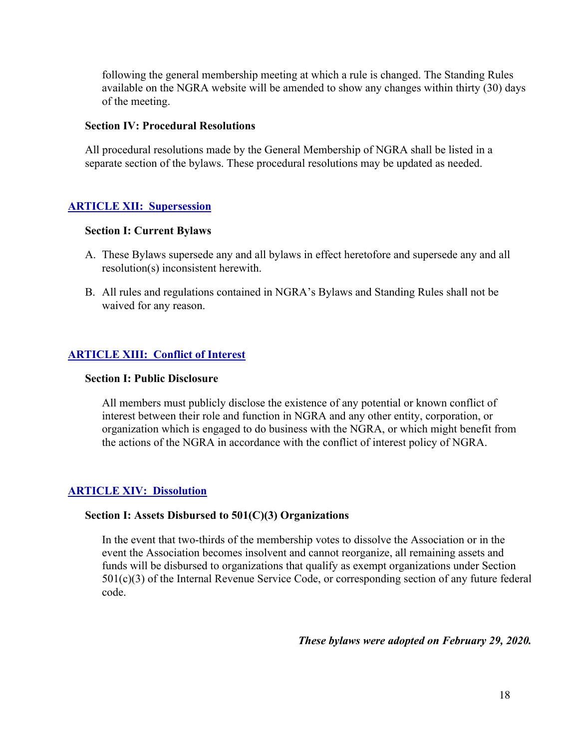following the general membership meeting at which a rule is changed. The Standing Rules available on the NGRA website will be amended to show any changes within thirty (30) days of the meeting.

**Section IV: Procedural Resolutions**

All procedural resolutions made by the General Membership of NGRA shall be listed in a separate section of the bylaws. These procedural resolutions may be updated as needed.

## ARTICLE XII: Supersession

**Section I: Current Bylaws**

A. These Bylaws supersede any and all bylaws in effect heretofore and supersede any and all resolution(s) inconsistent herewith.

B. All rules and regulations contained in NGRA's Bylaws and Standing Rules shall not be waived for any reason.

## ARTICLE XIII: Conflict of Interest

**Section I: Public Disclosure**

All members must publicly disclose the existence of any potential or known conflict of interest between their role and function in NGRA and any other entity, corporation, or organization which is engaged to do business with the NGRA, or which might benefit from the actions of the NGRA in accordance with the conflict of interest policy of NGRA.

## ARTICLE XIV: Dissolution

**Section I: Assets Disbursed to 501(C)(3) Organizations**

In the event that two-thirds of the membership votes to dissolve the Association or in the event the Association becomes insolvent and cannot reorganize, all remaining assets and funds will be disbursed to organizations that qualify as exempt organizations under Section 501(c)(3) of the Internal Revenue Service Code, or corresponding section of any future federal code.

***These bylaws were adopted on February 29, 2020.***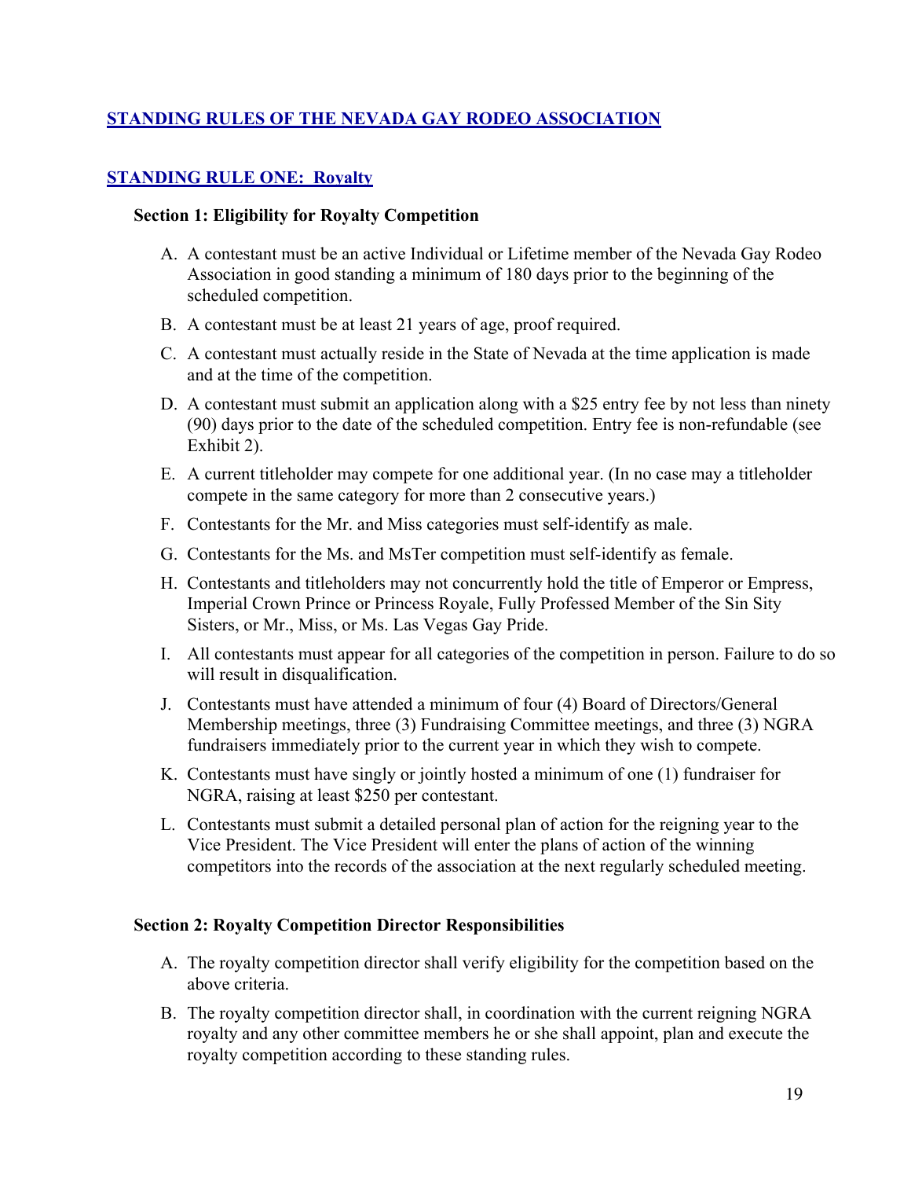## STANDING RULES OF THE NEVADA GAY RODEO ASSOCIATION

## STANDING RULE ONE: Royalty

### Section 1: Eligibility for Royalty Competition

A. A contestant must be an active Individual or Lifetime member of the Nevada Gay Rodeo Association in good standing a minimum of 180 days prior to the beginning of the scheduled competition.

B. A contestant must be at least 21 years of age, proof required.

C. A contestant must actually reside in the State of Nevada at the time application is made and at the time of the competition.

D. A contestant must submit an application along with a $25 entry fee by not less than ninety (90) days prior to the date of the scheduled competition. Entry fee is non-refundable (see Exhibit 2).

E. A current titleholder may compete for one additional year. (In no case may a titleholder compete in the same category for more than 2 consecutive years.)

F. Contestants for the Mr. and Miss categories must self-identify as male.

G. Contestants for the Ms. and MsTer competition must self-identify as female.

H. Contestants and titleholders may not concurrently hold the title of Emperor or Empress, Imperial Crown Prince or Princess Royale, Fully Professed Member of the Sin Sity Sisters, or Mr., Miss, or Ms. Las Vegas Gay Pride.

I. All contestants must appear for all categories of the competition in person. Failure to do so will result in disqualification.

J. Contestants must have attended a minimum of four (4) Board of Directors/General Membership meetings, three (3) Fundraising Committee meetings, and three (3) NGRA fundraisers immediately prior to the current year in which they wish to compete.

K. Contestants must have singly or jointly hosted a minimum of one (1) fundraiser for NGRA, raising at least $250 per contestant.

L. Contestants must submit a detailed personal plan of action for the reigning year to the Vice President. The Vice President will enter the plans of action of the winning competitors into the records of the association at the next regularly scheduled meeting.

### Section 2: Royalty Competition Director Responsibilities

A. The royalty competition director shall verify eligibility for the competition based on the above criteria.

B. The royalty competition director shall, in coordination with the current reigning NGRA royalty and any other committee members he or she shall appoint, plan and execute the royalty competition according to these standing rules.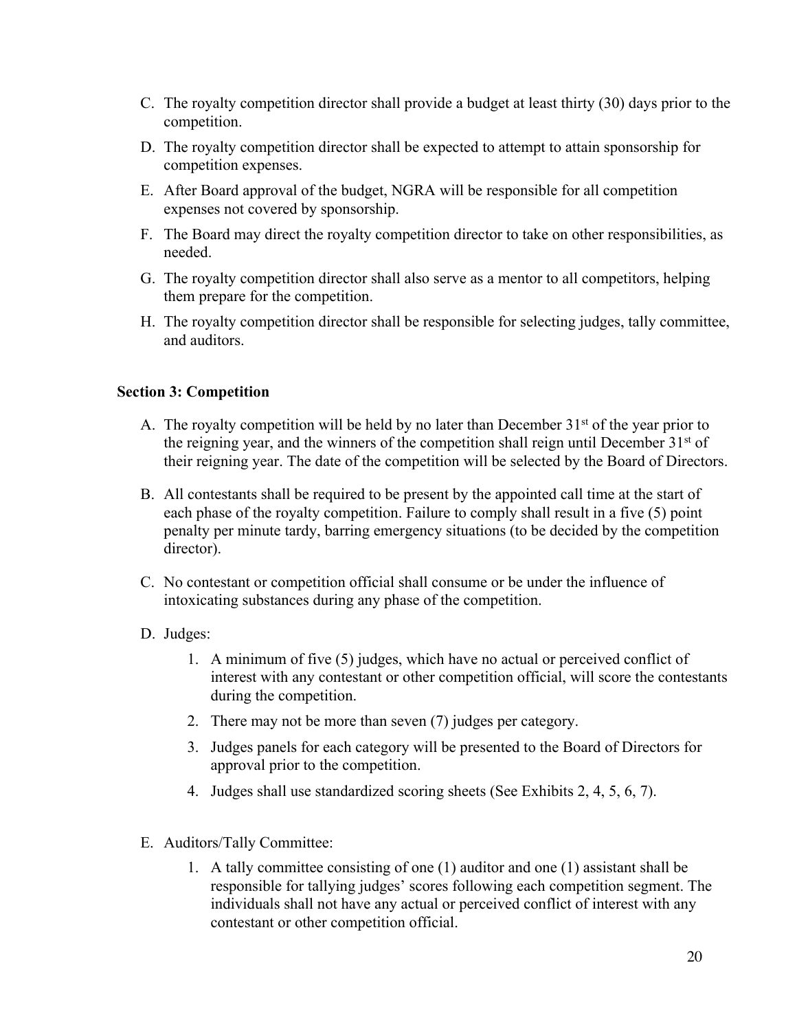C. The royalty competition director shall provide a budget at least thirty (30) days prior to the competition.

D. The royalty competition director shall be expected to attempt to attain sponsorship for competition expenses.

E. After Board approval of the budget, NGRA will be responsible for all competition expenses not covered by sponsorship.

F. The Board may direct the royalty competition director to take on other responsibilities, as needed.

G. The royalty competition director shall also serve as a mentor to all competitors, helping them prepare for the competition.

H. The royalty competition director shall be responsible for selecting judges, tally committee, and auditors.

**Section 3: Competition**

A. The royalty competition will be held by no later than December 31st of the year prior to the reigning year, and the winners of the competition shall reign until December 31st of their reigning year. The date of the competition will be selected by the Board of Directors.

B. All contestants shall be required to be present by the appointed call time at the start of each phase of the royalty competition. Failure to comply shall result in a five (5) point penalty per minute tardy, barring emergency situations (to be decided by the competition director).

C. No contestant or competition official shall consume or be under the influence of intoxicating substances during any phase of the competition.

D. Judges:

1. A minimum of five (5) judges, which have no actual or perceived conflict of interest with any contestant or other competition official, will score the contestants during the competition.
2. There may not be more than seven (7) judges per category.
3. Judges panels for each category will be presented to the Board of Directors for approval prior to the competition.
4. Judges shall use standardized scoring sheets (See Exhibits 2, 4, 5, 6, 7).

E. Auditors/Tally Committee:

1. A tally committee consisting of one (1) auditor and one (1) assistant shall be responsible for tallying judges' scores following each competition segment. The individuals shall not have any actual or perceived conflict of interest with any contestant or other competition official.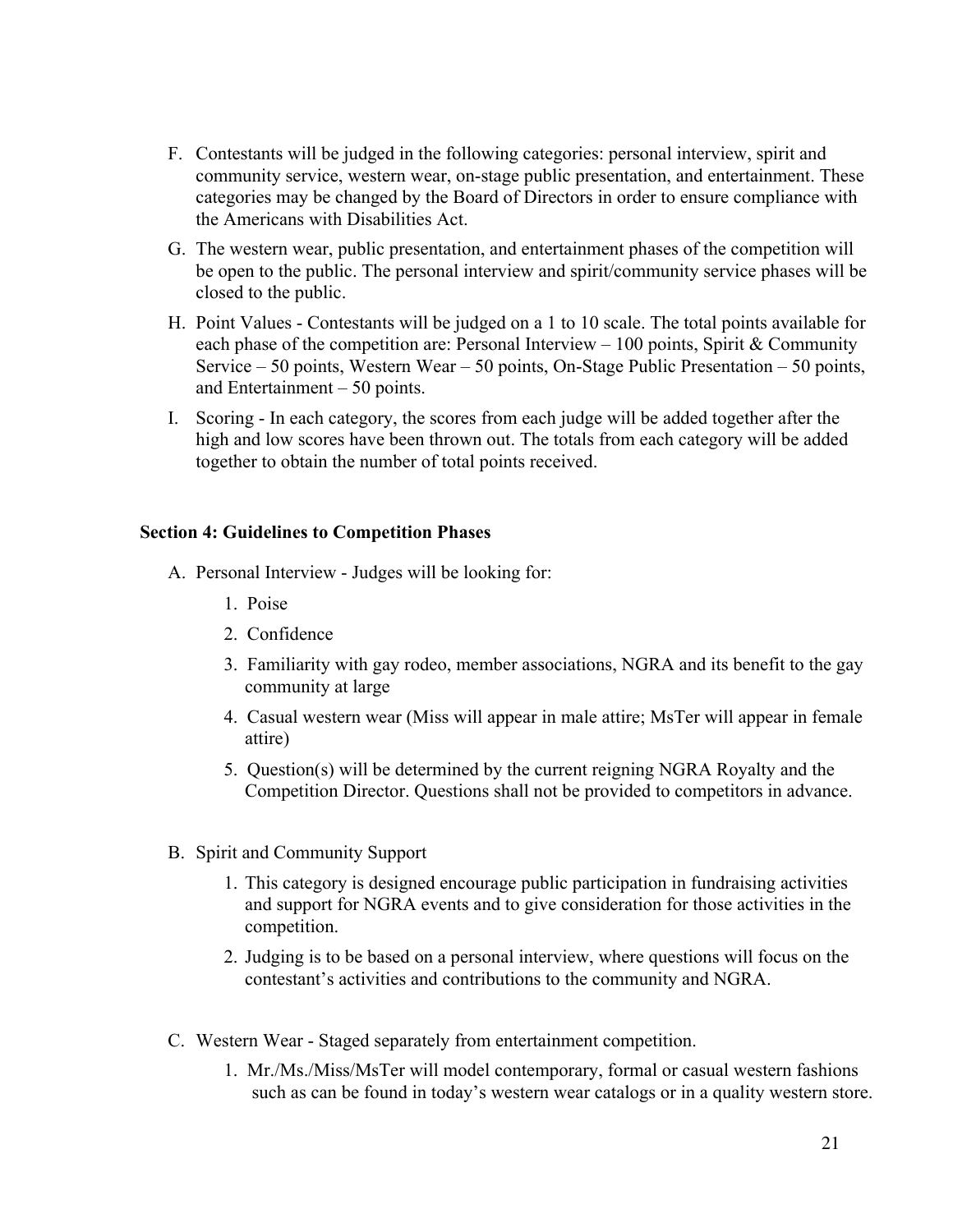F. Contestants will be judged in the following categories: personal interview, spirit and community service, western wear, on-stage public presentation, and entertainment. These categories may be changed by the Board of Directors in order to ensure compliance with the Americans with Disabilities Act.

G. The western wear, public presentation, and entertainment phases of the competition will be open to the public. The personal interview and spirit/community service phases will be closed to the public.

H. Point Values - Contestants will be judged on a 1 to 10 scale. The total points available for each phase of the competition are: Personal Interview – 100 points, Spirit & Community Service – 50 points, Western Wear – 50 points, On-Stage Public Presentation – 50 points, and Entertainment – 50 points.

I. Scoring - In each category, the scores from each judge will be added together after the high and low scores have been thrown out. The totals from each category will be added together to obtain the number of total points received.

**Section 4: Guidelines to Competition Phases**

A. Personal Interview - Judges will be looking for:

   1. Poise
   2. Confidence
   3. Familiarity with gay rodeo, member associations, NGRA and its benefit to the gay community at large
   4. Casual western wear (Miss will appear in male attire; MsTer will appear in female attire)
   5. Question(s) will be determined by the current reigning NGRA Royalty and the Competition Director. Questions shall not be provided to competitors in advance.

B. Spirit and Community Support

   1. This category is designed encourage public participation in fundraising activities and support for NGRA events and to give consideration for those activities in the competition.
   2. Judging is to be based on a personal interview, where questions will focus on the contestant's activities and contributions to the community and NGRA.

C. Western Wear - Staged separately from entertainment competition.

   1. Mr./Ms./Miss/MsTer will model contemporary, formal or casual western fashions such as can be found in today's western wear catalogs or in a quality western store.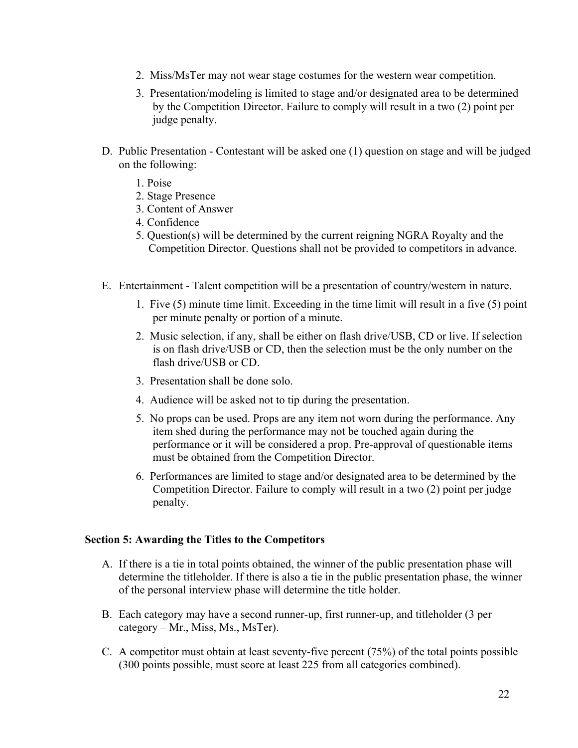2. Miss/MsTer may not wear stage costumes for the western wear competition.
3. Presentation/modeling is limited to stage and/or designated area to be determined by the Competition Director. Failure to comply will result in a two (2) point per judge penalty.

D. Public Presentation - Contestant will be asked one (1) question on stage and will be judged on the following:
   1. Poise
   2. Stage Presence
   3. Content of Answer
   4. Confidence
   5. Question(s) will be determined by the current reigning NGRA Royalty and the Competition Director. Questions shall not be provided to competitors in advance.

E. Entertainment - Talent competition will be a presentation of country/western in nature.
   1. Five (5) minute time limit. Exceeding in the time limit will result in a five (5) point per minute penalty or portion of a minute.
   2. Music selection, if any, shall be either on flash drive/USB, CD or live. If selection is on flash drive/USB or CD, then the selection must be the only number on the flash drive/USB or CD.
   3. Presentation shall be done solo.
   4. Audience will be asked not to tip during the presentation.
   5. No props can be used. Props are any item not worn during the performance. Any item shed during the performance may not be touched again during the performance or it will be considered a prop. Pre-approval of questionable items must be obtained from the Competition Director.
   6. Performances are limited to stage and/or designated area to be determined by the Competition Director. Failure to comply will result in a two (2) point per judge penalty.

**Section 5: Awarding the Titles to the Competitors**

A. If there is a tie in total points obtained, the winner of the public presentation phase will determine the titleholder. If there is also a tie in the public presentation phase, the winner of the personal interview phase will determine the title holder.

B. Each category may have a second runner-up, first runner-up, and titleholder (3 per category – Mr., Miss, Ms., MsTer).

C. A competitor must obtain at least seventy-five percent (75%) of the total points possible (300 points possible, must score at least 225 from all categories combined).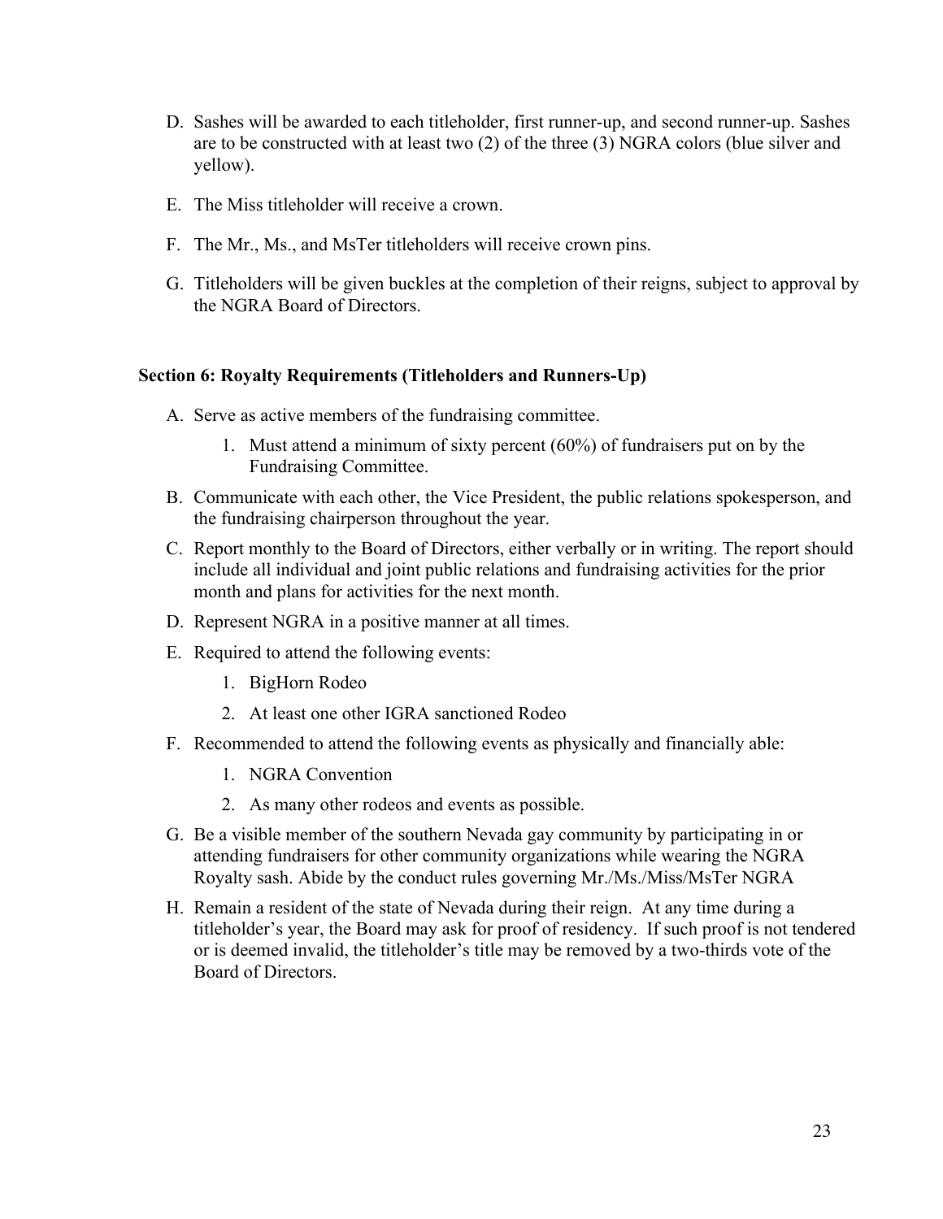D. Sashes will be awarded to each titleholder, first runner-up, and second runner-up. Sashes are to be constructed with at least two (2) of the three (3) NGRA colors (blue silver and yellow).

E. The Miss titleholder will receive a crown.

F. The Mr., Ms., and MsTer titleholders will receive crown pins.

G. Titleholders will be given buckles at the completion of their reigns, subject to approval by the NGRA Board of Directors.

**Section 6: Royalty Requirements (Titleholders and Runners-Up)**

A. Serve as active members of the fundraising committee.
   1. Must attend a minimum of sixty percent (60%) of fundraisers put on by the Fundraising Committee.

B. Communicate with each other, the Vice President, the public relations spokesperson, and the fundraising chairperson throughout the year.

C. Report monthly to the Board of Directors, either verbally or in writing. The report should include all individual and joint public relations and fundraising activities for the prior month and plans for activities for the next month.

D. Represent NGRA in a positive manner at all times.

E. Required to attend the following events:
   1. BigHorn Rodeo
   2. At least one other IGRA sanctioned Rodeo

F. Recommended to attend the following events as physically and financially able:
   1. NGRA Convention
   2. As many other rodeos and events as possible.

G. Be a visible member of the southern Nevada gay community by participating in or attending fundraisers for other community organizations while wearing the NGRA Royalty sash. Abide by the conduct rules governing Mr./Ms./Miss/MsTer NGRA

H. Remain a resident of the state of Nevada during their reign. At any time during a titleholder's year, the Board may ask for proof of residency. If such proof is not tendered or is deemed invalid, the titleholder's title may be removed by a two-thirds vote of the Board of Directors.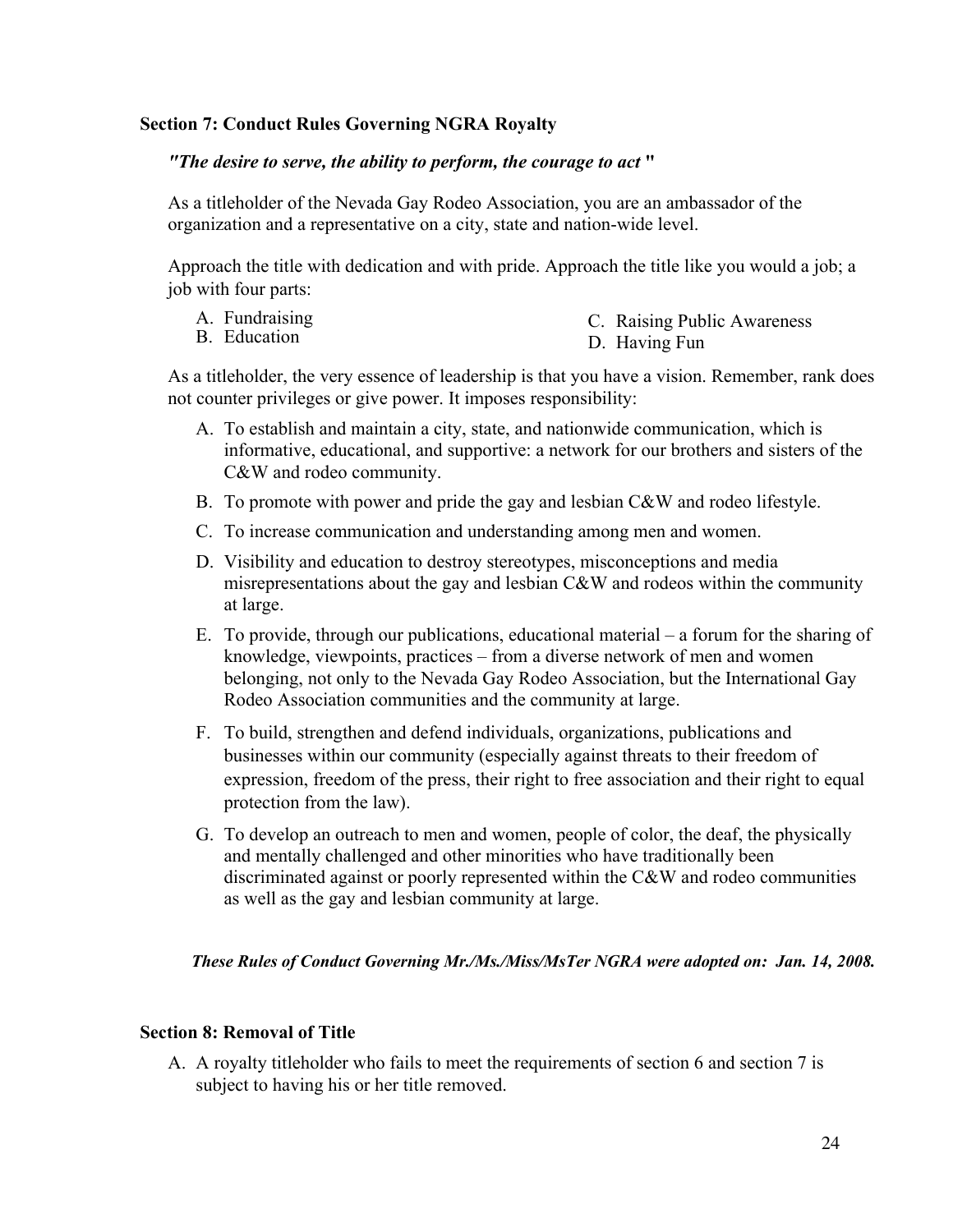### Section 7: Conduct Rules Governing NGRA Royalty

***"The desire to serve, the ability to perform, the courage to act "***

As a titleholder of the Nevada Gay Rodeo Association, you are an ambassador of the organization and a representative on a city, state and nation-wide level.

Approach the title with dedication and with pride. Approach the title like you would a job; a job with four parts:

A. Fundraising
B. Education
C. Raising Public Awareness
D. Having Fun

As a titleholder, the very essence of leadership is that you have a vision. Remember, rank does not counter privileges or give power. It imposes responsibility:

A. To establish and maintain a city, state, and nationwide communication, which is informative, educational, and supportive: a network for our brothers and sisters of the C&W and rodeo community.
B. To promote with power and pride the gay and lesbian C&W and rodeo lifestyle.
C. To increase communication and understanding among men and women.
D. Visibility and education to destroy stereotypes, misconceptions and media misrepresentations about the gay and lesbian C&W and rodeos within the community at large.
E. To provide, through our publications, educational material – a forum for the sharing of knowledge, viewpoints, practices – from a diverse network of men and women belonging, not only to the Nevada Gay Rodeo Association, but the International Gay Rodeo Association communities and the community at large.
F. To build, strengthen and defend individuals, organizations, publications and businesses within our community (especially against threats to their freedom of expression, freedom of the press, their right to free association and their right to equal protection from the law).
G. To develop an outreach to men and women, people of color, the deaf, the physically and mentally challenged and other minorities who have traditionally been discriminated against or poorly represented within the C&W and rodeo communities as well as the gay and lesbian community at large.

***These Rules of Conduct Governing Mr./Ms./Miss/MsTer NGRA were adopted on: Jan. 14, 2008.***

### Section 8: Removal of Title

A. A royalty titleholder who fails to meet the requirements of section 6 and section 7 is subject to having his or her title removed.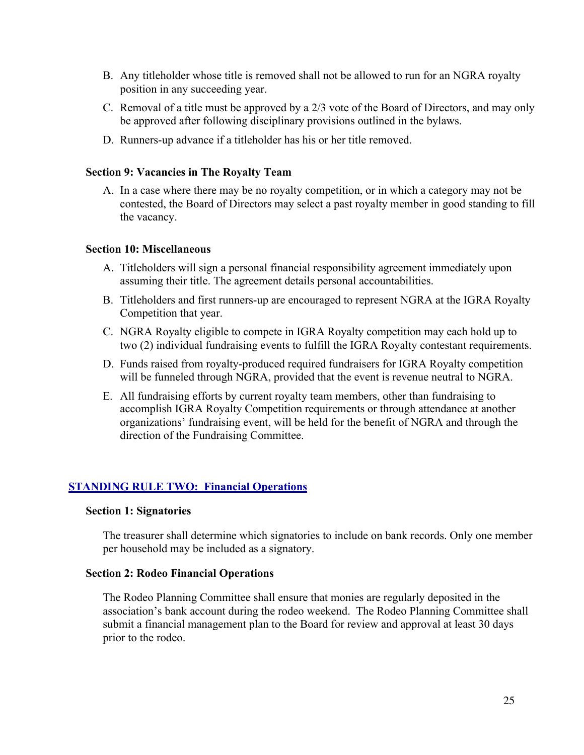B. Any titleholder whose title is removed shall not be allowed to run for an NGRA royalty position in any succeeding year.

C. Removal of a title must be approved by a 2/3 vote of the Board of Directors, and may only be approved after following disciplinary provisions outlined in the bylaws.

D. Runners-up advance if a titleholder has his or her title removed.

**Section 9: Vacancies in The Royalty Team**

A. In a case where there may be no royalty competition, or in which a category may not be contested, the Board of Directors may select a past royalty member in good standing to fill the vacancy.

**Section 10: Miscellaneous**

A. Titleholders will sign a personal financial responsibility agreement immediately upon assuming their title. The agreement details personal accountabilities.

B. Titleholders and first runners-up are encouraged to represent NGRA at the IGRA Royalty Competition that year.

C. NGRA Royalty eligible to compete in IGRA Royalty competition may each hold up to two (2) individual fundraising events to fulfill the IGRA Royalty contestant requirements.

D. Funds raised from royalty-produced required fundraisers for IGRA Royalty competition will be funneled through NGRA, provided that the event is revenue neutral to NGRA.

E. All fundraising efforts by current royalty team members, other than fundraising to accomplish IGRA Royalty Competition requirements or through attendance at another organizations' fundraising event, will be held for the benefit of NGRA and through the direction of the Fundraising Committee.

## STANDING RULE TWO: Financial Operations

**Section 1: Signatories**

The treasurer shall determine which signatories to include on bank records. Only one member per household may be included as a signatory.

**Section 2: Rodeo Financial Operations**

The Rodeo Planning Committee shall ensure that monies are regularly deposited in the association's bank account during the rodeo weekend. The Rodeo Planning Committee shall submit a financial management plan to the Board for review and approval at least 30 days prior to the rodeo.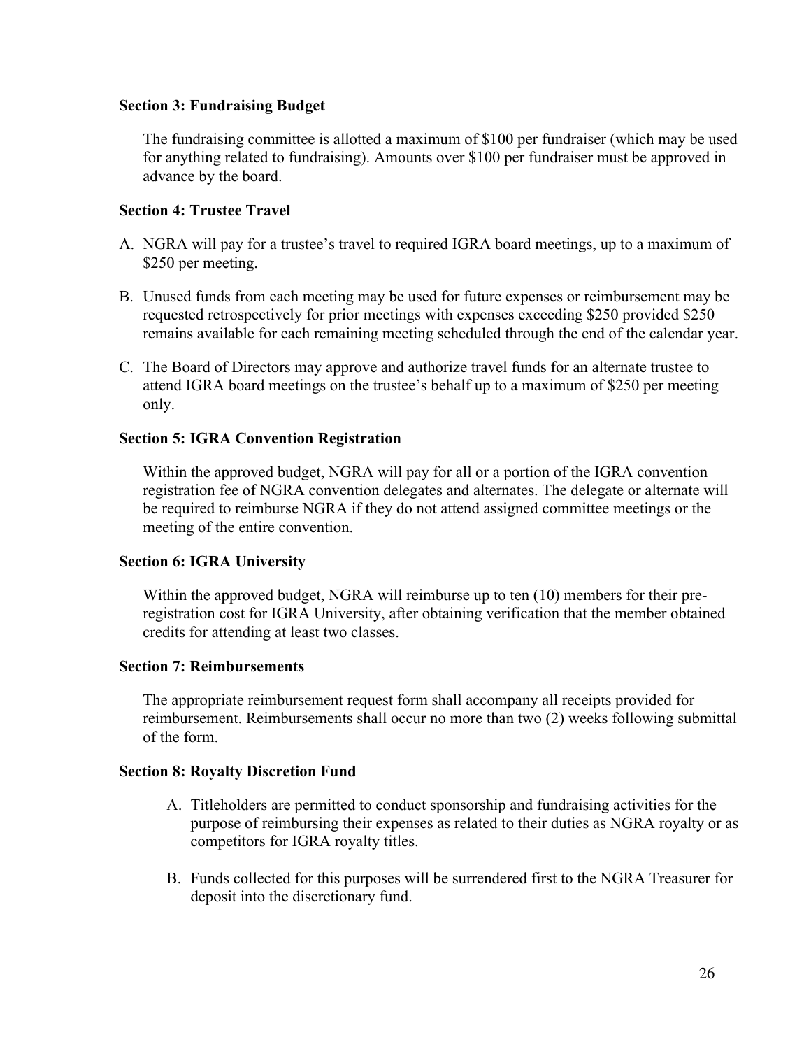**Section 3: Fundraising Budget**

The fundraising committee is allotted a maximum of $100 per fundraiser (which may be used for anything related to fundraising). Amounts over $100 per fundraiser must be approved in advance by the board.

**Section 4: Trustee Travel**

A. NGRA will pay for a trustee's travel to required IGRA board meetings, up to a maximum of $250 per meeting.

B. Unused funds from each meeting may be used for future expenses or reimbursement may be requested retrospectively for prior meetings with expenses exceeding $250 provided $250 remains available for each remaining meeting scheduled through the end of the calendar year.

C. The Board of Directors may approve and authorize travel funds for an alternate trustee to attend IGRA board meetings on the trustee's behalf up to a maximum of $250 per meeting only.

**Section 5: IGRA Convention Registration**

Within the approved budget, NGRA will pay for all or a portion of the IGRA convention registration fee of NGRA convention delegates and alternates. The delegate or alternate will be required to reimburse NGRA if they do not attend assigned committee meetings or the meeting of the entire convention.

**Section 6: IGRA University**

Within the approved budget, NGRA will reimburse up to ten (10) members for their pre-registration cost for IGRA University, after obtaining verification that the member obtained credits for attending at least two classes.

**Section 7: Reimbursements**

The appropriate reimbursement request form shall accompany all receipts provided for reimbursement. Reimbursements shall occur no more than two (2) weeks following submittal of the form.

**Section 8: Royalty Discretion Fund**

A. Titleholders are permitted to conduct sponsorship and fundraising activities for the purpose of reimbursing their expenses as related to their duties as NGRA royalty or as competitors for IGRA royalty titles.

B. Funds collected for this purposes will be surrendered first to the NGRA Treasurer for deposit into the discretionary fund.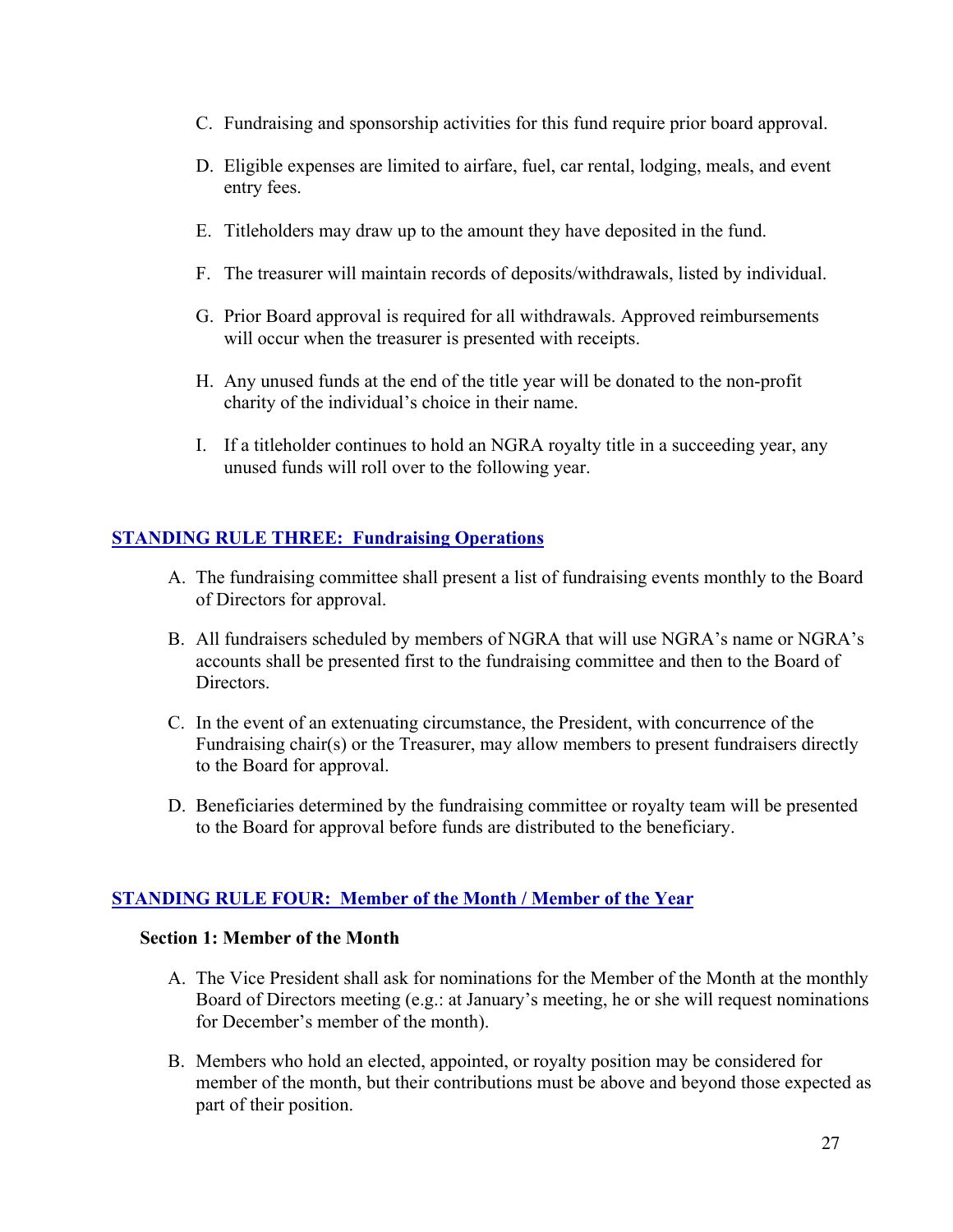C. Fundraising and sponsorship activities for this fund require prior board approval.

D. Eligible expenses are limited to airfare, fuel, car rental, lodging, meals, and event entry fees.

E. Titleholders may draw up to the amount they have deposited in the fund.

F. The treasurer will maintain records of deposits/withdrawals, listed by individual.

G. Prior Board approval is required for all withdrawals. Approved reimbursements will occur when the treasurer is presented with receipts.

H. Any unused funds at the end of the title year will be donated to the non-profit charity of the individual's choice in their name.

I. If a titleholder continues to hold an NGRA royalty title in a succeeding year, any unused funds will roll over to the following year.

## STANDING RULE THREE: Fundraising Operations

A. The fundraising committee shall present a list of fundraising events monthly to the Board of Directors for approval.

B. All fundraisers scheduled by members of NGRA that will use NGRA's name or NGRA's accounts shall be presented first to the fundraising committee and then to the Board of Directors.

C. In the event of an extenuating circumstance, the President, with concurrence of the Fundraising chair(s) or the Treasurer, may allow members to present fundraisers directly to the Board for approval.

D. Beneficiaries determined by the fundraising committee or royalty team will be presented to the Board for approval before funds are distributed to the beneficiary.

## STANDING RULE FOUR: Member of the Month / Member of the Year

### Section 1: Member of the Month

A. The Vice President shall ask for nominations for the Member of the Month at the monthly Board of Directors meeting (e.g.: at January's meeting, he or she will request nominations for December's member of the month).

B. Members who hold an elected, appointed, or royalty position may be considered for member of the month, but their contributions must be above and beyond those expected as part of their position.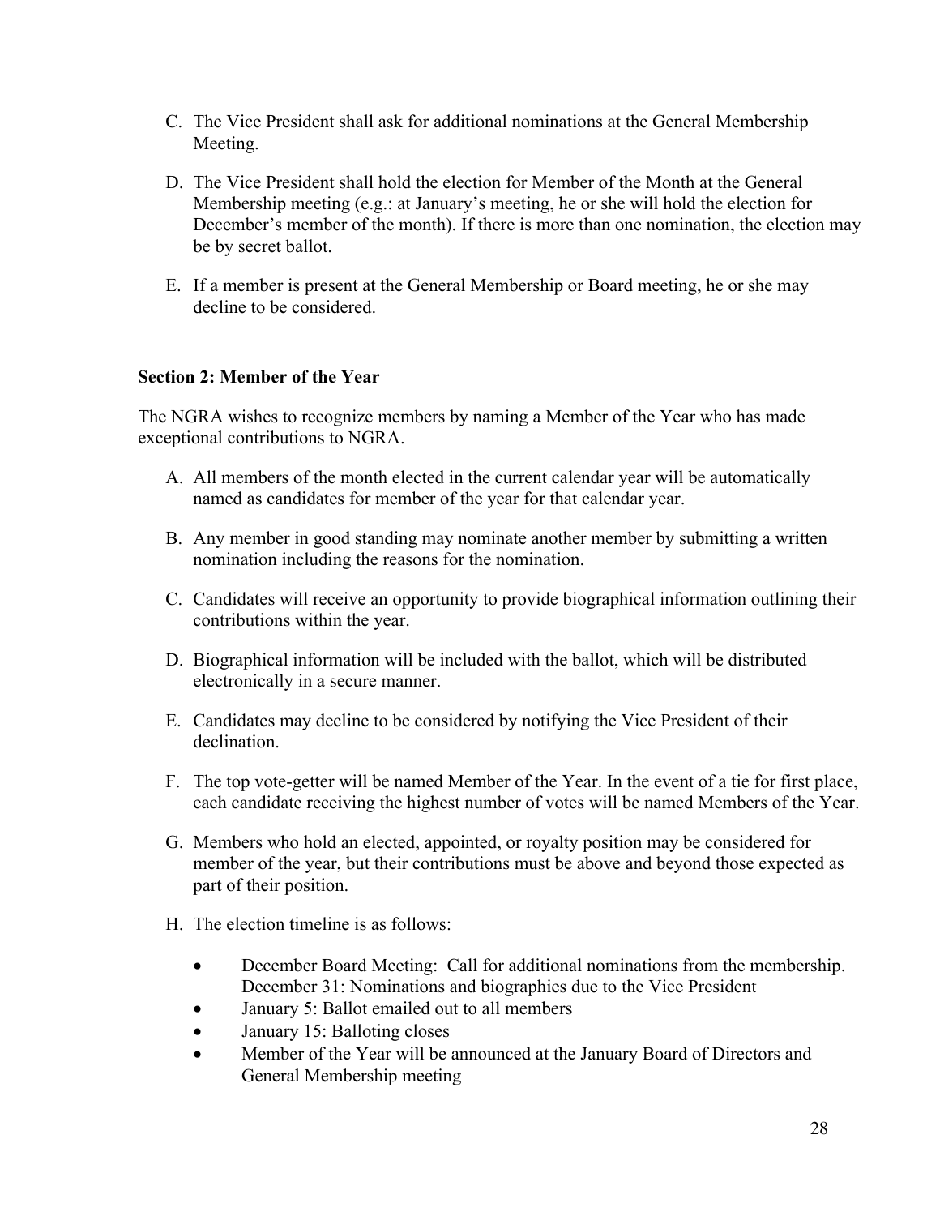C. The Vice President shall ask for additional nominations at the General Membership Meeting.

D. The Vice President shall hold the election for Member of the Month at the General Membership meeting (e.g.: at January's meeting, he or she will hold the election for December's member of the month). If there is more than one nomination, the election may be by secret ballot.

E. If a member is present at the General Membership or Board meeting, he or she may decline to be considered.

**Section 2: Member of the Year**

The NGRA wishes to recognize members by naming a Member of the Year who has made exceptional contributions to NGRA.

A. All members of the month elected in the current calendar year will be automatically named as candidates for member of the year for that calendar year.

B. Any member in good standing may nominate another member by submitting a written nomination including the reasons for the nomination.

C. Candidates will receive an opportunity to provide biographical information outlining their contributions within the year.

D. Biographical information will be included with the ballot, which will be distributed electronically in a secure manner.

E. Candidates may decline to be considered by notifying the Vice President of their declination.

F. The top vote-getter will be named Member of the Year. In the event of a tie for first place, each candidate receiving the highest number of votes will be named Members of the Year.

G. Members who hold an elected, appointed, or royalty position may be considered for member of the year, but their contributions must be above and beyond those expected as part of their position.

H. The election timeline is as follows:

- December Board Meeting: Call for additional nominations from the membership. December 31: Nominations and biographies due to the Vice President
- January 5: Ballot emailed out to all members
- January 15: Balloting closes
- Member of the Year will be announced at the January Board of Directors and General Membership meeting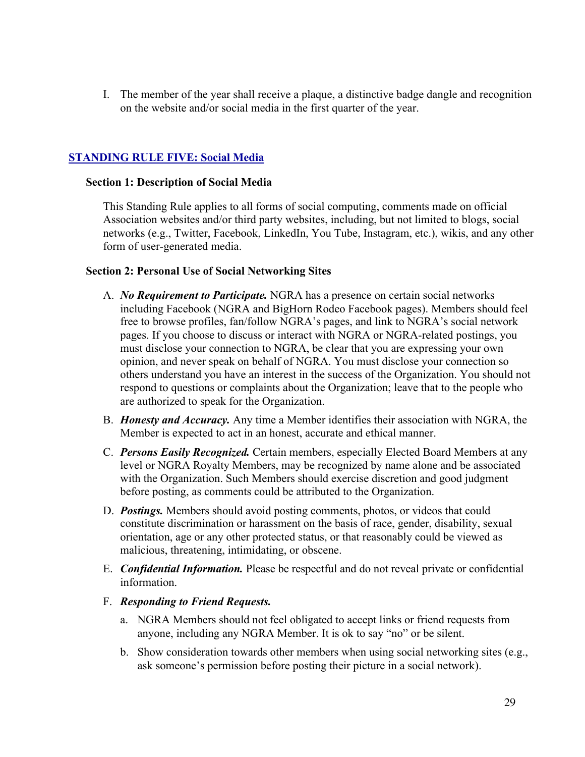I. The member of the year shall receive a plaque, a distinctive badge dangle and recognition on the website and/or social media in the first quarter of the year.

## STANDING RULE FIVE: Social Media

### Section 1: Description of Social Media

This Standing Rule applies to all forms of social computing, comments made on official Association websites and/or third party websites, including, but not limited to blogs, social networks (e.g., Twitter, Facebook, LinkedIn, You Tube, Instagram, etc.), wikis, and any other form of user-generated media.

### Section 2: Personal Use of Social Networking Sites

A. ***No Requirement to Participate.*** NGRA has a presence on certain social networks including Facebook (NGRA and BigHorn Rodeo Facebook pages). Members should feel free to browse profiles, fan/follow NGRA's pages, and link to NGRA's social network pages. If you choose to discuss or interact with NGRA or NGRA-related postings, you must disclose your connection to NGRA, be clear that you are expressing your own opinion, and never speak on behalf of NGRA. You must disclose your connection so others understand you have an interest in the success of the Organization. You should not respond to questions or complaints about the Organization; leave that to the people who are authorized to speak for the Organization.

B. ***Honesty and Accuracy.*** Any time a Member identifies their association with NGRA, the Member is expected to act in an honest, accurate and ethical manner.

C. ***Persons Easily Recognized.*** Certain members, especially Elected Board Members at any level or NGRA Royalty Members, may be recognized by name alone and be associated with the Organization. Such Members should exercise discretion and good judgment before posting, as comments could be attributed to the Organization.

D. ***Postings.*** Members should avoid posting comments, photos, or videos that could constitute discrimination or harassment on the basis of race, gender, disability, sexual orientation, age or any other protected status, or that reasonably could be viewed as malicious, threatening, intimidating, or obscene.

E. ***Confidential Information.*** Please be respectful and do not reveal private or confidential information.

F. ***Responding to Friend Requests.***

   a. NGRA Members should not feel obligated to accept links or friend requests from anyone, including any NGRA Member. It is ok to say "no" or be silent.

   b. Show consideration towards other members when using social networking sites (e.g., ask someone's permission before posting their picture in a social network).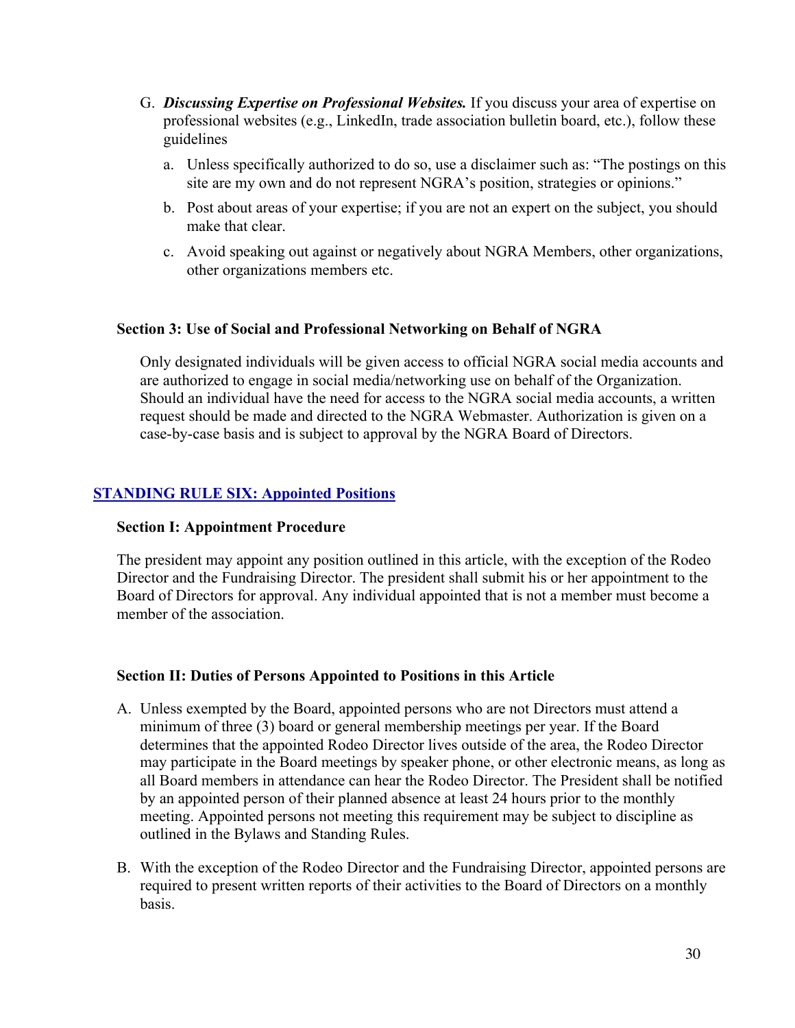G. ***Discussing Expertise on Professional Websites.*** If you discuss your area of expertise on professional websites (e.g., LinkedIn, trade association bulletin board, etc.), follow these guidelines

   a. Unless specifically authorized to do so, use a disclaimer such as: "The postings on this site are my own and do not represent NGRA's position, strategies or opinions."

   b. Post about areas of your expertise; if you are not an expert on the subject, you should make that clear.

   c. Avoid speaking out against or negatively about NGRA Members, other organizations, other organizations members etc.

**Section 3: Use of Social and Professional Networking on Behalf of NGRA**

Only designated individuals will be given access to official NGRA social media accounts and are authorized to engage in social media/networking use on behalf of the Organization. Should an individual have the need for access to the NGRA social media accounts, a written request should be made and directed to the NGRA Webmaster. Authorization is given on a case-by-case basis and is subject to approval by the NGRA Board of Directors.

## STANDING RULE SIX: Appointed Positions

**Section I: Appointment Procedure**

The president may appoint any position outlined in this article, with the exception of the Rodeo Director and the Fundraising Director. The president shall submit his or her appointment to the Board of Directors for approval. Any individual appointed that is not a member must become a member of the association.

**Section II: Duties of Persons Appointed to Positions in this Article**

A. Unless exempted by the Board, appointed persons who are not Directors must attend a minimum of three (3) board or general membership meetings per year. If the Board determines that the appointed Rodeo Director lives outside of the area, the Rodeo Director may participate in the Board meetings by speaker phone, or other electronic means, as long as all Board members in attendance can hear the Rodeo Director. The President shall be notified by an appointed person of their planned absence at least 24 hours prior to the monthly meeting. Appointed persons not meeting this requirement may be subject to discipline as outlined in the Bylaws and Standing Rules.

B. With the exception of the Rodeo Director and the Fundraising Director, appointed persons are required to present written reports of their activities to the Board of Directors on a monthly basis.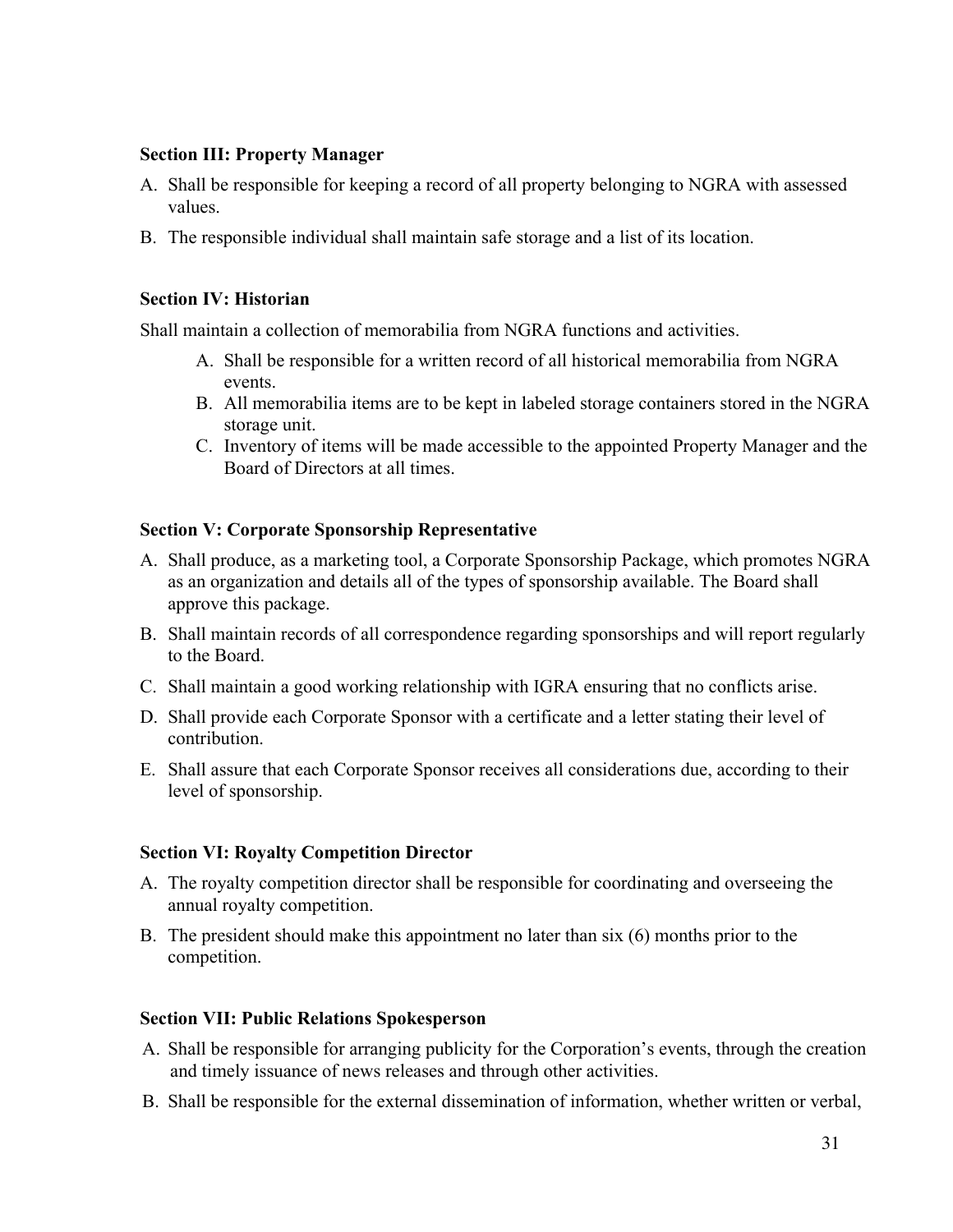**Section III: Property Manager**

A. Shall be responsible for keeping a record of all property belonging to NGRA with assessed values.

B. The responsible individual shall maintain safe storage and a list of its location.

**Section IV: Historian**

Shall maintain a collection of memorabilia from NGRA functions and activities.

A. Shall be responsible for a written record of all historical memorabilia from NGRA events.
B. All memorabilia items are to be kept in labeled storage containers stored in the NGRA storage unit.
C. Inventory of items will be made accessible to the appointed Property Manager and the Board of Directors at all times.

**Section V: Corporate Sponsorship Representative**

A. Shall produce, as a marketing tool, a Corporate Sponsorship Package, which promotes NGRA as an organization and details all of the types of sponsorship available. The Board shall approve this package.

B. Shall maintain records of all correspondence regarding sponsorships and will report regularly to the Board.

C. Shall maintain a good working relationship with IGRA ensuring that no conflicts arise.

D. Shall provide each Corporate Sponsor with a certificate and a letter stating their level of contribution.

E. Shall assure that each Corporate Sponsor receives all considerations due, according to their level of sponsorship.

**Section VI: Royalty Competition Director**

A. The royalty competition director shall be responsible for coordinating and overseeing the annual royalty competition.

B. The president should make this appointment no later than six (6) months prior to the competition.

**Section VII: Public Relations Spokesperson**

A. Shall be responsible for arranging publicity for the Corporation's events, through the creation and timely issuance of news releases and through other activities.

B. Shall be responsible for the external dissemination of information, whether written or verbal,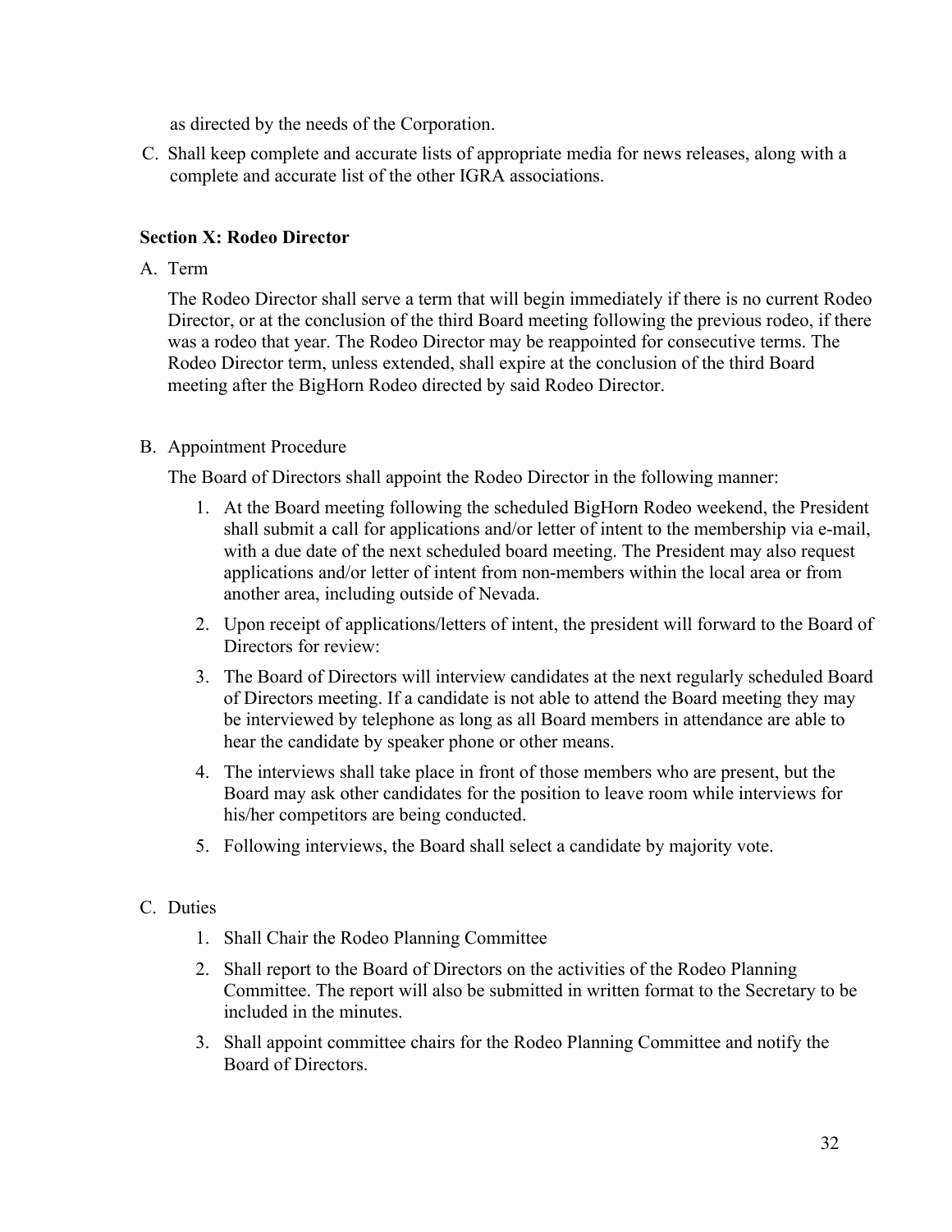as directed by the needs of the Corporation.

C. Shall keep complete and accurate lists of appropriate media for news releases, along with a complete and accurate list of the other IGRA associations.

**Section X: Rodeo Director**

A. Term

The Rodeo Director shall serve a term that will begin immediately if there is no current Rodeo Director, or at the conclusion of the third Board meeting following the previous rodeo, if there was a rodeo that year. The Rodeo Director may be reappointed for consecutive terms. The Rodeo Director term, unless extended, shall expire at the conclusion of the third Board meeting after the BigHorn Rodeo directed by said Rodeo Director.

B. Appointment Procedure

The Board of Directors shall appoint the Rodeo Director in the following manner:

1. At the Board meeting following the scheduled BigHorn Rodeo weekend, the President shall submit a call for applications and/or letter of intent to the membership via e-mail, with a due date of the next scheduled board meeting. The President may also request applications and/or letter of intent from non-members within the local area or from another area, including outside of Nevada.
2. Upon receipt of applications/letters of intent, the president will forward to the Board of Directors for review:
3. The Board of Directors will interview candidates at the next regularly scheduled Board of Directors meeting. If a candidate is not able to attend the Board meeting they may be interviewed by telephone as long as all Board members in attendance are able to hear the candidate by speaker phone or other means.
4. The interviews shall take place in front of those members who are present, but the Board may ask other candidates for the position to leave room while interviews for his/her competitors are being conducted.
5. Following interviews, the Board shall select a candidate by majority vote.

C. Duties

1. Shall Chair the Rodeo Planning Committee
2. Shall report to the Board of Directors on the activities of the Rodeo Planning Committee. The report will also be submitted in written format to the Secretary to be included in the minutes.
3. Shall appoint committee chairs for the Rodeo Planning Committee and notify the Board of Directors.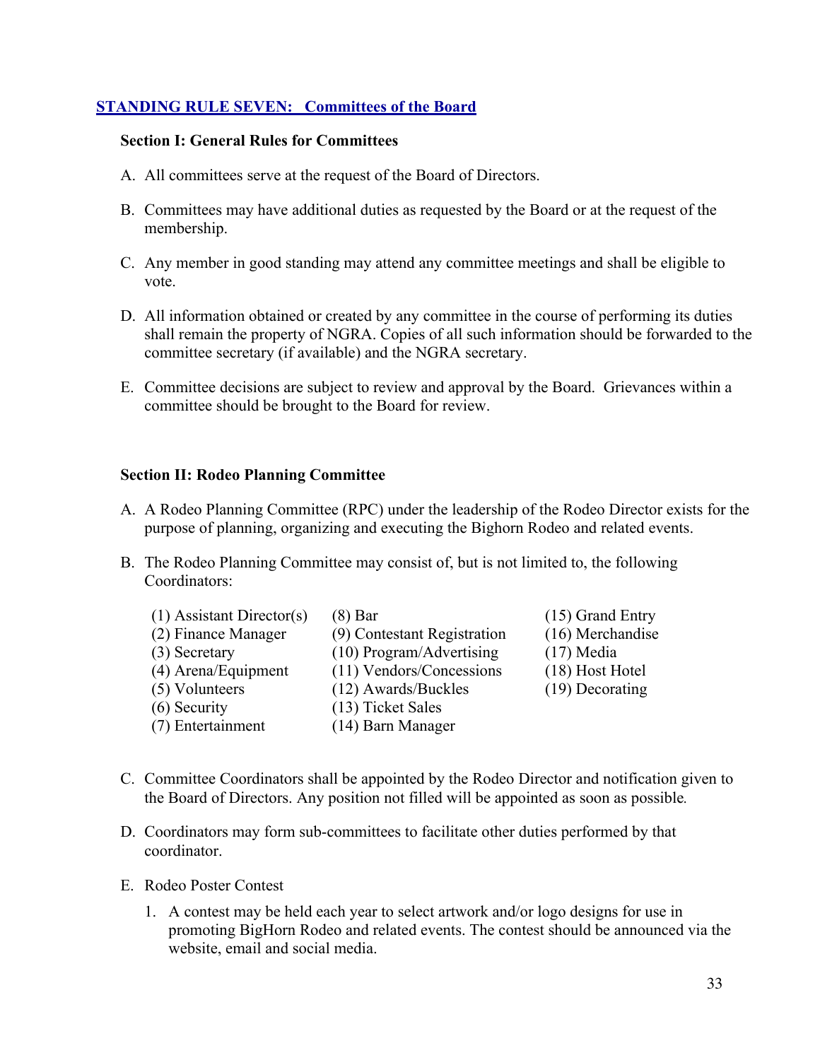## STANDING RULE SEVEN: Committees of the Board

### Section I: General Rules for Committees

A. All committees serve at the request of the Board of Directors.

B. Committees may have additional duties as requested by the Board or at the request of the membership.

C. Any member in good standing may attend any committee meetings and shall be eligible to vote.

D. All information obtained or created by any committee in the course of performing its duties shall remain the property of NGRA. Copies of all such information should be forwarded to the committee secretary (if available) and the NGRA secretary.

E. Committee decisions are subject to review and approval by the Board. Grievances within a committee should be brought to the Board for review.

### Section II: Rodeo Planning Committee

A. A Rodeo Planning Committee (RPC) under the leadership of the Rodeo Director exists for the purpose of planning, organizing and executing the Bighorn Rodeo and related events.

B. The Rodeo Planning Committee may consist of, but is not limited to, the following Coordinators:

(1) Assistant Director(s)
(2) Finance Manager
(3) Secretary
(4) Arena/Equipment
(5) Volunteers
(6) Security
(7) Entertainment
(8) Bar
(9) Contestant Registration
(10) Program/Advertising
(11) Vendors/Concessions
(12) Awards/Buckles
(13) Ticket Sales
(14) Barn Manager
(15) Grand Entry
(16) Merchandise
(17) Media
(18) Host Hotel
(19) Decorating

C. Committee Coordinators shall be appointed by the Rodeo Director and notification given to the Board of Directors. Any position not filled will be appointed as soon as possible.

D. Coordinators may form sub-committees to facilitate other duties performed by that coordinator.

E. Rodeo Poster Contest

1. A contest may be held each year to select artwork and/or logo designs for use in promoting BigHorn Rodeo and related events. The contest should be announced via the website, email and social media.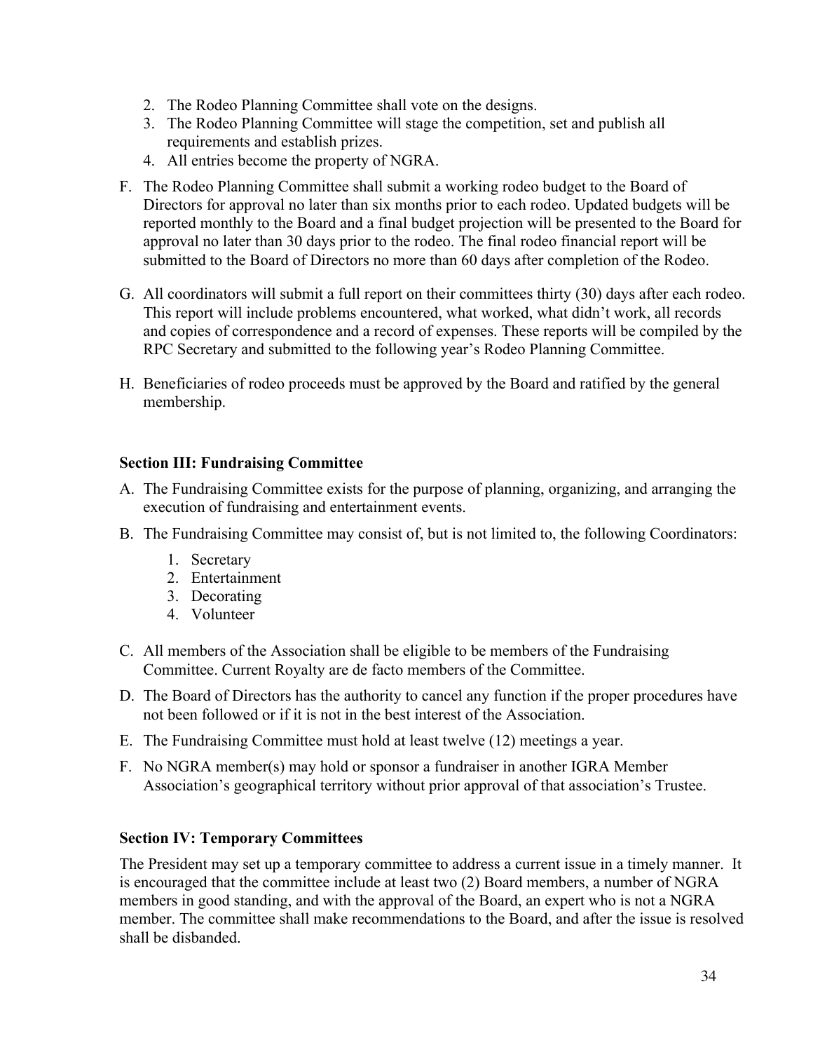2. The Rodeo Planning Committee shall vote on the designs.
3. The Rodeo Planning Committee will stage the competition, set and publish all requirements and establish prizes.
4. All entries become the property of NGRA.

F. The Rodeo Planning Committee shall submit a working rodeo budget to the Board of Directors for approval no later than six months prior to each rodeo. Updated budgets will be reported monthly to the Board and a final budget projection will be presented to the Board for approval no later than 30 days prior to the rodeo. The final rodeo financial report will be submitted to the Board of Directors no more than 60 days after completion of the Rodeo.

G. All coordinators will submit a full report on their committees thirty (30) days after each rodeo. This report will include problems encountered, what worked, what didn't work, all records and copies of correspondence and a record of expenses. These reports will be compiled by the RPC Secretary and submitted to the following year's Rodeo Planning Committee.

H. Beneficiaries of rodeo proceeds must be approved by the Board and ratified by the general membership.

### Section III: Fundraising Committee

A. The Fundraising Committee exists for the purpose of planning, organizing, and arranging the execution of fundraising and entertainment events.

B. The Fundraising Committee may consist of, but is not limited to, the following Coordinators:
   1. Secretary
   2. Entertainment
   3. Decorating
   4. Volunteer

C. All members of the Association shall be eligible to be members of the Fundraising Committee. Current Royalty are de facto members of the Committee.

D. The Board of Directors has the authority to cancel any function if the proper procedures have not been followed or if it is not in the best interest of the Association.

E. The Fundraising Committee must hold at least twelve (12) meetings a year.

F. No NGRA member(s) may hold or sponsor a fundraiser in another IGRA Member Association's geographical territory without prior approval of that association's Trustee.

### Section IV: Temporary Committees

The President may set up a temporary committee to address a current issue in a timely manner. It is encouraged that the committee include at least two (2) Board members, a number of NGRA members in good standing, and with the approval of the Board, an expert who is not a NGRA member. The committee shall make recommendations to the Board, and after the issue is resolved shall be disbanded.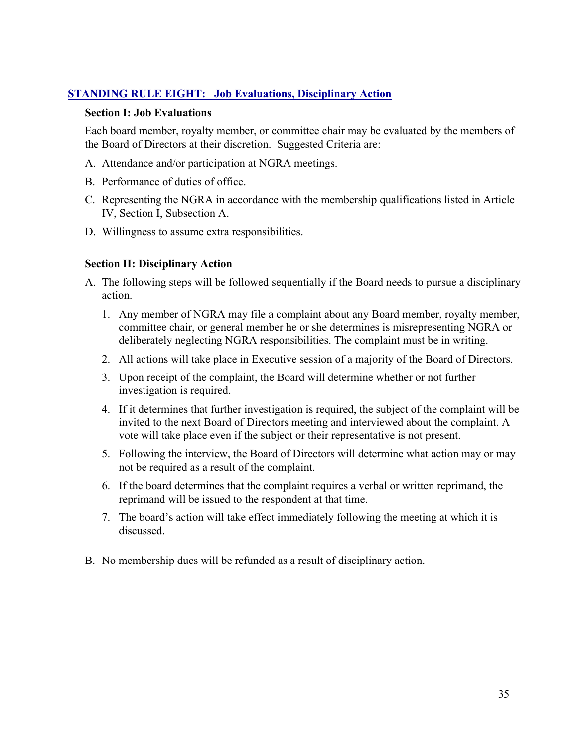## STANDING RULE EIGHT: Job Evaluations, Disciplinary Action

### Section I: Job Evaluations

Each board member, royalty member, or committee chair may be evaluated by the members of the Board of Directors at their discretion. Suggested Criteria are:

A. Attendance and/or participation at NGRA meetings.

B. Performance of duties of office.

C. Representing the NGRA in accordance with the membership qualifications listed in Article IV, Section I, Subsection A.

D. Willingness to assume extra responsibilities.

### Section II: Disciplinary Action

A. The following steps will be followed sequentially if the Board needs to pursue a disciplinary action.

   1. Any member of NGRA may file a complaint about any Board member, royalty member, committee chair, or general member he or she determines is misrepresenting NGRA or deliberately neglecting NGRA responsibilities. The complaint must be in writing.

   2. All actions will take place in Executive session of a majority of the Board of Directors.

   3. Upon receipt of the complaint, the Board will determine whether or not further investigation is required.

   4. If it determines that further investigation is required, the subject of the complaint will be invited to the next Board of Directors meeting and interviewed about the complaint. A vote will take place even if the subject or their representative is not present.

   5. Following the interview, the Board of Directors will determine what action may or may not be required as a result of the complaint.

   6. If the board determines that the complaint requires a verbal or written reprimand, the reprimand will be issued to the respondent at that time.

   7. The board's action will take effect immediately following the meeting at which it is discussed.

B. No membership dues will be refunded as a result of disciplinary action.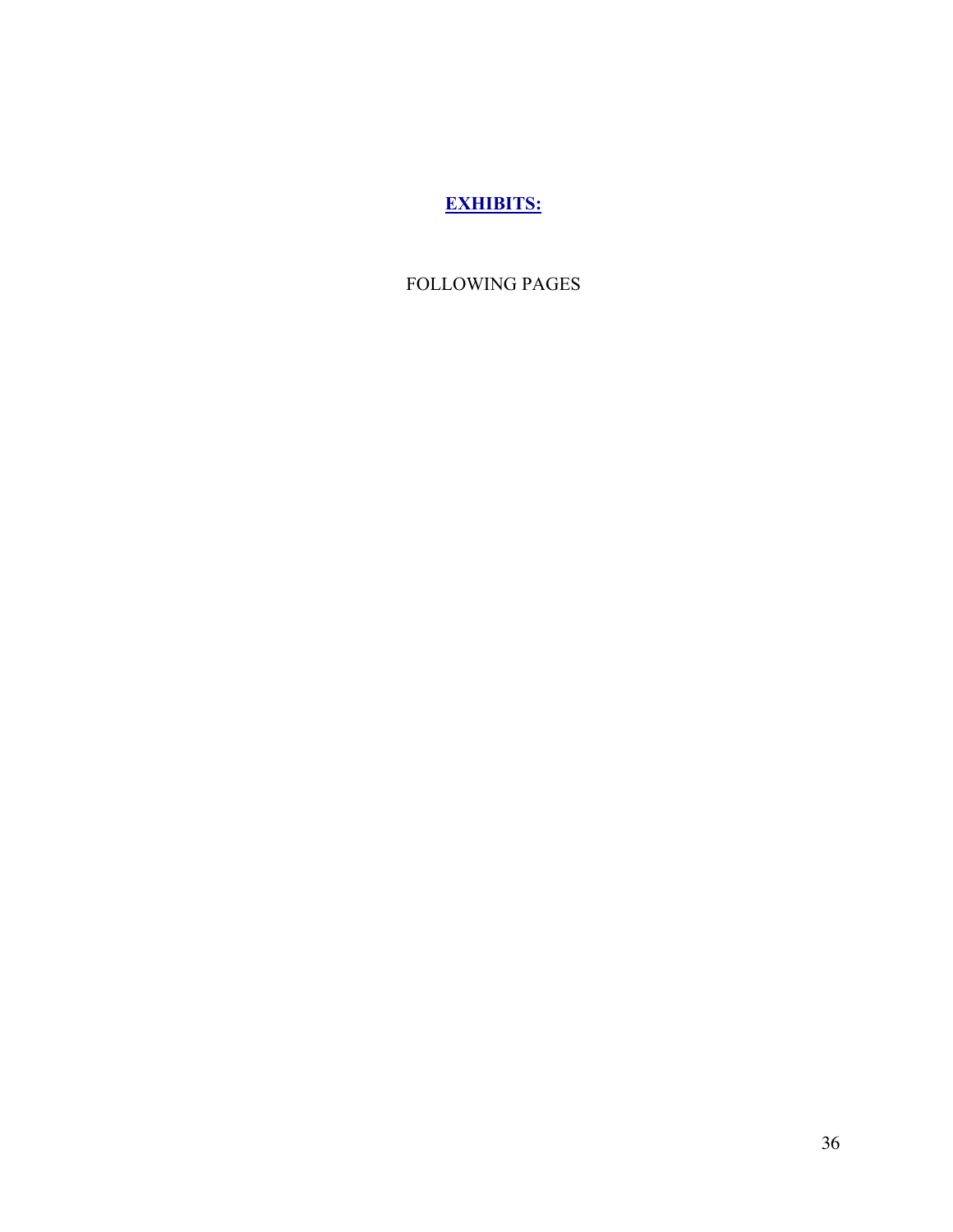## EXHIBITS:

FOLLOWING PAGES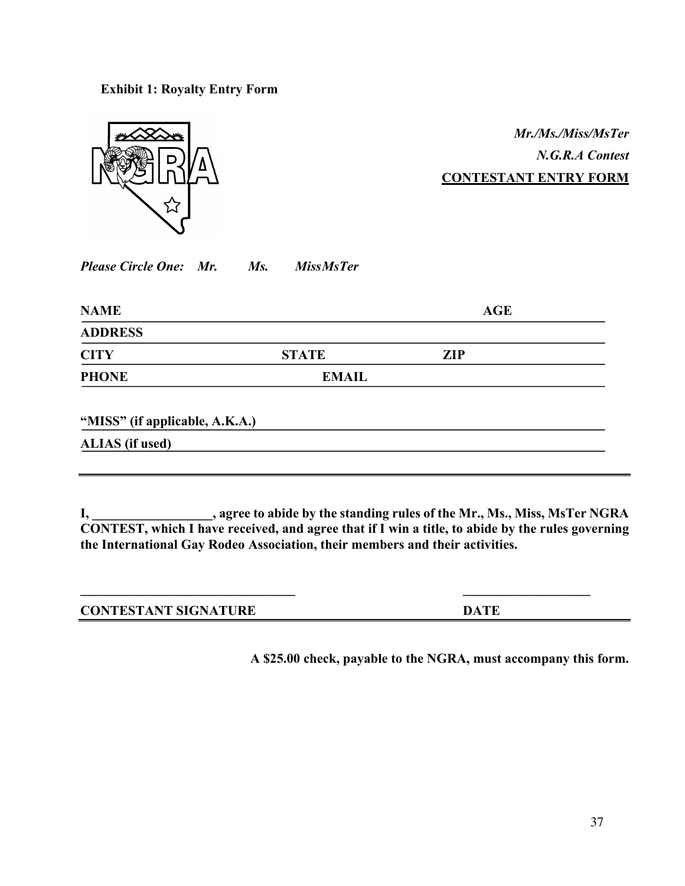**Exhibit 1: Royalty Entry Form**

***Mr./Ms./Miss/MsTer***
***N.G.R.A Contest***
**CONTESTANT ENTRY FORM**

***Please Circle One:   Mr.   Ms.   MissMsTer***

**NAME** ______________________________ **AGE** __________

**ADDRESS** ______________________________________________

**CITY** ______________ **STATE** ______________ **ZIP** __________

**PHONE** ______________ **EMAIL** ______________________________

**"MISS" (if applicable, A.K.A.)** ______________________________

**ALIAS (if used)** ______________________________________________

---

**I, __________________, agree to abide by the standing rules of the Mr., Ms., Miss, MsTer NGRA CONTEST, which I have received, and agree that if I win a title, to abide by the rules governing the International Gay Rodeo Association, their members and their activities.**

**_________________________________          ____________________**

**CONTESTANT SIGNATURE                                   DATE**

**A $25.00 check, payable to the NGRA, must accompany this form.**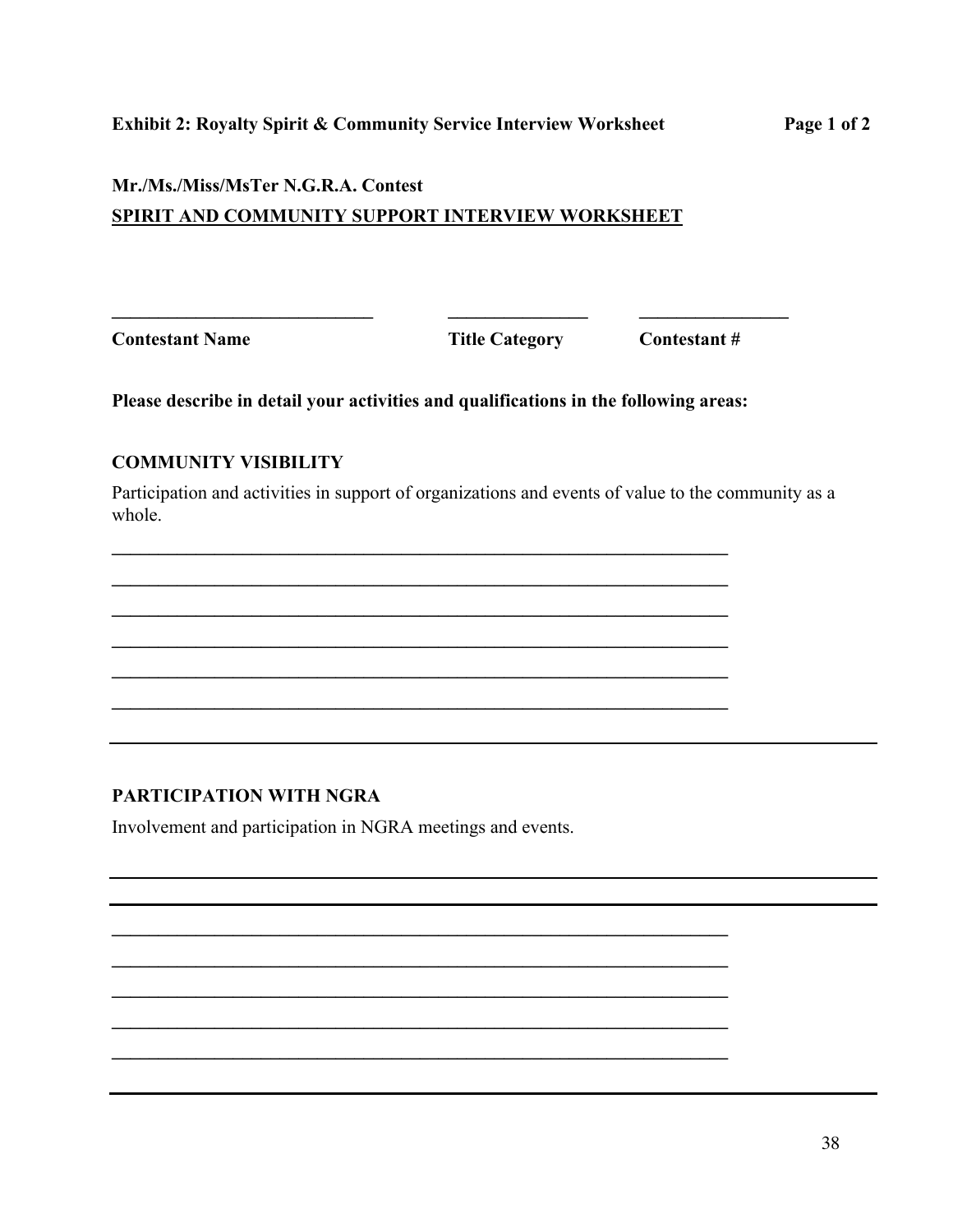**Exhibit 2: Royalty Spirit & Community Service Interview Worksheet**

**Mr./Ms./Miss/MsTer N.G.R.A. Contest**

**<u>SPIRIT AND COMMUNITY SUPPORT INTERVIEW WORKSHEET</u>**

_____________________________ _______________ ________________

**Contestant Name** **Title Category** **Contestant #**

**Please describe in detail your activities and qualifications in the following areas:**

**COMMUNITY VISIBILITY**

Participation and activities in support of organizations and events of value to the community as a whole.

_____________________________________________________________________

_____________________________________________________________________

_____________________________________________________________________

_____________________________________________________________________

_____________________________________________________________________

_____________________________________________________________________

_____________________________________________________________________

**PARTICIPATION WITH NGRA**

Involvement and participation in NGRA meetings and events.

_____________________________________________________________________

_____________________________________________________________________

_____________________________________________________________________

_____________________________________________________________________

_____________________________________________________________________

_____________________________________________________________________

_____________________________________________________________________

_____________________________________________________________________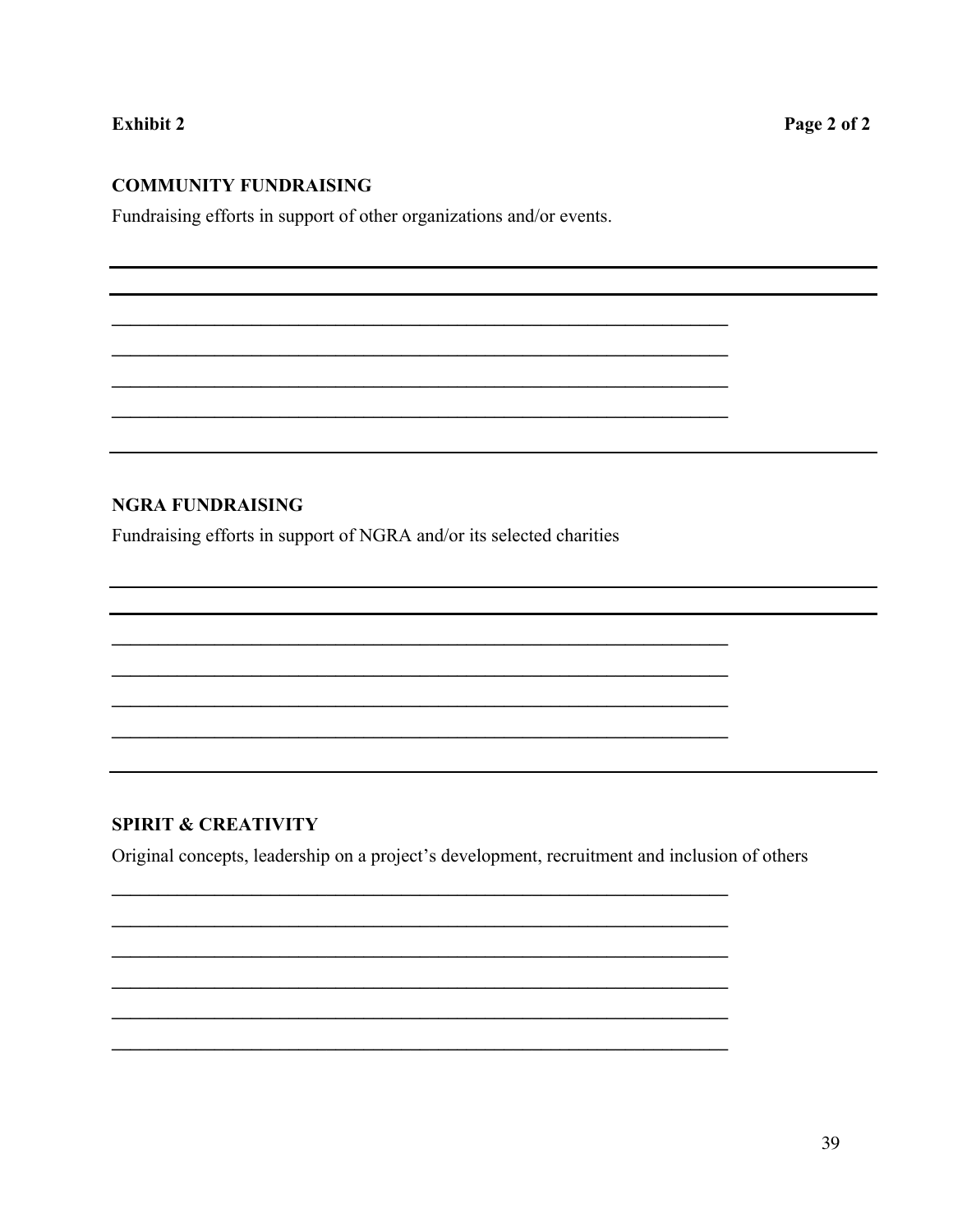**Exhibit 2**

### COMMUNITY FUNDRAISING

Fundraising efforts in support of other organizations and/or events.

---

---

____________________________________________________________________

____________________________________________________________________

____________________________________________________________________

____________________________________________________________________

---

### NGRA FUNDRAISING

Fundraising efforts in support of NGRA and/or its selected charities

---

---

____________________________________________________________________

____________________________________________________________________

____________________________________________________________________

____________________________________________________________________

---

### SPIRIT & CREATIVITY

Original concepts, leadership on a project's development, recruitment and inclusion of others

____________________________________________________________________

____________________________________________________________________

____________________________________________________________________

____________________________________________________________________

____________________________________________________________________

____________________________________________________________________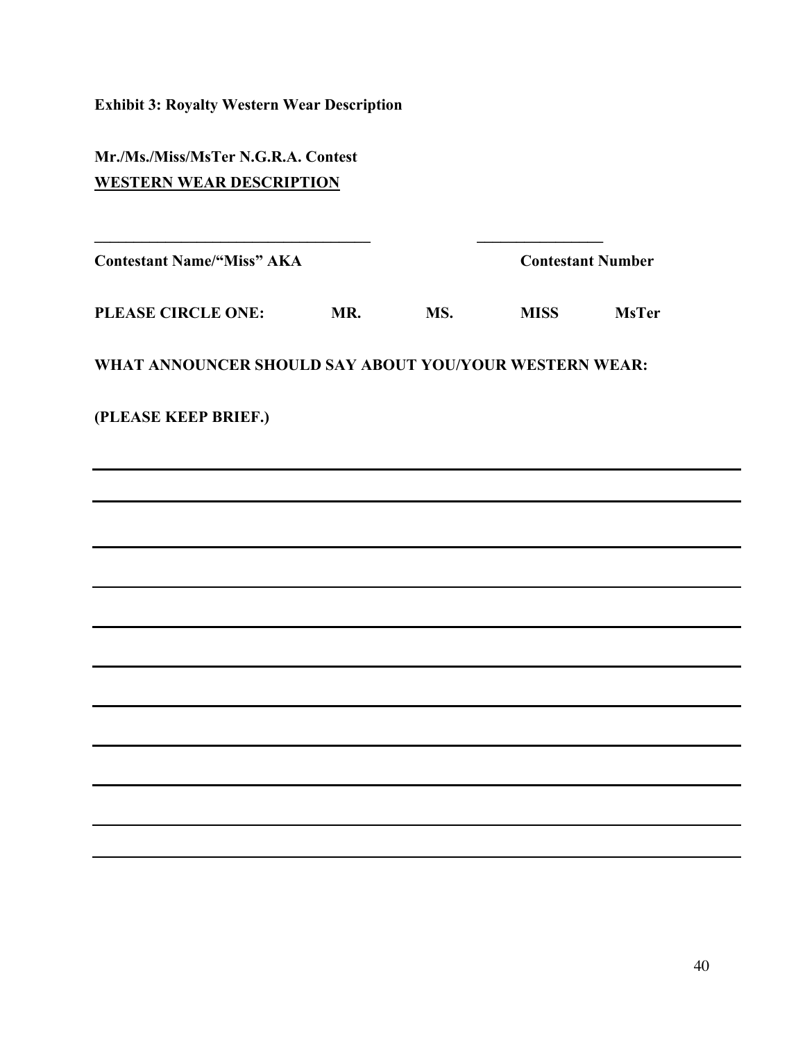**Exhibit 3: Royalty Western Wear Description**

**Mr./Ms./Miss/MsTer N.G.R.A. Contest**
**<u>WESTERN WEAR DESCRIPTION</u>**

____________________________________ ________________

**Contestant Name/"Miss" AKA** **Contestant Number**

**PLEASE CIRCLE ONE:** **MR.** **MS.** **MISS** **MsTer**

**WHAT ANNOUNCER SHOULD SAY ABOUT YOU/YOUR WESTERN WEAR:**

**(PLEASE KEEP BRIEF.)**

______________________________________________________________________

______________________________________________________________________

______________________________________________________________________

______________________________________________________________________

______________________________________________________________________

______________________________________________________________________

______________________________________________________________________

______________________________________________________________________

______________________________________________________________________

______________________________________________________________________

______________________________________________________________________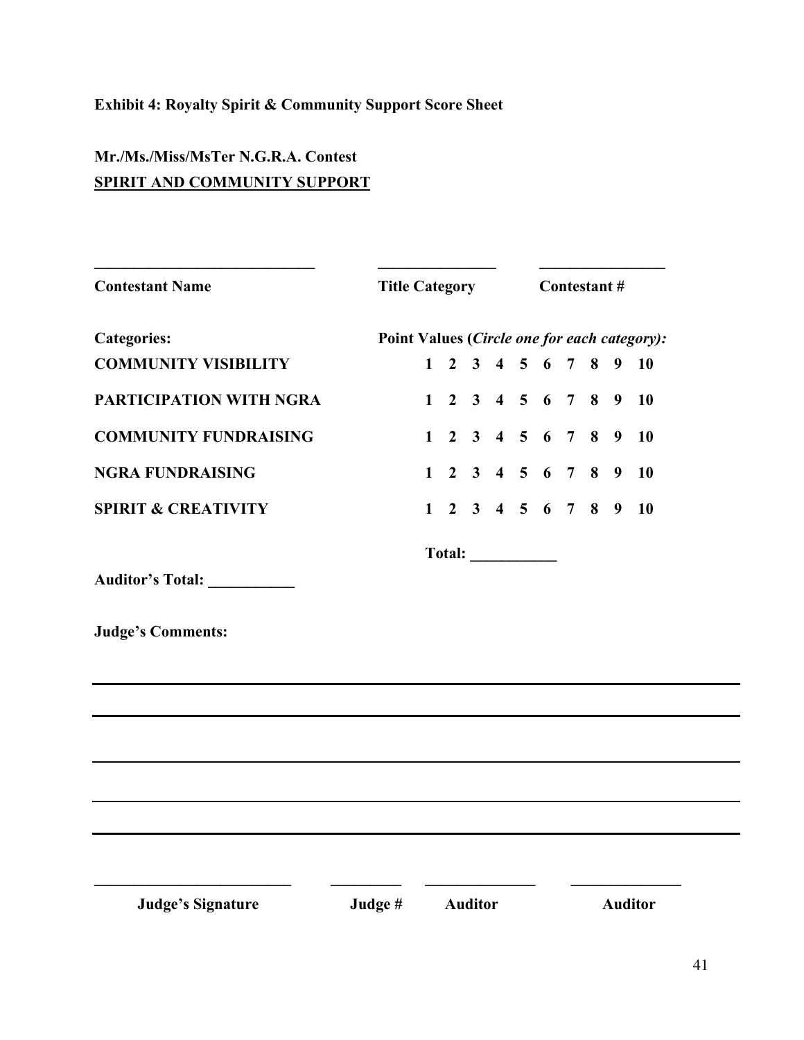**Exhibit 4: Royalty Spirit & Community Support Score Sheet**

**Mr./Ms./Miss/MsTer N.G.R.A. Contest**
**<u>SPIRIT AND COMMUNITY SUPPORT</u>**

| **Contestant Name** ______________________ | **Title Category** ____________ | **Contestant #** ____________ |
|---|---|---|

| **Categories:** | **Point Values (*Circle one for each category*):** |
|---|---|
| **COMMUNITY VISIBILITY** | **1 2 3 4 5 6 7 8 9 10** |
| **PARTICIPATION WITH NGRA** | **1 2 3 4 5 6 7 8 9 10** |
| **COMMUNITY FUNDRAISING** | **1 2 3 4 5 6 7 8 9 10** |
| **NGRA FUNDRAISING** | **1 2 3 4 5 6 7 8 9 10** |
| **SPIRIT & CREATIVITY** | **1 2 3 4 5 6 7 8 9 10** |

**Total:** ___________

**Auditor's Total:** ___________

**Judge's Comments:**

______________________________________________________________________

______________________________________________________________________

______________________________________________________________________

______________________________________________________________________

______________________________________________________________________

| ______________________ | _________ | ______________ | ______________ |
|---|---|---|---|
| **Judge's Signature** | **Judge #** | **Auditor** | **Auditor** |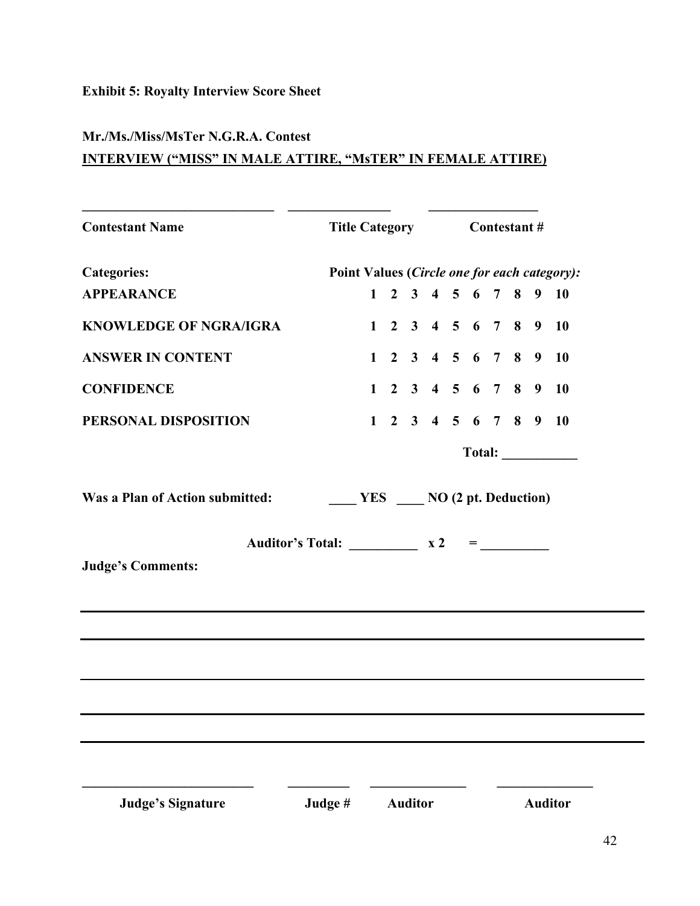**Exhibit 5: Royalty Interview Score Sheet**

**Mr./Ms./Miss/MsTer N.G.R.A. Contest**

**INTERVIEW ("MISS" IN MALE ATTIRE, "MsTER" IN FEMALE ATTIRE)**

| **Contestant Name** | **Title Category** | **Contestant #** |
|---|---|---|
| ____________________________ | _______________ | ________________ |

| **Categories:** | **Point Values (*Circle one for each category*):** |
|---|---|
| **APPEARANCE** | **1 2 3 4 5 6 7 8 9 10** |
| **KNOWLEDGE OF NGRA/IGRA** | **1 2 3 4 5 6 7 8 9 10** |
| **ANSWER IN CONTENT** | **1 2 3 4 5 6 7 8 9 10** |
| **CONFIDENCE** | **1 2 3 4 5 6 7 8 9 10** |
| **PERSONAL DISPOSITION** | **1 2 3 4 5 6 7 8 9 10** |
| | **Total: ___________** |

**Was a Plan of Action submitted:** **____ YES ____ NO (2 pt. Deduction)**

**Auditor's Total: __________ x 2 = __________**

**Judge's Comments:**

______________________________________________________________________

______________________________________________________________________

______________________________________________________________________

______________________________________________________________________

______________________________________________________________________

| **Judge's Signature** | **Judge #** | **Auditor** | **Auditor** |
|---|---|---|---|
| _________________________ | _________ | ______________ | ______________ |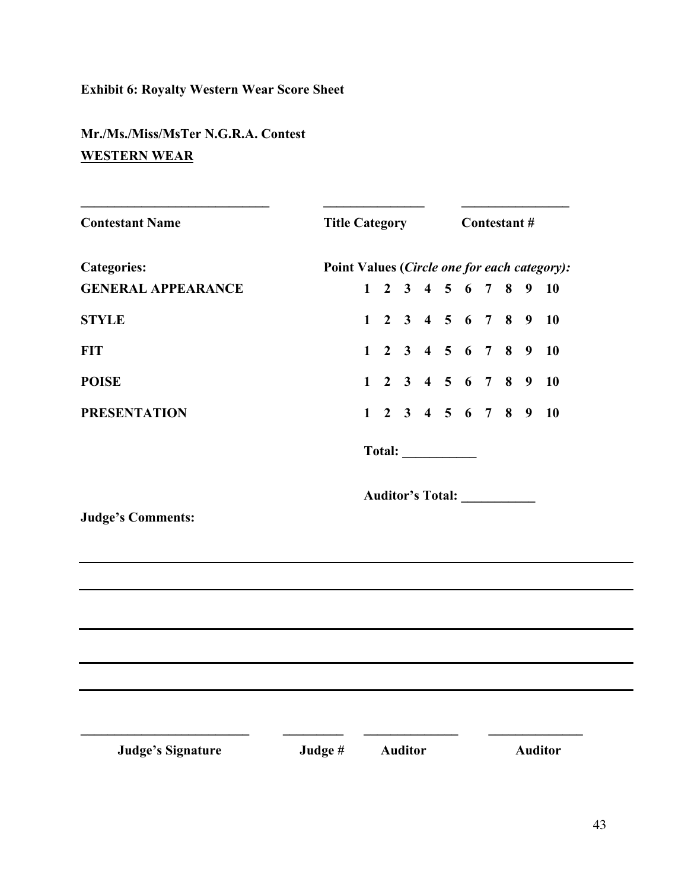**Exhibit 6: Royalty Western Wear Score Sheet**

**Mr./Ms./Miss/MsTer N.G.R.A. Contest**
**<u>WESTERN WEAR</u>**

| **Contestant Name** | **Title Category** | **Contestant #** |
|---|---|---|
| ______________________________ | ________________ | _________________ |

| **Categories:** | **Point Values (*Circle one for each category):*** |
|---|---|
| **GENERAL APPEARANCE** | **1 2 3 4 5 6 7 8 9 10** |
| **STYLE** | **1 2 3 4 5 6 7 8 9 10** |
| **FIT** | **1 2 3 4 5 6 7 8 9 10** |
| **POISE** | **1 2 3 4 5 6 7 8 9 10** |
| **PRESENTATION** | **1 2 3 4 5 6 7 8 9 10** |

**Total: ___________**

**Auditor's Total: ___________**

**Judge's Comments:**

______________________________________________________________________________

______________________________________________________________________________

______________________________________________________________________________

______________________________________________________________________________

______________________________________________________________________________

| **Judge's Signature** | **Judge #** | **Auditor** | **Auditor** |
|---|---|---|---|
| __________________________ | _________ | ______________ | ______________ |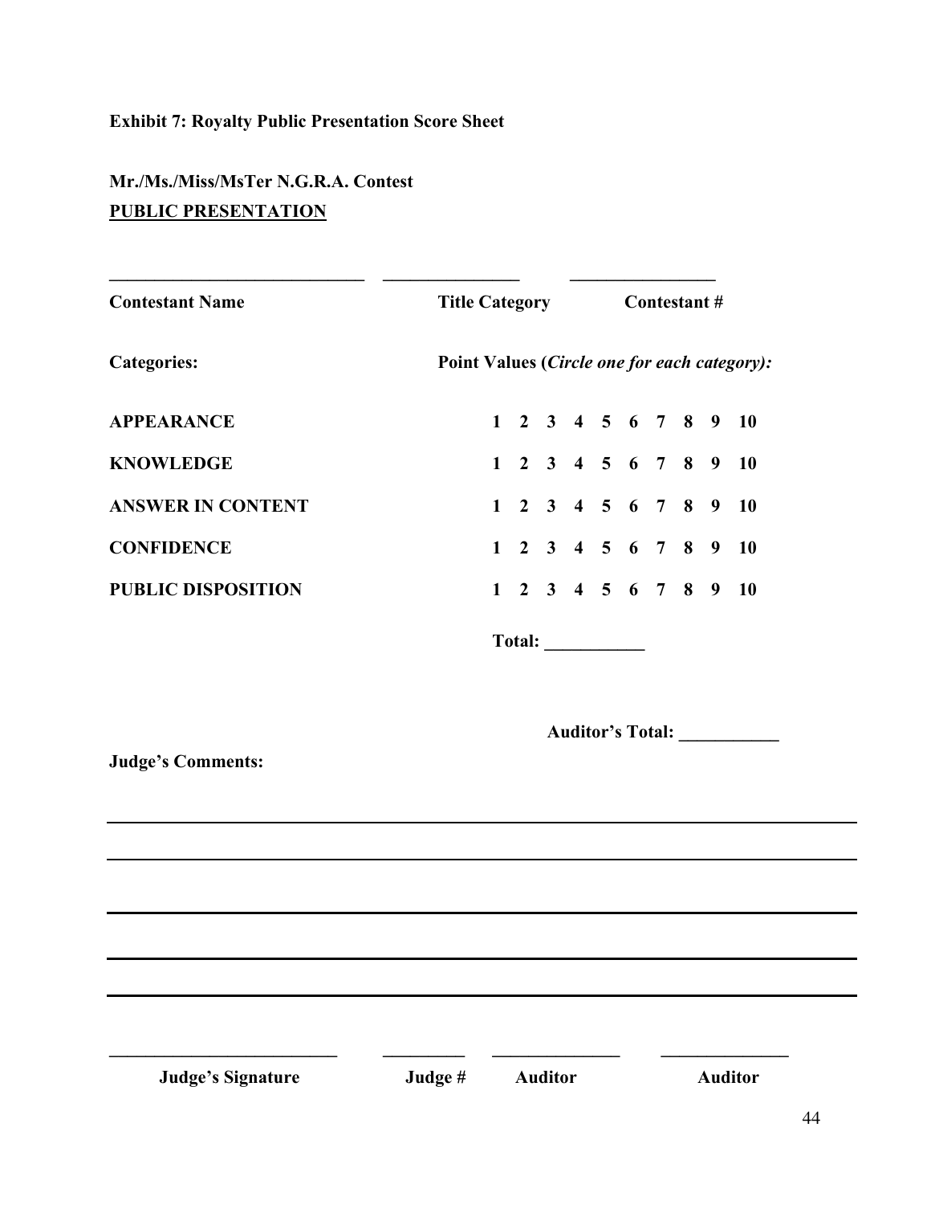**Exhibit 7: Royalty Public Presentation Score Sheet**

**Mr./Ms./Miss/MsTer N.G.R.A. Contest**
**PUBLIC PRESENTATION**

_____________________________ _______________ ________________
**Contestant Name** **Title Category** **Contestant #**

| **Categories:** | **Point Values (*Circle one for each category*):** |
|---|---|
| **APPEARANCE** | **1 2 3 4 5 6 7 8 9 10** |
| **KNOWLEDGE** | **1 2 3 4 5 6 7 8 9 10** |
| **ANSWER IN CONTENT** | **1 2 3 4 5 6 7 8 9 10** |
| **CONFIDENCE** | **1 2 3 4 5 6 7 8 9 10** |
| **PUBLIC DISPOSITION** | **1 2 3 4 5 6 7 8 9 10** |

**Total:** ___________

**Auditor's Total:** ___________

**Judge's Comments:**

______________________________________________________________________________

______________________________________________________________________________

______________________________________________________________________________

______________________________________________________________________________

______________________________________________________________________________

__________________________ _________ ______________ ______________
**Judge's Signature** **Judge #** **Auditor** **Auditor**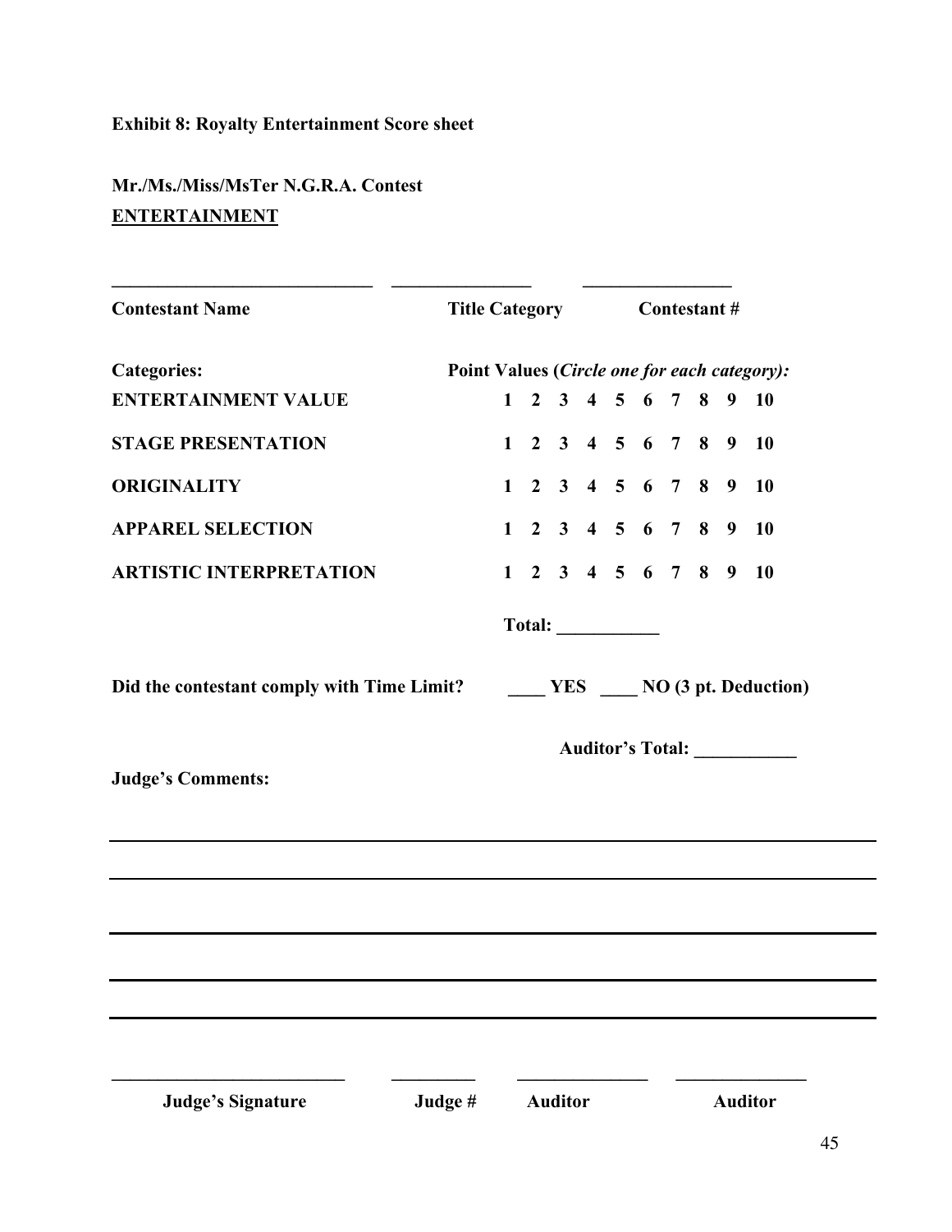**Exhibit 8: Royalty Entertainment Score sheet**

**Mr./Ms./Miss/MsTer N.G.R.A. Contest**
**<u>ENTERTAINMENT</u>**

| ____________________________ | ______________ | ________________ |
|---|---|---|
| **Contestant Name** | **Title Category** | **Contestant #** |

| **Categories:** | **Point Values (*Circle one for each category):*** |
|---|---|
| **ENTERTAINMENT VALUE** | **1 2 3 4 5 6 7 8 9 10** |
| **STAGE PRESENTATION** | **1 2 3 4 5 6 7 8 9 10** |
| **ORIGINALITY** | **1 2 3 4 5 6 7 8 9 10** |
| **APPAREL SELECTION** | **1 2 3 4 5 6 7 8 9 10** |
| **ARTISTIC INTERPRETATION** | **1 2 3 4 5 6 7 8 9 10** |
| | **Total: ___________** |

**Did the contestant comply with Time Limit?** **____ YES ____ NO (3 pt. Deduction)**

**Auditor's Total: ___________**

**Judge's Comments:**

______________________________________________________________________________

______________________________________________________________________________

______________________________________________________________________________

______________________________________________________________________________

______________________________________________________________________________

| _________________________ | _________ | ______________ | ______________ |
|---|---|---|---|
| **Judge's Signature** | **Judge #** | **Auditor** | **Auditor** |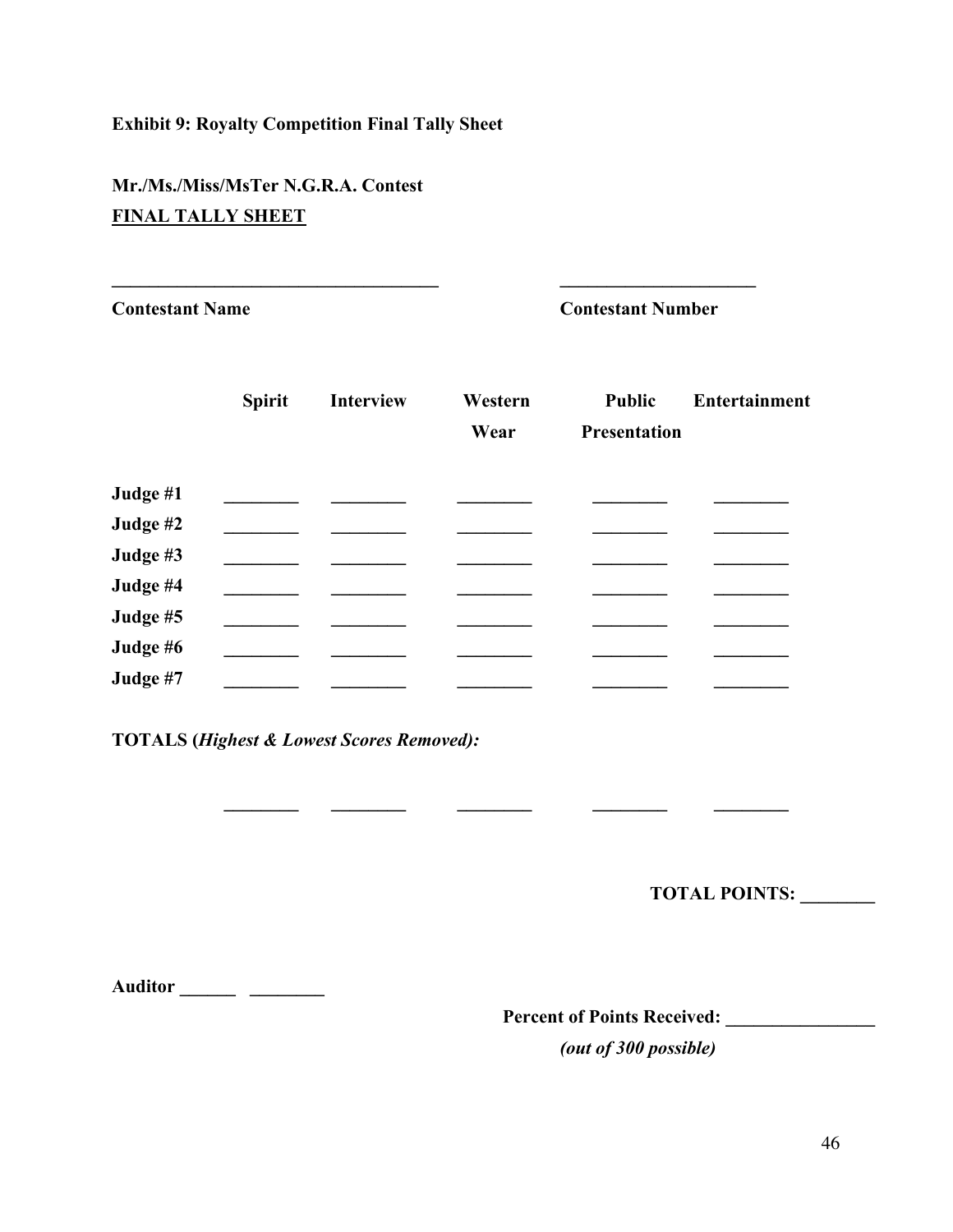**Exhibit 9: Royalty Competition Final Tally Sheet**

**Mr./Ms./Miss/MsTer N.G.R.A. Contest**
**FINAL TALLY SHEET**

________________________________________ ________________________

**Contestant Name** **Contestant Number**

| | Spirit | Interview | Western Wear | Public Presentation | Entertainment |
|---|---|---|---|---|---|
| **Judge #1** | ________ | ________ | ________ | ________ | ________ |
| **Judge #2** | ________ | ________ | ________ | ________ | ________ |
| **Judge #3** | ________ | ________ | ________ | ________ | ________ |
| **Judge #4** | ________ | ________ | ________ | ________ | ________ |
| **Judge #5** | ________ | ________ | ________ | ________ | ________ |
| **Judge #6** | ________ | ________ | ________ | ________ | ________ |
| **Judge #7** | ________ | ________ | ________ | ________ | ________ |

**TOTALS (*Highest & Lowest Scores Removed):***

| | | | | |
|---|---|---|---|---|
| ________ | ________ | ________ | ________ | ________ |

**TOTAL POINTS: ________**

**Auditor ______ ________**

**Percent of Points Received: ________________**

***(out of 300 possible)***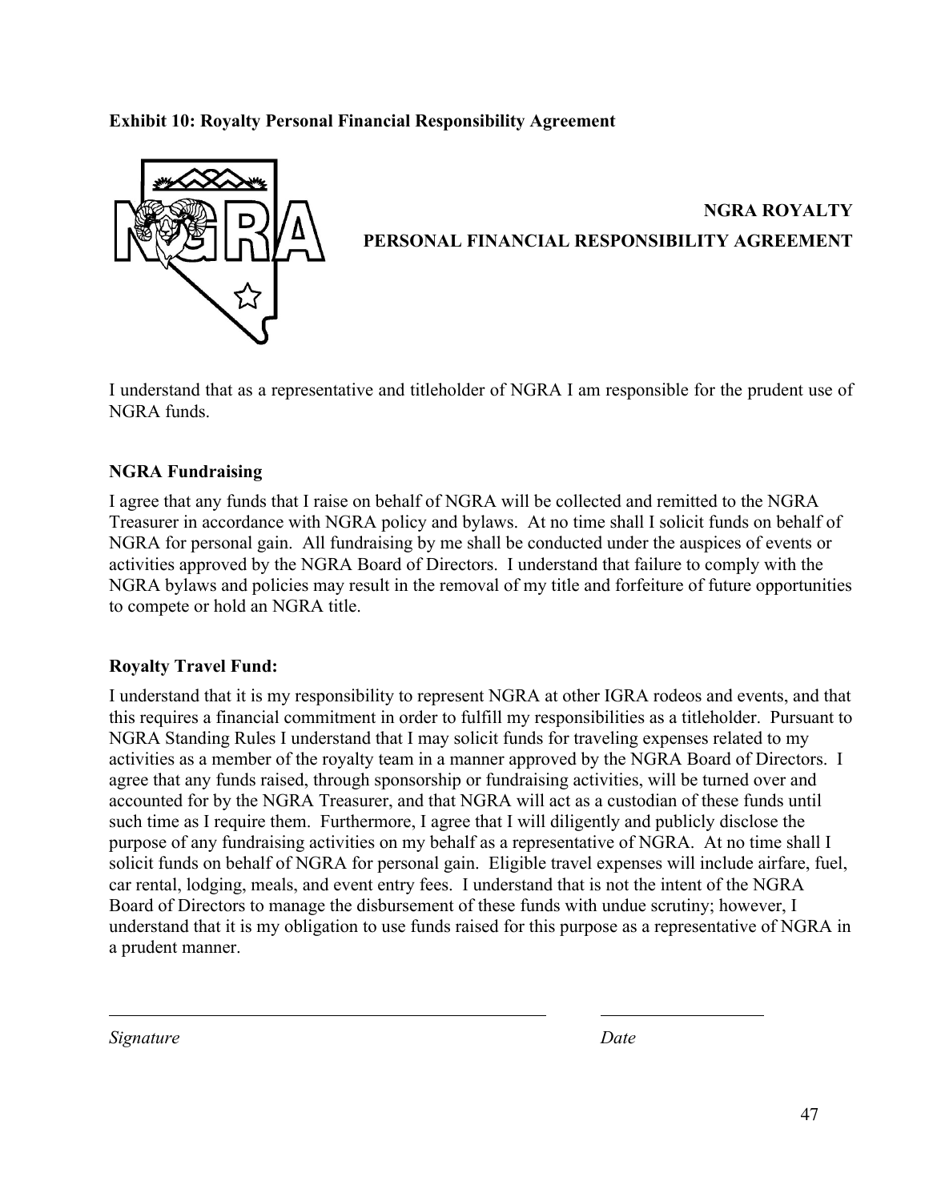**Exhibit 10: Royalty Personal Financial Responsibility Agreement**

**NGRA ROYALTY**

**PERSONAL FINANCIAL RESPONSIBILITY AGREEMENT**

I understand that as a representative and titleholder of NGRA I am responsible for the prudent use of NGRA funds.

**NGRA Fundraising**

I agree that any funds that I raise on behalf of NGRA will be collected and remitted to the NGRA Treasurer in accordance with NGRA policy and bylaws. At no time shall I solicit funds on behalf of NGRA for personal gain. All fundraising by me shall be conducted under the auspices of events or activities approved by the NGRA Board of Directors. I understand that failure to comply with the NGRA bylaws and policies may result in the removal of my title and forfeiture of future opportunities to compete or hold an NGRA title.

**Royalty Travel Fund:**

I understand that it is my responsibility to represent NGRA at other IGRA rodeos and events, and that this requires a financial commitment in order to fulfill my responsibilities as a titleholder. Pursuant to NGRA Standing Rules I understand that I may solicit funds for traveling expenses related to my activities as a member of the royalty team in a manner approved by the NGRA Board of Directors. I agree that any funds raised, through sponsorship or fundraising activities, will be turned over and accounted for by the NGRA Treasurer, and that NGRA will act as a custodian of these funds until such time as I require them. Furthermore, I agree that I will diligently and publicly disclose the purpose of any fundraising activities on my behalf as a representative of NGRA. At no time shall I solicit funds on behalf of NGRA for personal gain. Eligible travel expenses will include airfare, fuel, car rental, lodging, meals, and event entry fees. I understand that is not the intent of the NGRA Board of Directors to manage the disbursement of these funds with undue scrutiny; however, I understand that it is my obligation to use funds raised for this purpose as a representative of NGRA in a prudent manner.

_______________________________________________ &nbsp;&nbsp;&nbsp;&nbsp; ____________________

*Signature* &nbsp;&nbsp;&nbsp;&nbsp;&nbsp;&nbsp;&nbsp;&nbsp;&nbsp;&nbsp;&nbsp;&nbsp;&nbsp;&nbsp;&nbsp;&nbsp;&nbsp;&nbsp;&nbsp;&nbsp;&nbsp;&nbsp;&nbsp;&nbsp;&nbsp;&nbsp;&nbsp;&nbsp;&nbsp;&nbsp;&nbsp;&nbsp;&nbsp;&nbsp;&nbsp;&nbsp;&nbsp;&nbsp;&nbsp;&nbsp; *Date*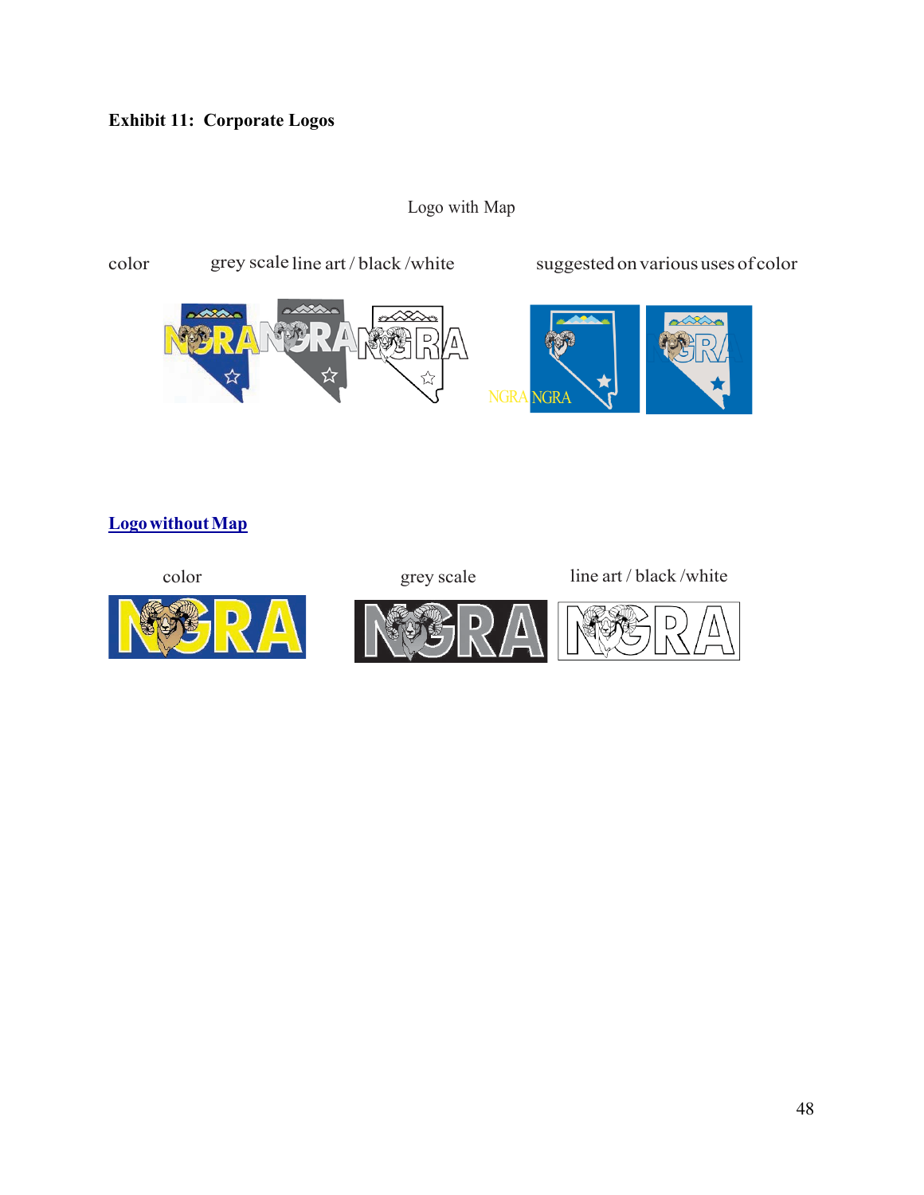**Exhibit 11: Corporate Logos**

Logo with Map

color grey scale line art / black /white suggested on various uses of color

NGRA NGRA

**[Logo without Map]()**

color grey scale line art / black /white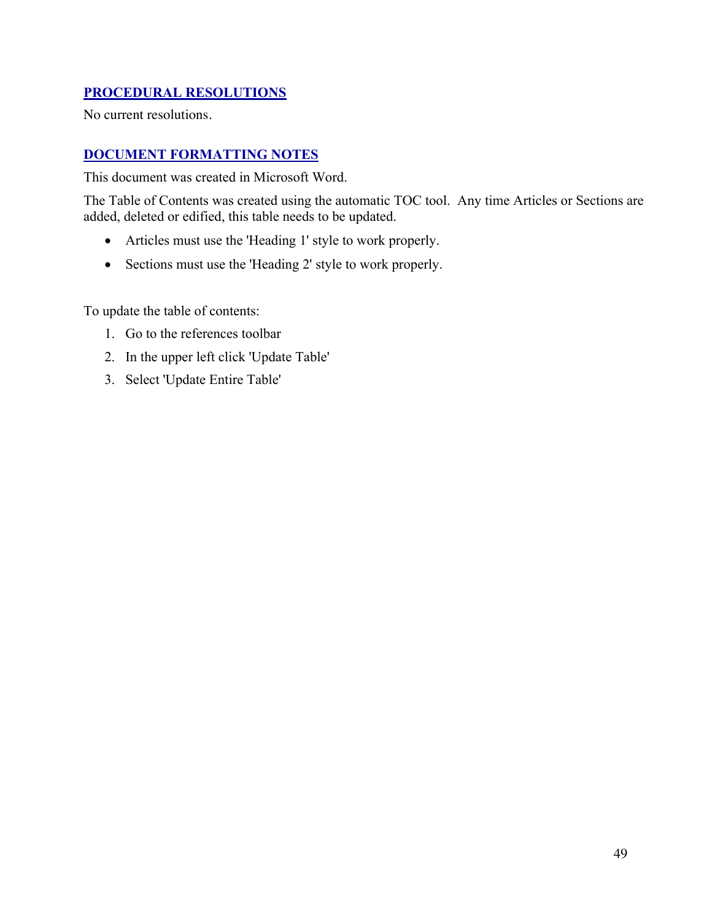## PROCEDURAL RESOLUTIONS

No current resolutions.

## DOCUMENT FORMATTING NOTES

This document was created in Microsoft Word.

The Table of Contents was created using the automatic TOC tool.  Any time Articles or Sections are added, deleted or edified, this table needs to be updated.

- Articles must use the 'Heading 1' style to work properly.
- Sections must use the 'Heading 2' style to work properly.

To update the table of contents:

1. Go to the references toolbar
2. In the upper left click 'Update Table'
3. Select 'Update Entire Table'